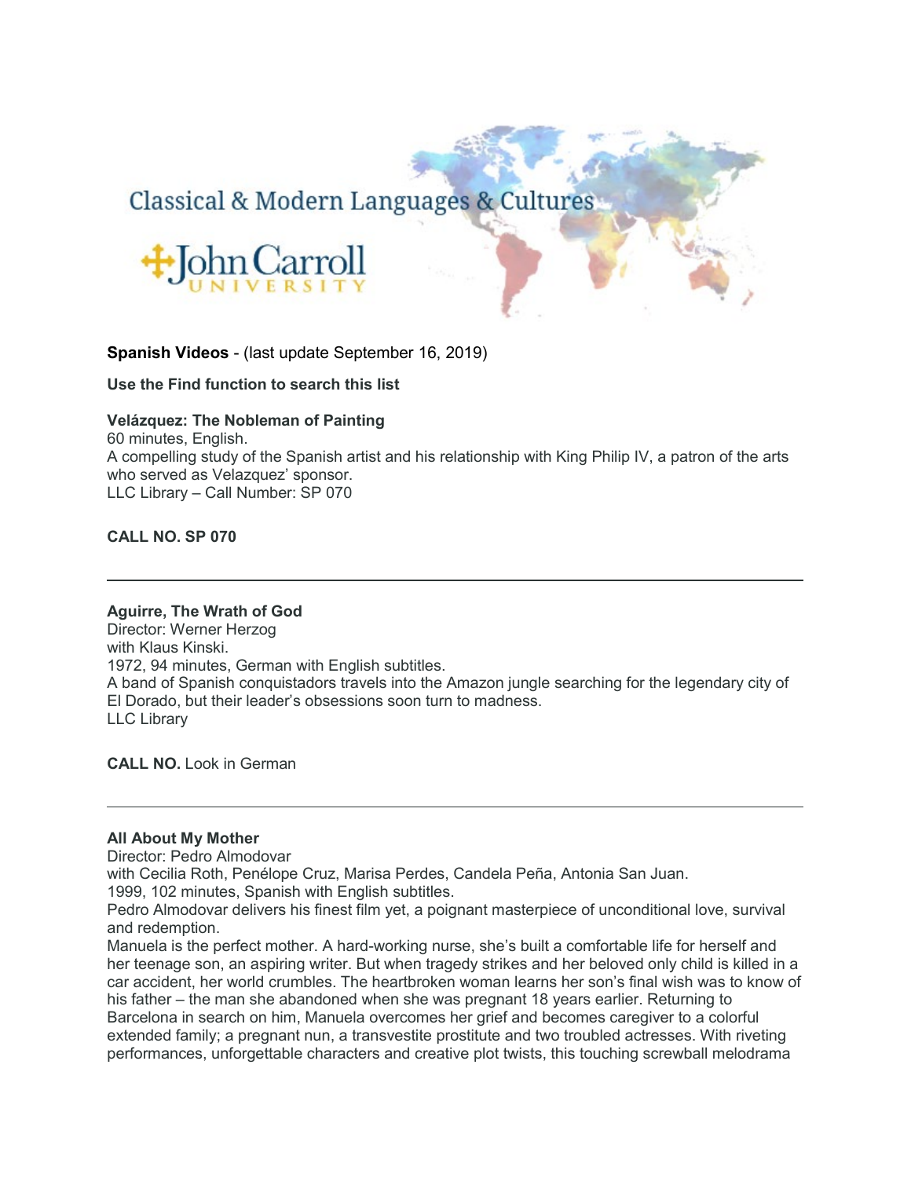Classical & Modern Languages & Cultures

John Carroll UNIVERSITY

**Spanish Videos** - (last update September 16, 2019)

**Use the Find function to search this list**

**Velázquez: The Nobleman of Painting**
60 minutes, English.
A compelling study of the Spanish artist and his relationship with King Philip IV, a patron of the arts who served as Velazquez' sponsor.
LLC Library – Call Number: SP 070

**CALL NO. SP 070**

---

**Aguirre, The Wrath of God**
Director: Werner Herzog
with Klaus Kinski.
1972, 94 minutes, German with English subtitles.
A band of Spanish conquistadors travels into the Amazon jungle searching for the legendary city of El Dorado, but their leader's obsessions soon turn to madness.
LLC Library

**CALL NO.** Look in German

---

**All About My Mother**
Director: Pedro Almodovar
with Cecilia Roth, Penélope Cruz, Marisa Perdes, Candela Peña, Antonia San Juan.
1999, 102 minutes, Spanish with English subtitles.
Pedro Almodovar delivers his finest film yet, a poignant masterpiece of unconditional love, survival and redemption.
Manuela is the perfect mother. A hard-working nurse, she's built a comfortable life for herself and her teenage son, an aspiring writer. But when tragedy strikes and her beloved only child is killed in a car accident, her world crumbles. The heartbroken woman learns her son's final wish was to know of his father – the man she abandoned when she was pregnant 18 years earlier. Returning to Barcelona in search on him, Manuela overcomes her grief and becomes caregiver to a colorful extended family; a pregnant nun, a transvestite prostitute and two troubled actresses. With riveting performances, unforgettable characters and creative plot twists, this touching screwball melodrama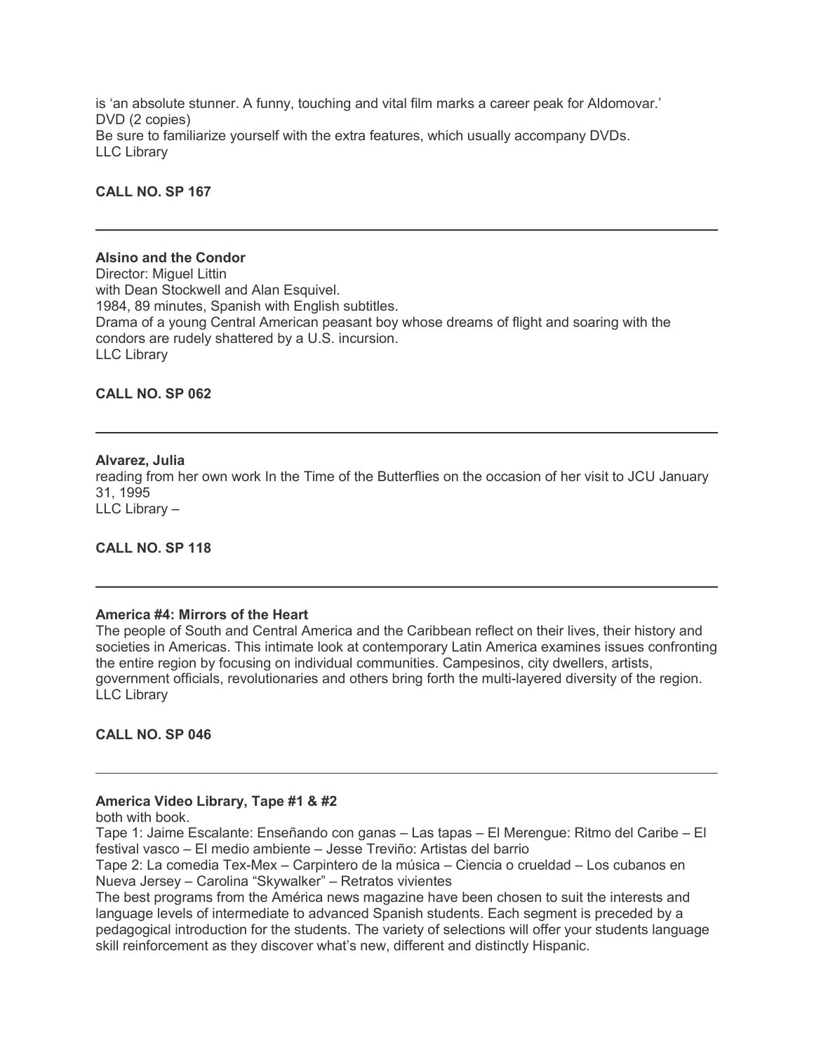is 'an absolute stunner. A funny, touching and vital film marks a career peak for Aldomovar.'
DVD (2 copies)
Be sure to familiarize yourself with the extra features, which usually accompany DVDs.
LLC Library

**CALL NO. SP 167**

---

**Alsino and the Condor**
Director: Miguel Littin
with Dean Stockwell and Alan Esquivel.
1984, 89 minutes, Spanish with English subtitles.
Drama of a young Central American peasant boy whose dreams of flight and soaring with the condors are rudely shattered by a U.S. incursion.
LLC Library

**CALL NO. SP 062**

---

**Alvarez, Julia**
reading from her own work In the Time of the Butterflies on the occasion of her visit to JCU January 31, 1995
LLC Library –

**CALL NO. SP 118**

---

**America #4: Mirrors of the Heart**
The people of South and Central America and the Caribbean reflect on their lives, their history and societies in Americas. This intimate look at contemporary Latin America examines issues confronting the entire region by focusing on individual communities. Campesinos, city dwellers, artists, government officials, revolutionaries and others bring forth the multi-layered diversity of the region.
LLC Library

**CALL NO. SP 046**

---

**America Video Library, Tape #1 & #2**
both with book.
Tape 1: Jaime Escalante: Enseñando con ganas – Las tapas – El Merengue: Ritmo del Caribe – El festival vasco – El medio ambiente – Jesse Treviño: Artistas del barrio
Tape 2: La comedia Tex-Mex – Carpintero de la música – Ciencia o crueldad – Los cubanos en Nueva Jersey – Carolina "Skywalker" – Retratos vivientes
The best programs from the América news magazine have been chosen to suit the interests and language levels of intermediate to advanced Spanish students. Each segment is preceded by a pedagogical introduction for the students. The variety of selections will offer your students language skill reinforcement as they discover what's new, different and distinctly Hispanic.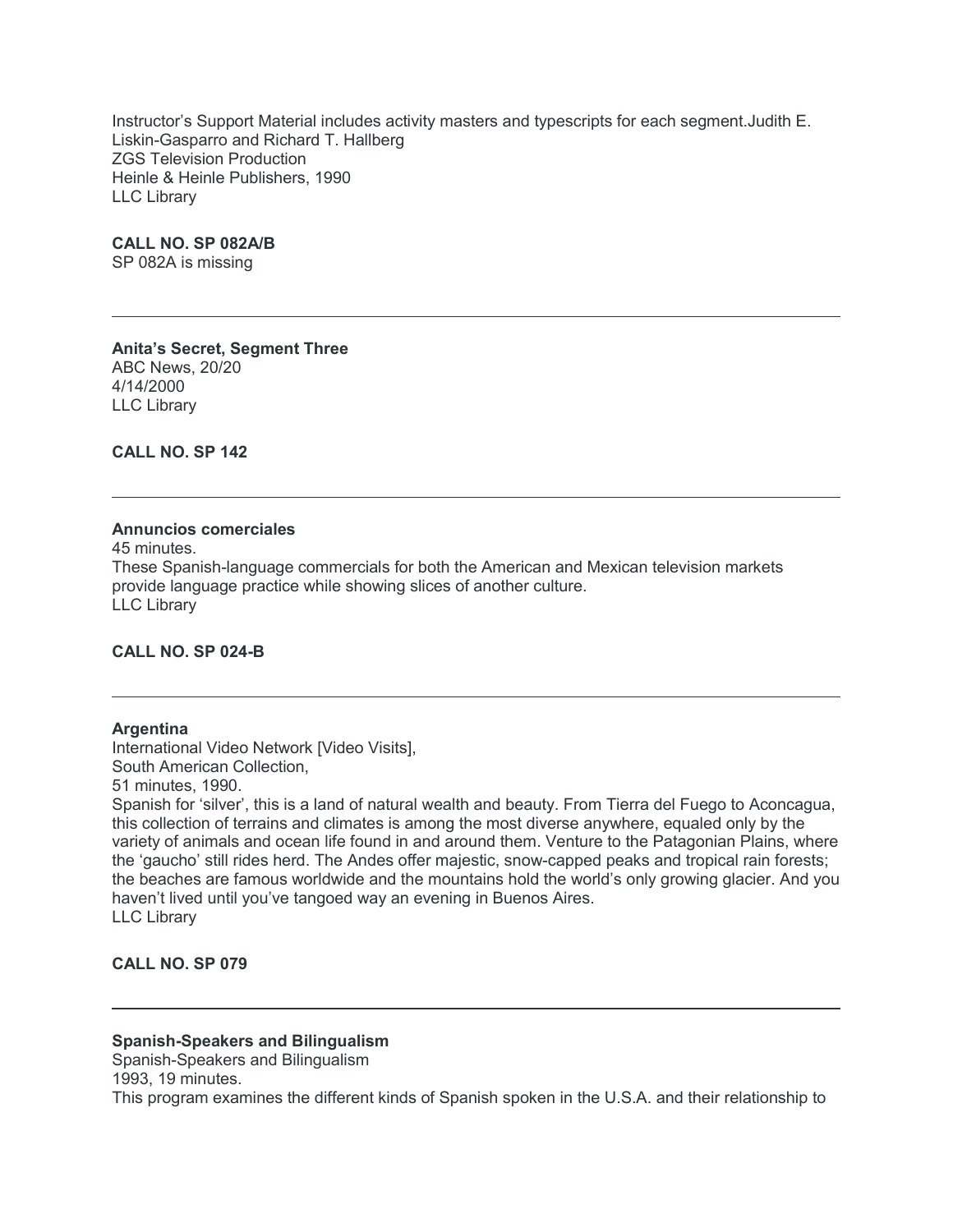Instructor’s Support Material includes activity masters and typescripts for each segment.Judith E. Liskin-Gasparro and Richard T. Hallberg
ZGS Television Production
Heinle & Heinle Publishers, 1990
LLC Library

**CALL NO. SP 082A/B**
SP 082A is missing

---

**Anita’s Secret, Segment Three**
ABC News, 20/20
4/14/2000
LLC Library

**CALL NO. SP 142**

---

**Annuncios comerciales**
45 minutes.
These Spanish-language commercials for both the American and Mexican television markets provide language practice while showing slices of another culture.
LLC Library

**CALL NO. SP 024-B**

---

**Argentina**
International Video Network [Video Visits],
South American Collection,
51 minutes, 1990.
Spanish for ‘silver’, this is a land of natural wealth and beauty. From Tierra del Fuego to Aconcagua, this collection of terrains and climates is among the most diverse anywhere, equaled only by the variety of animals and ocean life found in and around them. Venture to the Patagonian Plains, where the ‘gaucho’ still rides herd. The Andes offer majestic, snow-capped peaks and tropical rain forests; the beaches are famous worldwide and the mountains hold the world’s only growing glacier. And you haven’t lived until you’ve tangoed way an evening in Buenos Aires.
LLC Library

**CALL NO. SP 079**

---

**Spanish-Speakers and Bilingualism**
Spanish-Speakers and Bilingualism
1993, 19 minutes.
This program examines the different kinds of Spanish spoken in the U.S.A. and their relationship to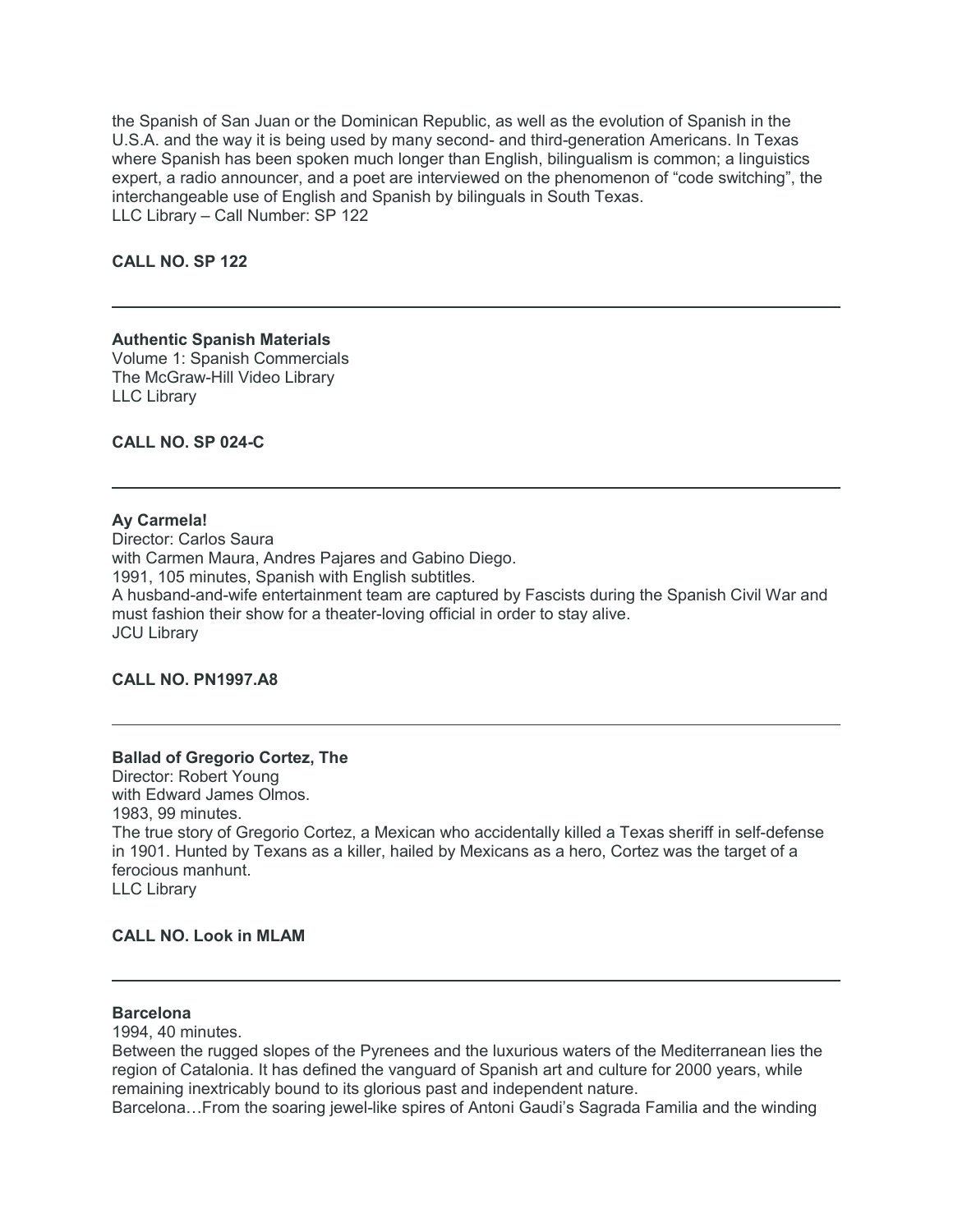the Spanish of San Juan or the Dominican Republic, as well as the evolution of Spanish in the U.S.A. and the way it is being used by many second- and third-generation Americans. In Texas where Spanish has been spoken much longer than English, bilingualism is common; a linguistics expert, a radio announcer, and a poet are interviewed on the phenomenon of "code switching", the interchangeable use of English and Spanish by bilinguals in South Texas.
LLC Library – Call Number: SP 122

**CALL NO. SP 122**

---

**Authentic Spanish Materials**
Volume 1: Spanish Commercials
The McGraw-Hill Video Library
LLC Library

**CALL NO. SP 024-C**

---

**Ay Carmela!**
Director: Carlos Saura
with Carmen Maura, Andres Pajares and Gabino Diego.
1991, 105 minutes, Spanish with English subtitles.
A husband-and-wife entertainment team are captured by Fascists during the Spanish Civil War and must fashion their show for a theater-loving official in order to stay alive.
JCU Library

**CALL NO. PN1997.A8**

---

**Ballad of Gregorio Cortez, The**
Director: Robert Young
with Edward James Olmos.
1983, 99 minutes.
The true story of Gregorio Cortez, a Mexican who accidentally killed a Texas sheriff in self-defense in 1901. Hunted by Texans as a killer, hailed by Mexicans as a hero, Cortez was the target of a ferocious manhunt.
LLC Library

**CALL NO. Look in MLAM**

---

**Barcelona**
1994, 40 minutes.
Between the rugged slopes of the Pyrenees and the luxurious waters of the Mediterranean lies the region of Catalonia. It has defined the vanguard of Spanish art and culture for 2000 years, while remaining inextricably bound to its glorious past and independent nature.
Barcelona…From the soaring jewel-like spires of Antoni Gaudi's Sagrada Familia and the winding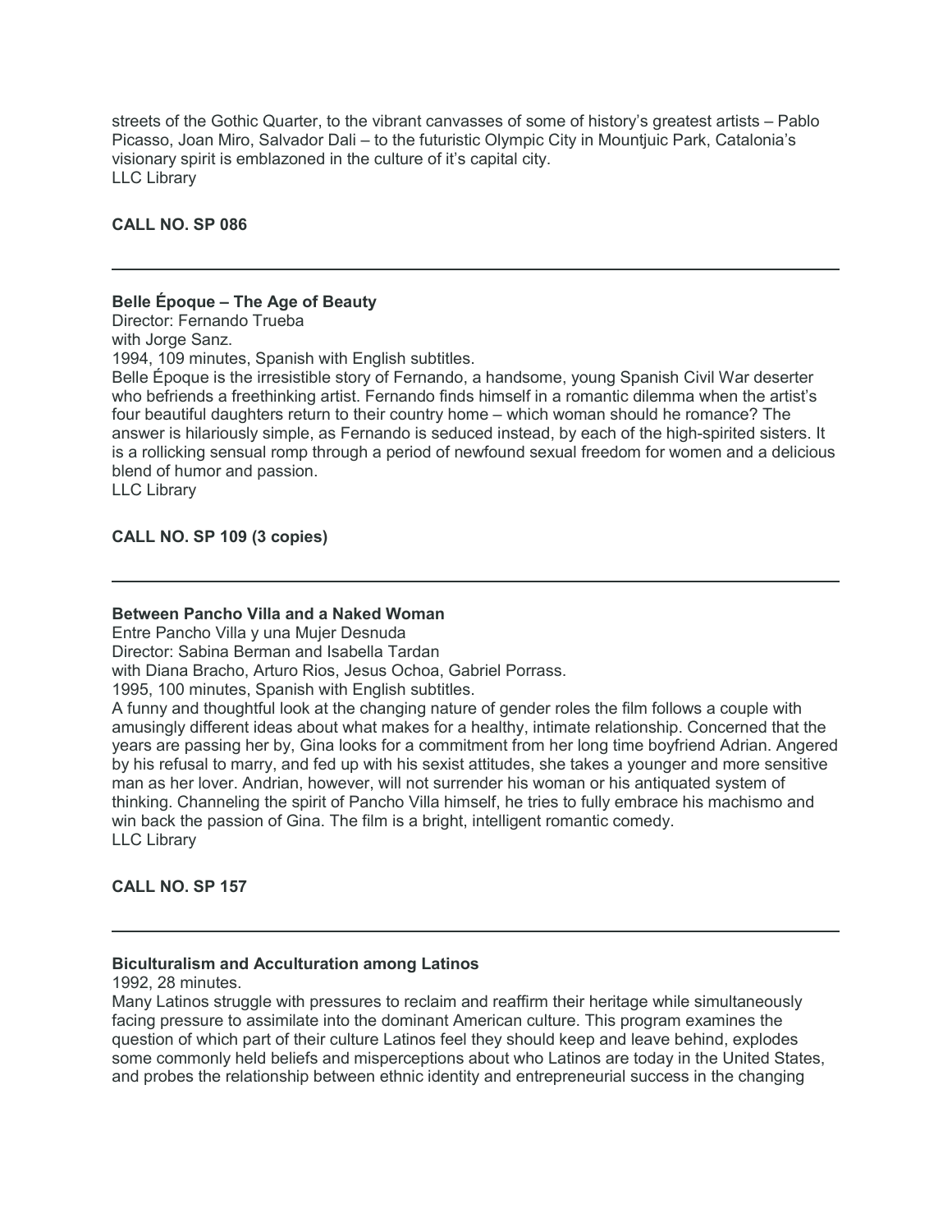streets of the Gothic Quarter, to the vibrant canvasses of some of history's greatest artists – Pablo Picasso, Joan Miro, Salvador Dali – to the futuristic Olympic City in Mountjuic Park, Catalonia's visionary spirit is emblazoned in the culture of it's capital city.
LLC Library

**CALL NO. SP 086**

---

**Belle Époque – The Age of Beauty**
Director: Fernando Trueba
with Jorge Sanz.
1994, 109 minutes, Spanish with English subtitles.
Belle Époque is the irresistible story of Fernando, a handsome, young Spanish Civil War deserter who befriends a freethinking artist. Fernando finds himself in a romantic dilemma when the artist's four beautiful daughters return to their country home – which woman should he romance? The answer is hilariously simple, as Fernando is seduced instead, by each of the high-spirited sisters. It is a rollicking sensual romp through a period of newfound sexual freedom for women and a delicious blend of humor and passion.
LLC Library

**CALL NO. SP 109 (3 copies)**

---

**Between Pancho Villa and a Naked Woman**
Entre Pancho Villa y una Mujer Desnuda
Director: Sabina Berman and Isabella Tardan
with Diana Bracho, Arturo Rios, Jesus Ochoa, Gabriel Porrass.
1995, 100 minutes, Spanish with English subtitles.
A funny and thoughtful look at the changing nature of gender roles the film follows a couple with amusingly different ideas about what makes for a healthy, intimate relationship. Concerned that the years are passing her by, Gina looks for a commitment from her long time boyfriend Adrian. Angered by his refusal to marry, and fed up with his sexist attitudes, she takes a younger and more sensitive man as her lover. Andrian, however, will not surrender his woman or his antiquated system of thinking. Channeling the spirit of Pancho Villa himself, he tries to fully embrace his machismo and win back the passion of Gina. The film is a bright, intelligent romantic comedy.
LLC Library

**CALL NO. SP 157**

---

**Biculturalism and Acculturation among Latinos**
1992, 28 minutes.
Many Latinos struggle with pressures to reclaim and reaffirm their heritage while simultaneously facing pressure to assimilate into the dominant American culture. This program examines the question of which part of their culture Latinos feel they should keep and leave behind, explodes some commonly held beliefs and misperceptions about who Latinos are today in the United States, and probes the relationship between ethnic identity and entrepreneurial success in the changing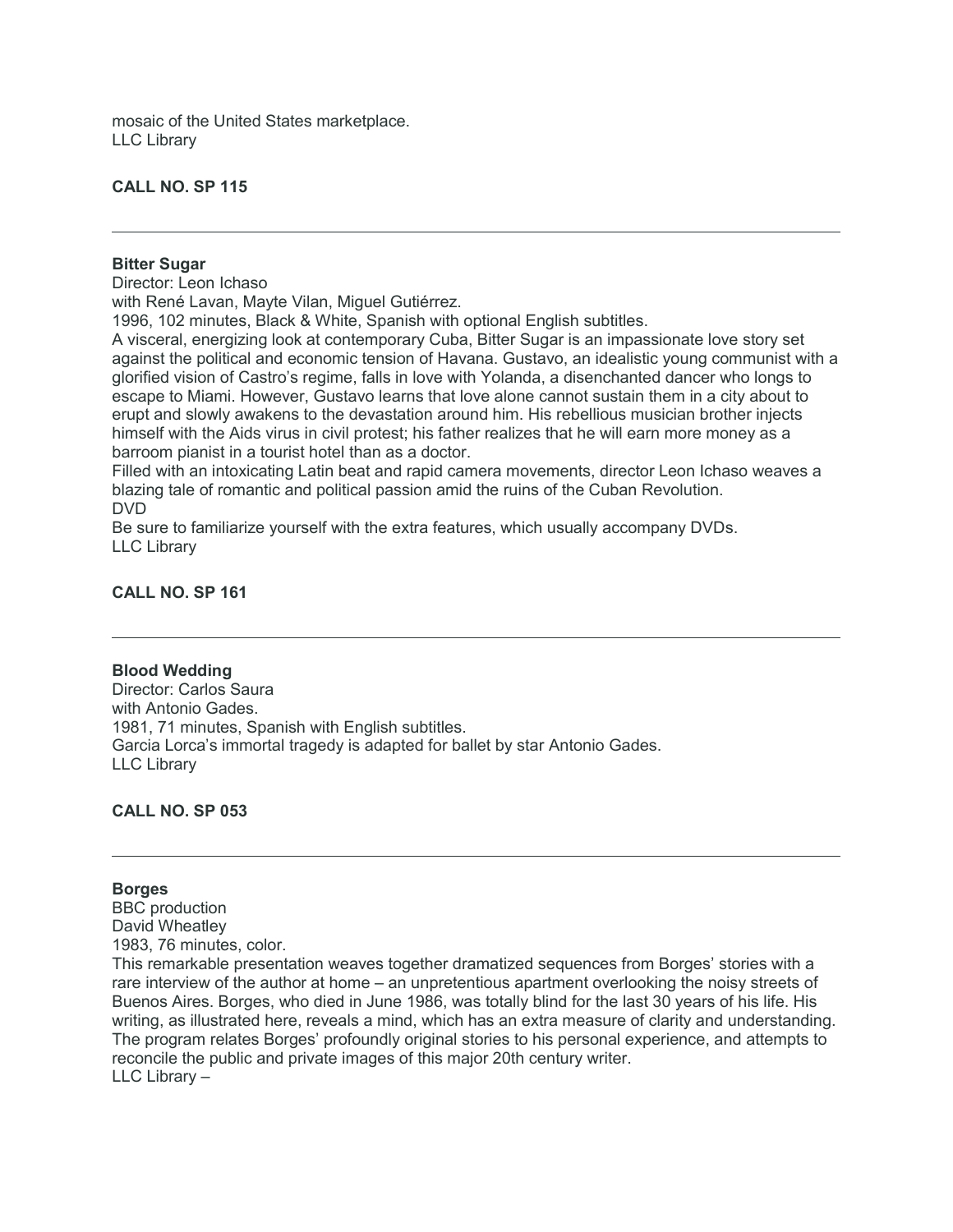mosaic of the United States marketplace.
LLC Library

**CALL NO. SP 115**

---

**Bitter Sugar**
Director: Leon Ichaso
with René Lavan, Mayte Vilan, Miguel Gutiérrez.
1996, 102 minutes, Black & White, Spanish with optional English subtitles.
A visceral, energizing look at contemporary Cuba, Bitter Sugar is an impassionate love story set against the political and economic tension of Havana. Gustavo, an idealistic young communist with a glorified vision of Castro's regime, falls in love with Yolanda, a disenchanted dancer who longs to escape to Miami. However, Gustavo learns that love alone cannot sustain them in a city about to erupt and slowly awakens to the devastation around him. His rebellious musician brother injects himself with the Aids virus in civil protest; his father realizes that he will earn more money as a barroom pianist in a tourist hotel than as a doctor.
Filled with an intoxicating Latin beat and rapid camera movements, director Leon Ichaso weaves a blazing tale of romantic and political passion amid the ruins of the Cuban Revolution.
DVD
Be sure to familiarize yourself with the extra features, which usually accompany DVDs.
LLC Library

**CALL NO. SP 161**

---

**Blood Wedding**
Director: Carlos Saura
with Antonio Gades.
1981, 71 minutes, Spanish with English subtitles.
Garcia Lorca's immortal tragedy is adapted for ballet by star Antonio Gades.
LLC Library

**CALL NO. SP 053**

---

**Borges**
BBC production
David Wheatley
1983, 76 minutes, color.
This remarkable presentation weaves together dramatized sequences from Borges' stories with a rare interview of the author at home – an unpretentious apartment overlooking the noisy streets of Buenos Aires. Borges, who died in June 1986, was totally blind for the last 30 years of his life. His writing, as illustrated here, reveals a mind, which has an extra measure of clarity and understanding. The program relates Borges' profoundly original stories to his personal experience, and attempts to reconcile the public and private images of this major 20th century writer.
LLC Library –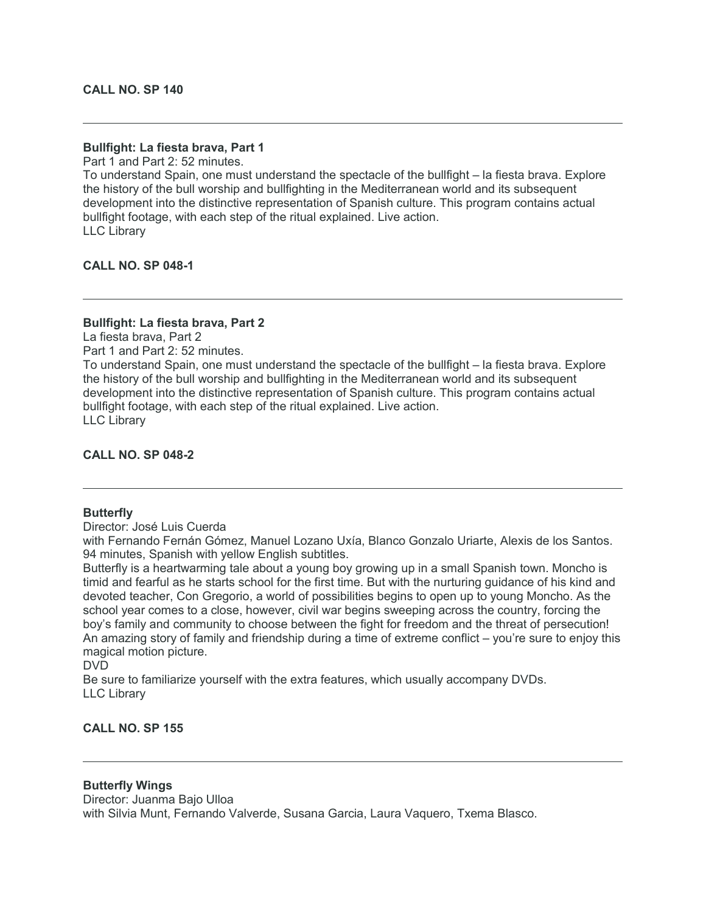**CALL NO. SP 140**

---

**Bullfight: La fiesta brava, Part 1**

Part 1 and Part 2: 52 minutes.

To understand Spain, one must understand the spectacle of the bullfight – la fiesta brava. Explore the history of the bull worship and bullfighting in the Mediterranean world and its subsequent development into the distinctive representation of Spanish culture. This program contains actual bullfight footage, with each step of the ritual explained. Live action.

LLC Library

**CALL NO. SP 048-1**

---

**Bullfight: La fiesta brava, Part 2**

La fiesta brava, Part 2

Part 1 and Part 2: 52 minutes.

To understand Spain, one must understand the spectacle of the bullfight – la fiesta brava. Explore the history of the bull worship and bullfighting in the Mediterranean world and its subsequent development into the distinctive representation of Spanish culture. This program contains actual bullfight footage, with each step of the ritual explained. Live action.

LLC Library

**CALL NO. SP 048-2**

---

**Butterfly**

Director: José Luis Cuerda

with Fernando Fernán Gómez, Manuel Lozano Uxía, Blanco Gonzalo Uriarte, Alexis de los Santos.

94 minutes, Spanish with yellow English subtitles.

Butterfly is a heartwarming tale about a young boy growing up in a small Spanish town. Moncho is timid and fearful as he starts school for the first time. But with the nurturing guidance of his kind and devoted teacher, Con Gregorio, a world of possibilities begins to open up to young Moncho. As the school year comes to a close, however, civil war begins sweeping across the country, forcing the boy's family and community to choose between the fight for freedom and the threat of persecution! An amazing story of family and friendship during a time of extreme conflict – you're sure to enjoy this magical motion picture.

DVD

Be sure to familiarize yourself with the extra features, which usually accompany DVDs.

LLC Library

**CALL NO. SP 155**

---

**Butterfly Wings**

Director: Juanma Bajo Ulloa

with Silvia Munt, Fernando Valverde, Susana Garcia, Laura Vaquero, Txema Blasco.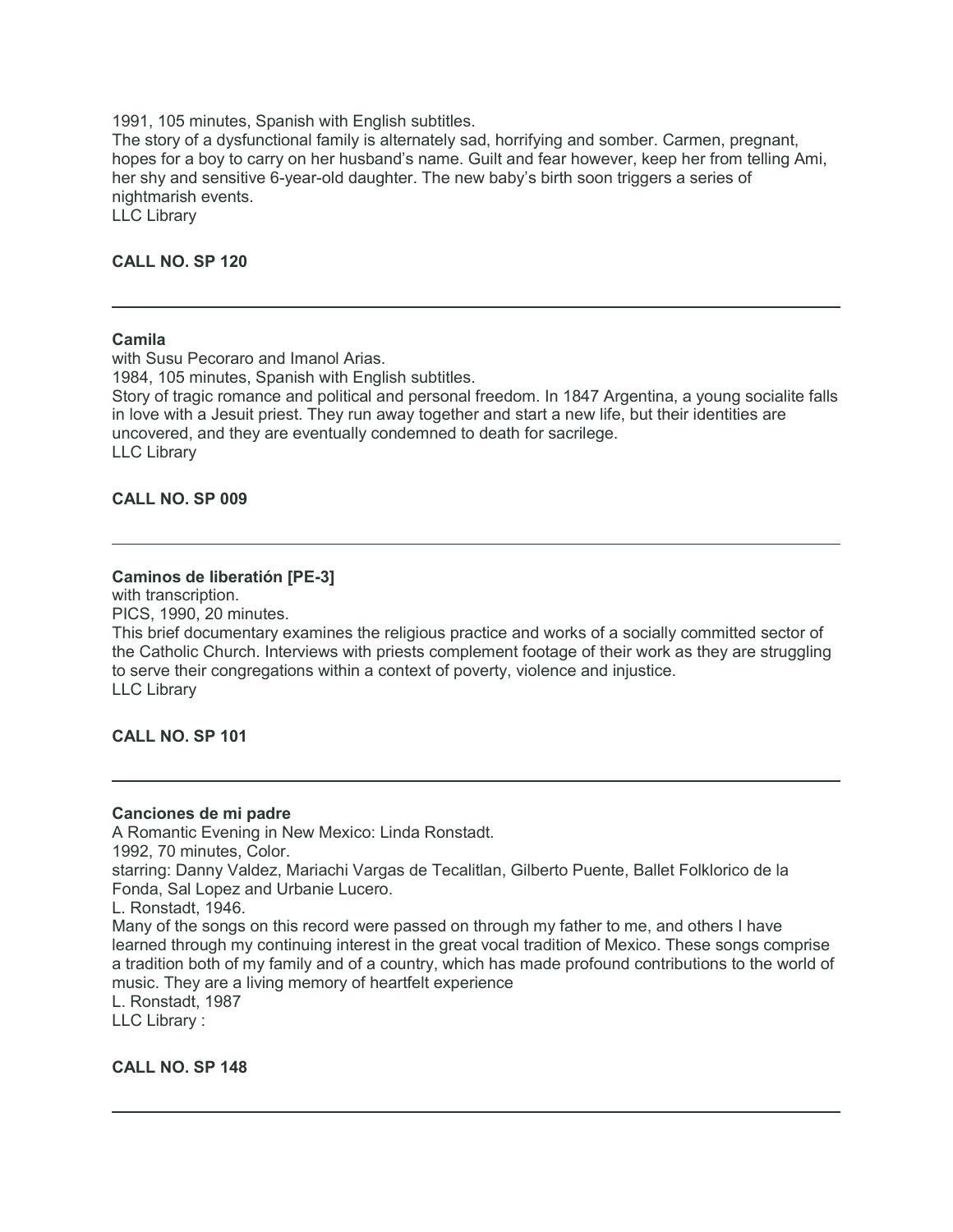1991, 105 minutes, Spanish with English subtitles.
The story of a dysfunctional family is alternately sad, horrifying and somber. Carmen, pregnant, hopes for a boy to carry on her husband's name. Guilt and fear however, keep her from telling Ami, her shy and sensitive 6-year-old daughter. The new baby's birth soon triggers a series of nightmarish events.
LLC Library

**CALL NO. SP 120**

---

**Camila**
with Susu Pecoraro and Imanol Arias.
1984, 105 minutes, Spanish with English subtitles.
Story of tragic romance and political and personal freedom. In 1847 Argentina, a young socialite falls in love with a Jesuit priest. They run away together and start a new life, but their identities are uncovered, and they are eventually condemned to death for sacrilege.
LLC Library

**CALL NO. SP 009**

---

**Caminos de liberatión [PE-3]**
with transcription.
PICS, 1990, 20 minutes.
This brief documentary examines the religious practice and works of a socially committed sector of the Catholic Church. Interviews with priests complement footage of their work as they are struggling to serve their congregations within a context of poverty, violence and injustice.
LLC Library

**CALL NO. SP 101**

---

**Canciones de mi padre**
A Romantic Evening in New Mexico: Linda Ronstadt.
1992, 70 minutes, Color.
starring: Danny Valdez, Mariachi Vargas de Tecalitlan, Gilberto Puente, Ballet Folklorico de la Fonda, Sal Lopez and Urbanie Lucero.
L. Ronstadt, 1946.
Many of the songs on this record were passed on through my father to me, and others I have learned through my continuing interest in the great vocal tradition of Mexico. These songs comprise a tradition both of my family and of a country, which has made profound contributions to the world of music. They are a living memory of heartfelt experience
L. Ronstadt, 1987
LLC Library :

**CALL NO. SP 148**

---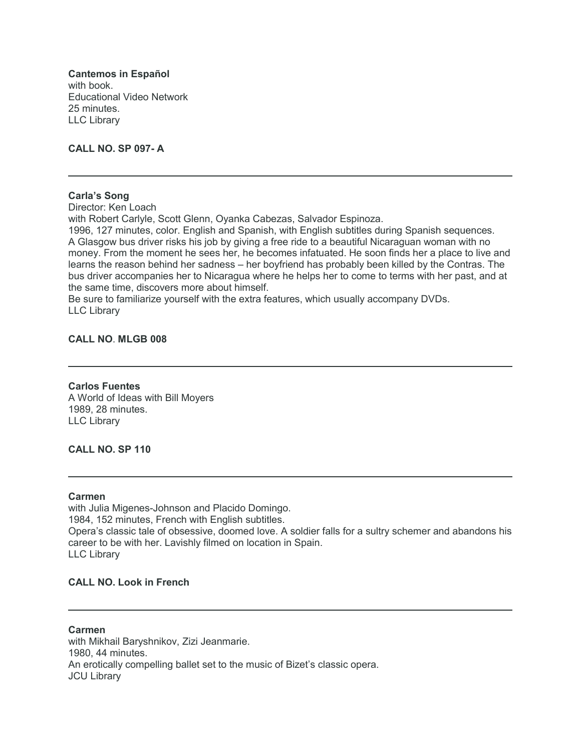**Cantemos in Español**
with book.
Educational Video Network
25 minutes.
LLC Library

**CALL NO. SP 097- A**

---

**Carla's Song**
Director: Ken Loach
with Robert Carlyle, Scott Glenn, Oyanka Cabezas, Salvador Espinoza.
1996, 127 minutes, color. English and Spanish, with English subtitles during Spanish sequences.
A Glasgow bus driver risks his job by giving a free ride to a beautiful Nicaraguan woman with no money. From the moment he sees her, he becomes infatuated. He soon finds her a place to live and learns the reason behind her sadness – her boyfriend has probably been killed by the Contras. The bus driver accompanies her to Nicaragua where he helps her to come to terms with her past, and at the same time, discovers more about himself.
Be sure to familiarize yourself with the extra features, which usually accompany DVDs.
LLC Library

**CALL NO. MLGB 008**

---

**Carlos Fuentes**
A World of Ideas with Bill Moyers
1989, 28 minutes.
LLC Library

**CALL NO. SP 110**

---

**Carmen**
with Julia Migenes-Johnson and Placido Domingo.
1984, 152 minutes, French with English subtitles.
Opera's classic tale of obsessive, doomed love. A soldier falls for a sultry schemer and abandons his career to be with her. Lavishly filmed on location in Spain.
LLC Library

**CALL NO. Look in French**

---

**Carmen**
with Mikhail Baryshnikov, Zizi Jeanmarie.
1980, 44 minutes.
An erotically compelling ballet set to the music of Bizet's classic opera.
JCU Library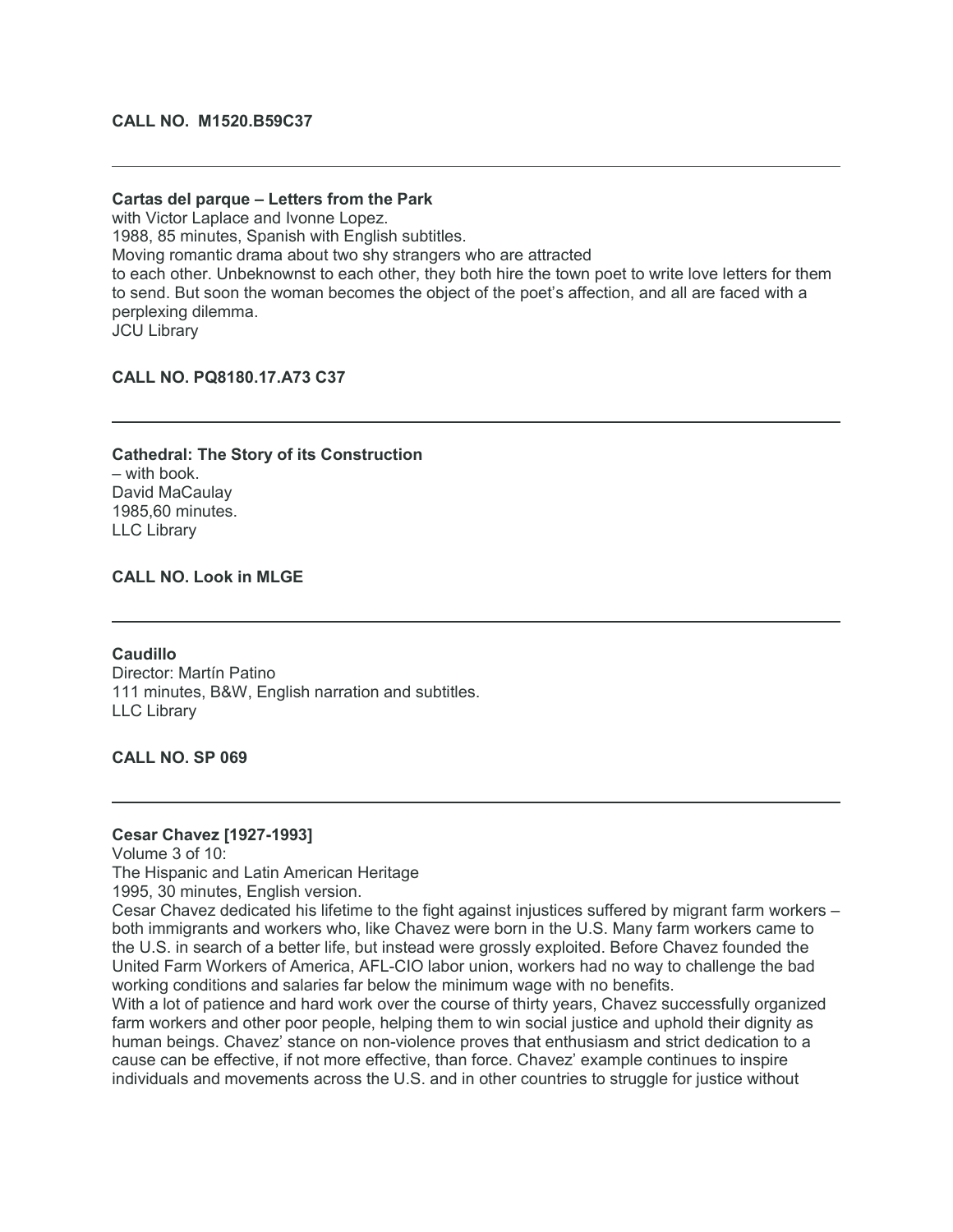**CALL NO. M1520.B59C37**

---

**Cartas del parque – Letters from the Park**
with Victor Laplace and Ivonne Lopez.
1988, 85 minutes, Spanish with English subtitles.
Moving romantic drama about two shy strangers who are attracted
to each other. Unbeknownst to each other, they both hire the town poet to write love letters for them to send. But soon the woman becomes the object of the poet's affection, and all are faced with a perplexing dilemma.
JCU Library

**CALL NO. PQ8180.17.A73 C37**

---

**Cathedral: The Story of its Construction**
– with book.
David MaCaulay
1985,60 minutes.
LLC Library

**CALL NO. Look in MLGE**

---

**Caudillo**
Director: Martín Patino
111 minutes, B&W, English narration and subtitles.
LLC Library

**CALL NO. SP 069**

---

**Cesar Chavez [1927-1993]**
Volume 3 of 10:
The Hispanic and Latin American Heritage
1995, 30 minutes, English version.
Cesar Chavez dedicated his lifetime to the fight against injustices suffered by migrant farm workers – both immigrants and workers who, like Chavez were born in the U.S. Many farm workers came to the U.S. in search of a better life, but instead were grossly exploited. Before Chavez founded the United Farm Workers of America, AFL-CIO labor union, workers had no way to challenge the bad working conditions and salaries far below the minimum wage with no benefits.
With a lot of patience and hard work over the course of thirty years, Chavez successfully organized farm workers and other poor people, helping them to win social justice and uphold their dignity as human beings. Chavez' stance on non-violence proves that enthusiasm and strict dedication to a cause can be effective, if not more effective, than force. Chavez' example continues to inspire individuals and movements across the U.S. and in other countries to struggle for justice without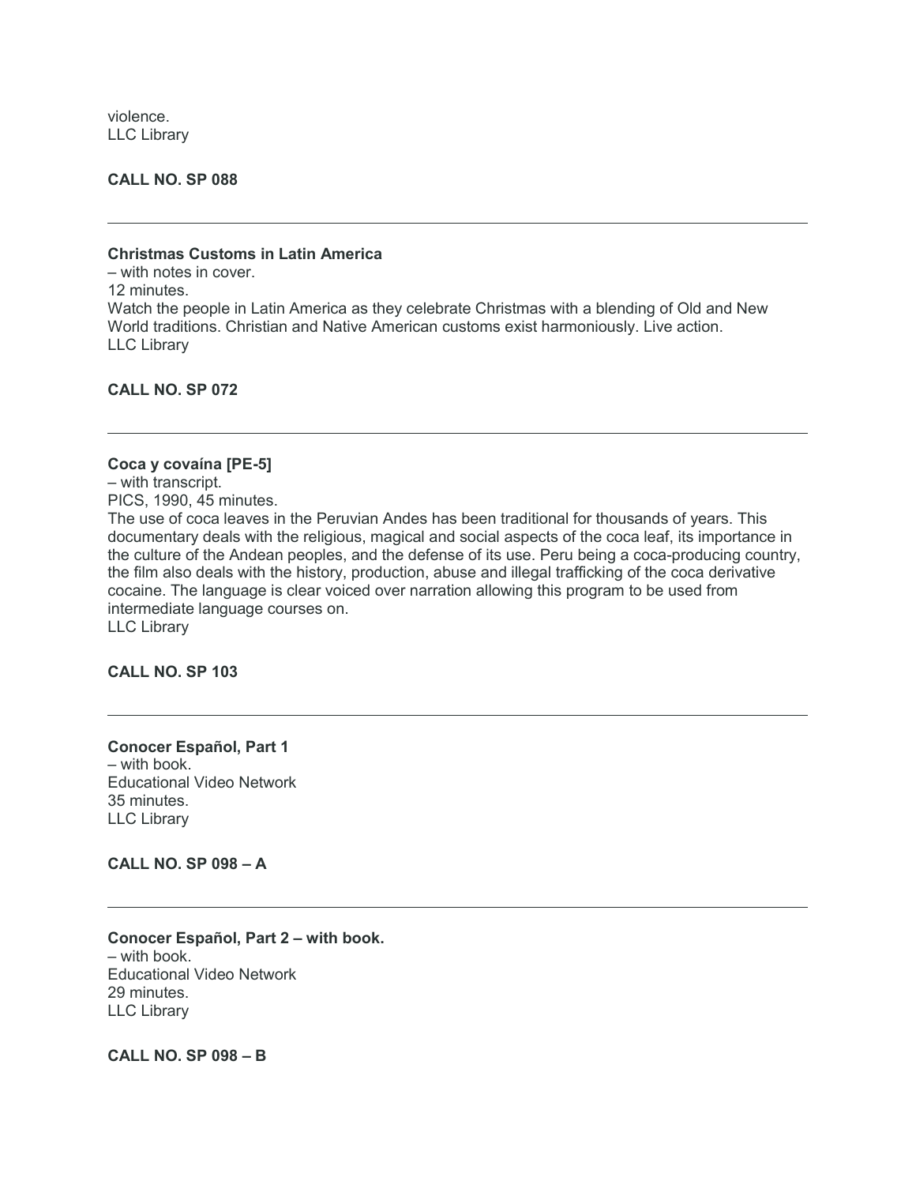violence.
LLC Library

**CALL NO. SP 088**

---

**Christmas Customs in Latin America**
– with notes in cover.
12 minutes.
Watch the people in Latin America as they celebrate Christmas with a blending of Old and New World traditions. Christian and Native American customs exist harmoniously. Live action.
LLC Library

**CALL NO. SP 072**

---

**Coca y covaína [PE-5]**
– with transcript.
PICS, 1990, 45 minutes.
The use of coca leaves in the Peruvian Andes has been traditional for thousands of years. This documentary deals with the religious, magical and social aspects of the coca leaf, its importance in the culture of the Andean peoples, and the defense of its use. Peru being a coca-producing country, the film also deals with the history, production, abuse and illegal trafficking of the coca derivative cocaine. The language is clear voiced over narration allowing this program to be used from intermediate language courses on.
LLC Library

**CALL NO. SP 103**

---

**Conocer Español, Part 1**
– with book.
Educational Video Network
35 minutes.
LLC Library

**CALL NO. SP 098 – A**

---

**Conocer Español, Part 2 – with book.**
– with book.
Educational Video Network
29 minutes.
LLC Library

**CALL NO. SP 098 – B**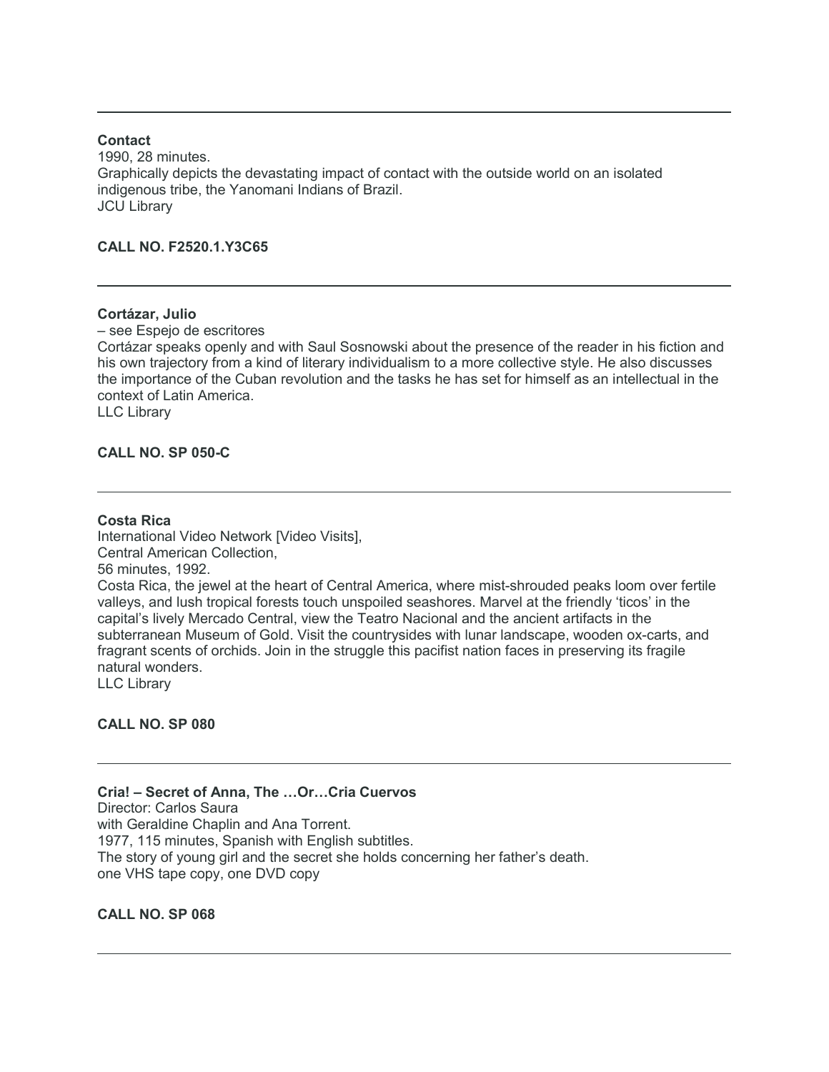---

**Contact**
1990, 28 minutes.
Graphically depicts the devastating impact of contact with the outside world on an isolated indigenous tribe, the Yanomani Indians of Brazil.
JCU Library

**CALL NO. F2520.1.Y3C65**

---

**Cortázar, Julio**
– see Espejo de escritores
Cortázar speaks openly and with Saul Sosnowski about the presence of the reader in his fiction and his own trajectory from a kind of literary individualism to a more collective style. He also discusses the importance of the Cuban revolution and the tasks he has set for himself as an intellectual in the context of Latin America.
LLC Library

**CALL NO. SP 050-C**

---

**Costa Rica**
International Video Network [Video Visits],
Central American Collection,
56 minutes, 1992.
Costa Rica, the jewel at the heart of Central America, where mist-shrouded peaks loom over fertile valleys, and lush tropical forests touch unspoiled seashores. Marvel at the friendly 'ticos' in the capital's lively Mercado Central, view the Teatro Nacional and the ancient artifacts in the subterranean Museum of Gold. Visit the countrysides with lunar landscape, wooden ox-carts, and fragrant scents of orchids. Join in the struggle this pacifist nation faces in preserving its fragile natural wonders.
LLC Library

**CALL NO. SP 080**

---

**Cria! – Secret of Anna, The …Or…Cria Cuervos**
Director: Carlos Saura
with Geraldine Chaplin and Ana Torrent.
1977, 115 minutes, Spanish with English subtitles.
The story of young girl and the secret she holds concerning her father's death.
one VHS tape copy, one DVD copy

**CALL NO. SP 068**

---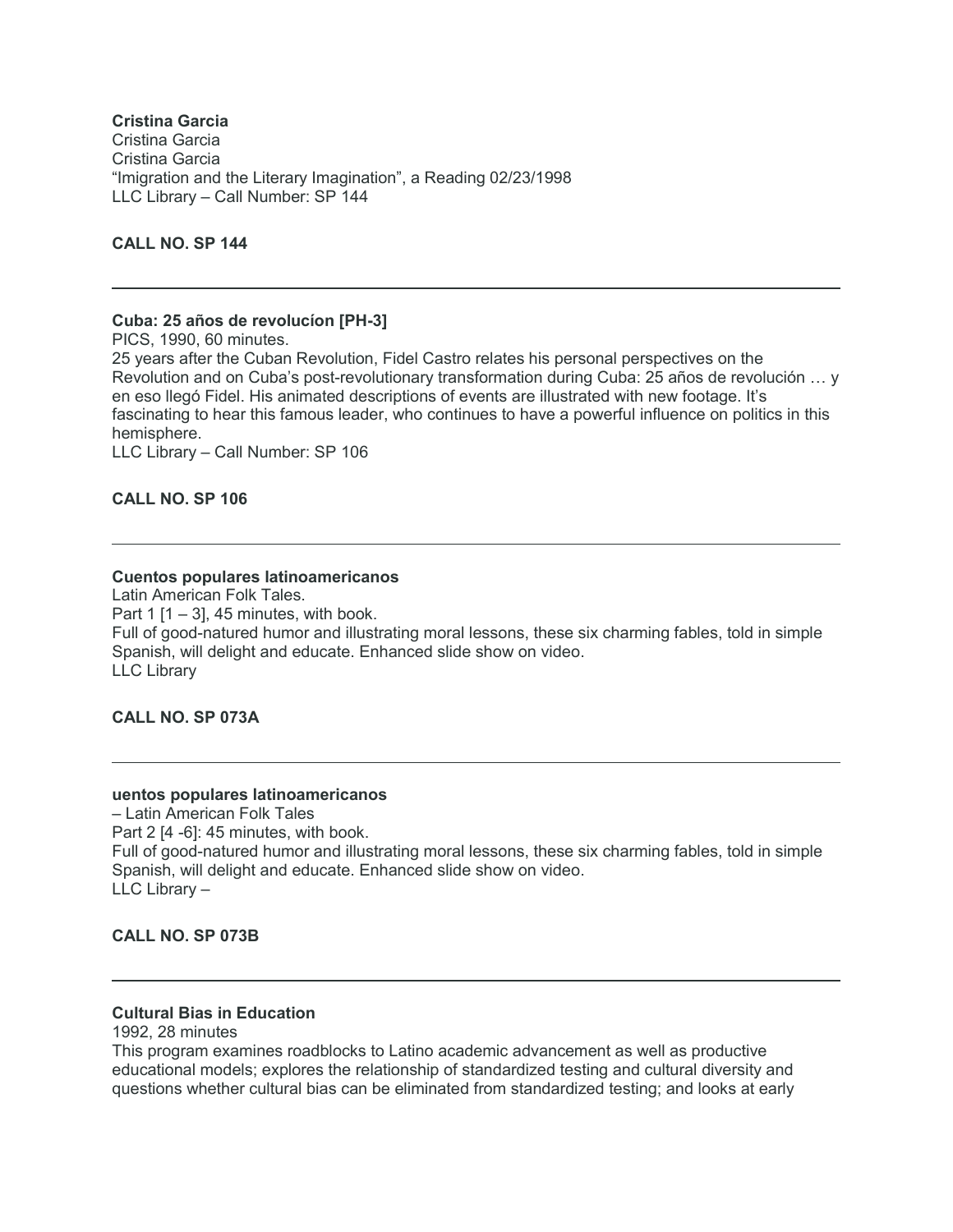**Cristina Garcia**
Cristina Garcia
Cristina Garcia
"Imigration and the Literary Imagination", a Reading 02/23/1998
LLC Library – Call Number: SP 144

**CALL NO. SP 144**

---

**Cuba: 25 años de revolucíon [PH-3]**
PICS, 1990, 60 minutes.
25 years after the Cuban Revolution, Fidel Castro relates his personal perspectives on the Revolution and on Cuba's post-revolutionary transformation during Cuba: 25 años de revolución … y en eso llegó Fidel. His animated descriptions of events are illustrated with new footage. It's fascinating to hear this famous leader, who continues to have a powerful influence on politics in this hemisphere.
LLC Library – Call Number: SP 106

**CALL NO. SP 106**

---

**Cuentos populares latinoamericanos**
Latin American Folk Tales.
Part 1 [1 – 3], 45 minutes, with book.
Full of good-natured humor and illustrating moral lessons, these six charming fables, told in simple Spanish, will delight and educate. Enhanced slide show on video.
LLC Library

**CALL NO. SP 073A**

---

**uentos populares latinoamericanos**
– Latin American Folk Tales
Part 2 [4 -6]: 45 minutes, with book.
Full of good-natured humor and illustrating moral lessons, these six charming fables, told in simple Spanish, will delight and educate. Enhanced slide show on video.
LLC Library –

**CALL NO. SP 073B**

---

**Cultural Bias in Education**
1992, 28 minutes
This program examines roadblocks to Latino academic advancement as well as productive educational models; explores the relationship of standardized testing and cultural diversity and questions whether cultural bias can be eliminated from standardized testing; and looks at early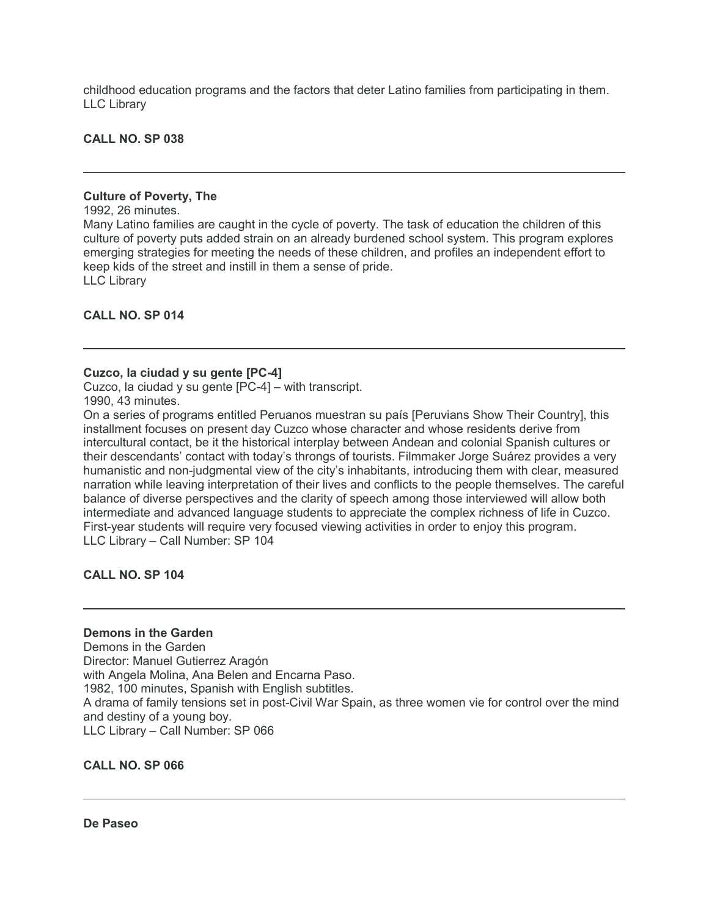childhood education programs and the factors that deter Latino families from participating in them.
LLC Library

**CALL NO. SP 038**

---

**Culture of Poverty, The**
1992, 26 minutes.
Many Latino families are caught in the cycle of poverty. The task of education the children of this culture of poverty puts added strain on an already burdened school system. This program explores emerging strategies for meeting the needs of these children, and profiles an independent effort to keep kids of the street and instill in them a sense of pride.
LLC Library

**CALL NO. SP 014**

---

**Cuzco, la ciudad y su gente [PC-4]**
Cuzco, la ciudad y su gente [PC-4] – with transcript.
1990, 43 minutes.
On a series of programs entitled Peruanos muestran su país [Peruvians Show Their Country], this installment focuses on present day Cuzco whose character and whose residents derive from intercultural contact, be it the historical interplay between Andean and colonial Spanish cultures or their descendants' contact with today's throngs of tourists. Filmmaker Jorge Suárez provides a very humanistic and non-judgmental view of the city's inhabitants, introducing them with clear, measured narration while leaving interpretation of their lives and conflicts to the people themselves. The careful balance of diverse perspectives and the clarity of speech among those interviewed will allow both intermediate and advanced language students to appreciate the complex richness of life in Cuzco. First-year students will require very focused viewing activities in order to enjoy this program.
LLC Library – Call Number: SP 104

**CALL NO. SP 104**

---

**Demons in the Garden**
Demons in the Garden
Director: Manuel Gutierrez Aragón
with Angela Molina, Ana Belen and Encarna Paso.
1982, 100 minutes, Spanish with English subtitles.
A drama of family tensions set in post-Civil War Spain, as three women vie for control over the mind and destiny of a young boy.
LLC Library – Call Number: SP 066

**CALL NO. SP 066**

---

**De Paseo**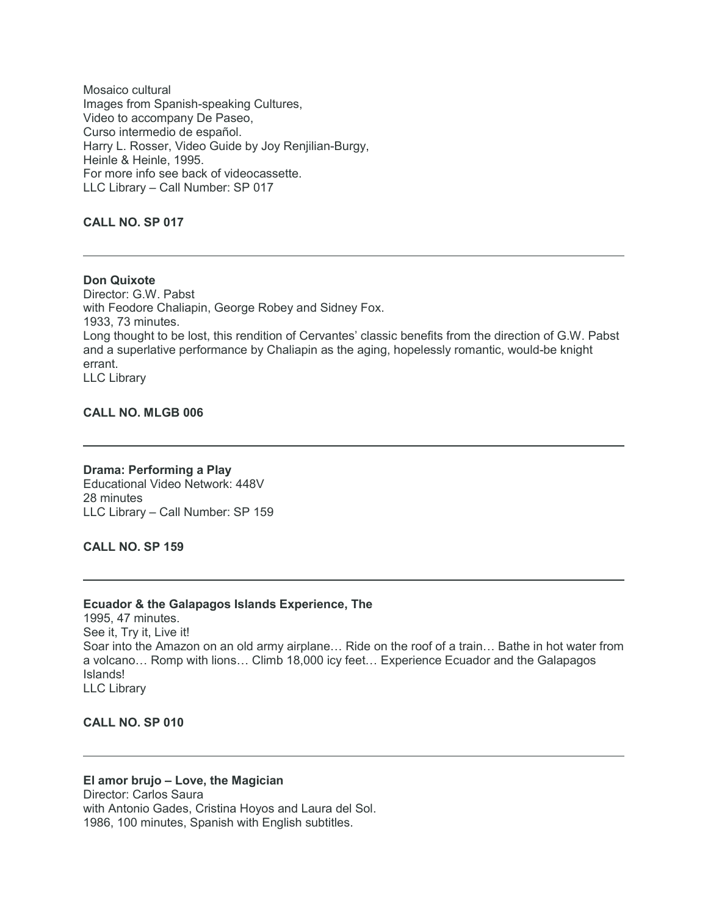Mosaico cultural
Images from Spanish-speaking Cultures,
Video to accompany De Paseo,
Curso intermedio de español.
Harry L. Rosser, Video Guide by Joy Renjilian-Burgy,
Heinle & Heinle, 1995.
For more info see back of videocassette.
LLC Library – Call Number: SP 017

**CALL NO. SP 017**

---

**Don Quixote**
Director: G.W. Pabst
with Feodore Chaliapin, George Robey and Sidney Fox.
1933, 73 minutes.
Long thought to be lost, this rendition of Cervantes' classic benefits from the direction of G.W. Pabst and a superlative performance by Chaliapin as the aging, hopelessly romantic, would-be knight errant.
LLC Library

**CALL NO. MLGB 006**

---

**Drama: Performing a Play**
Educational Video Network: 448V
28 minutes
LLC Library – Call Number: SP 159

**CALL NO. SP 159**

---

**Ecuador & the Galapagos Islands Experience, The**
1995, 47 minutes.
See it, Try it, Live it!
Soar into the Amazon on an old army airplane… Ride on the roof of a train… Bathe in hot water from a volcano… Romp with lions… Climb 18,000 icy feet… Experience Ecuador and the Galapagos Islands!
LLC Library

**CALL NO. SP 010**

---

**El amor brujo – Love, the Magician**
Director: Carlos Saura
with Antonio Gades, Cristina Hoyos and Laura del Sol.
1986, 100 minutes, Spanish with English subtitles.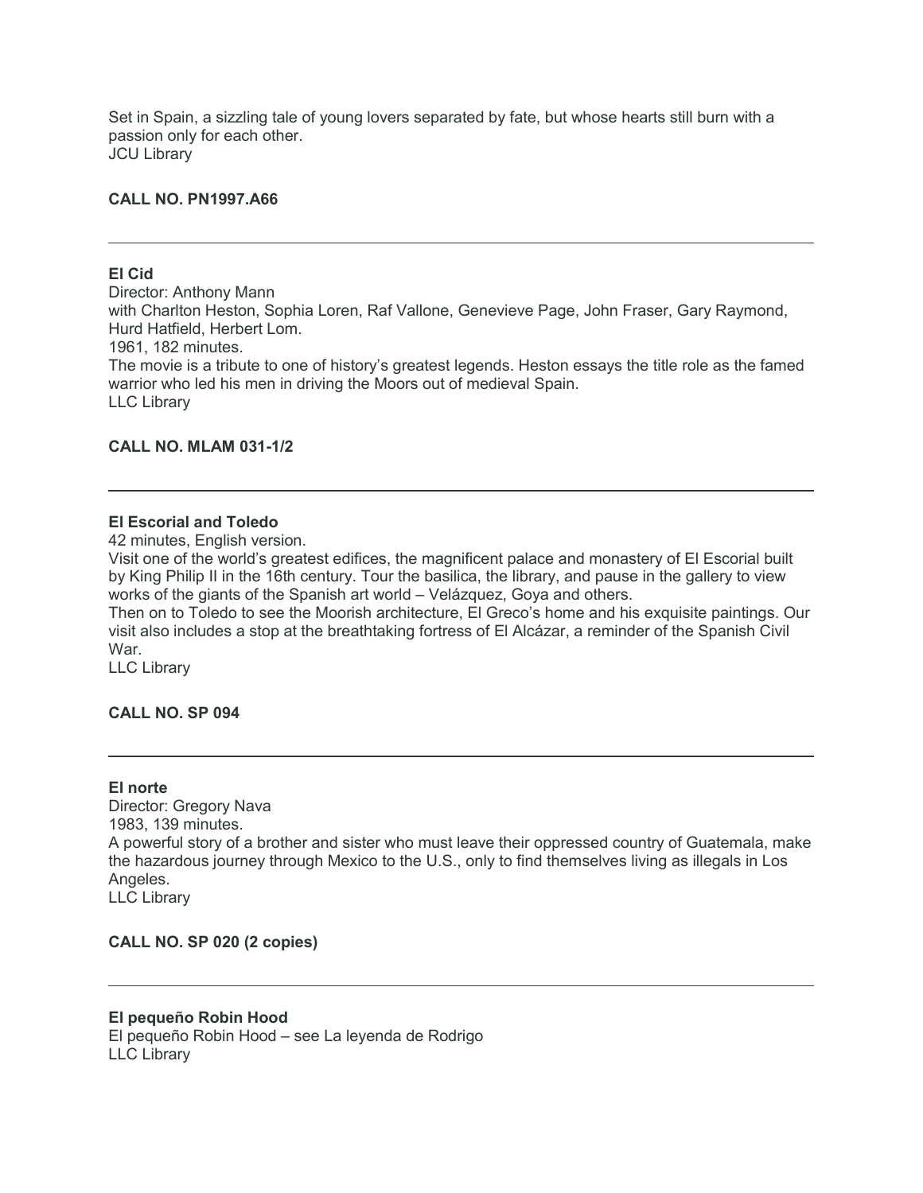Set in Spain, a sizzling tale of young lovers separated by fate, but whose hearts still burn with a passion only for each other.
JCU Library

**CALL NO. PN1997.A66**

---

**El Cid**
Director: Anthony Mann
with Charlton Heston, Sophia Loren, Raf Vallone, Genevieve Page, John Fraser, Gary Raymond, Hurd Hatfield, Herbert Lom.
1961, 182 minutes.
The movie is a tribute to one of history's greatest legends. Heston essays the title role as the famed warrior who led his men in driving the Moors out of medieval Spain.
LLC Library

**CALL NO. MLAM 031-1/2**

---

**El Escorial and Toledo**
42 minutes, English version.
Visit one of the world's greatest edifices, the magnificent palace and monastery of El Escorial built by King Philip II in the 16th century. Tour the basilica, the library, and pause in the gallery to view works of the giants of the Spanish art world – Velázquez, Goya and others.
Then on to Toledo to see the Moorish architecture, El Greco's home and his exquisite paintings. Our visit also includes a stop at the breathtaking fortress of El Alcázar, a reminder of the Spanish Civil War.
LLC Library

**CALL NO. SP 094**

---

**El norte**
Director: Gregory Nava
1983, 139 minutes.
A powerful story of a brother and sister who must leave their oppressed country of Guatemala, make the hazardous journey through Mexico to the U.S., only to find themselves living as illegals in Los Angeles.
LLC Library

**CALL NO. SP 020 (2 copies)**

---

**El pequeño Robin Hood**
El pequeño Robin Hood – see La leyenda de Rodrigo
LLC Library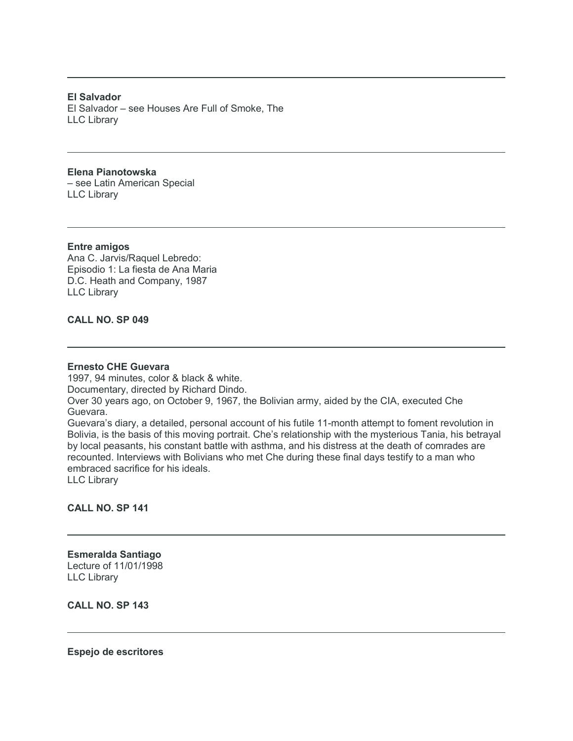---

**El Salvador**
El Salvador – see Houses Are Full of Smoke, The
LLC Library

---

**Elena Pianotowska**
– see Latin American Special
LLC Library

---

**Entre amigos**
Ana C. Jarvis/Raquel Lebredo:
Episodio 1: La fiesta de Ana Maria
D.C. Heath and Company, 1987
LLC Library

**CALL NO. SP 049**

---

**Ernesto CHE Guevara**
1997, 94 minutes, color & black & white.
Documentary, directed by Richard Dindo.
Over 30 years ago, on October 9, 1967, the Bolivian army, aided by the CIA, executed Che Guevara.
Guevara's diary, a detailed, personal account of his futile 11-month attempt to foment revolution in Bolivia, is the basis of this moving portrait. Che's relationship with the mysterious Tania, his betrayal by local peasants, his constant battle with asthma, and his distress at the death of comrades are recounted. Interviews with Bolivians who met Che during these final days testify to a man who embraced sacrifice for his ideals.
LLC Library

**CALL NO. SP 141**

---

**Esmeralda Santiago**
Lecture of 11/01/1998
LLC Library

**CALL NO. SP 143**

---

**Espejo de escritores**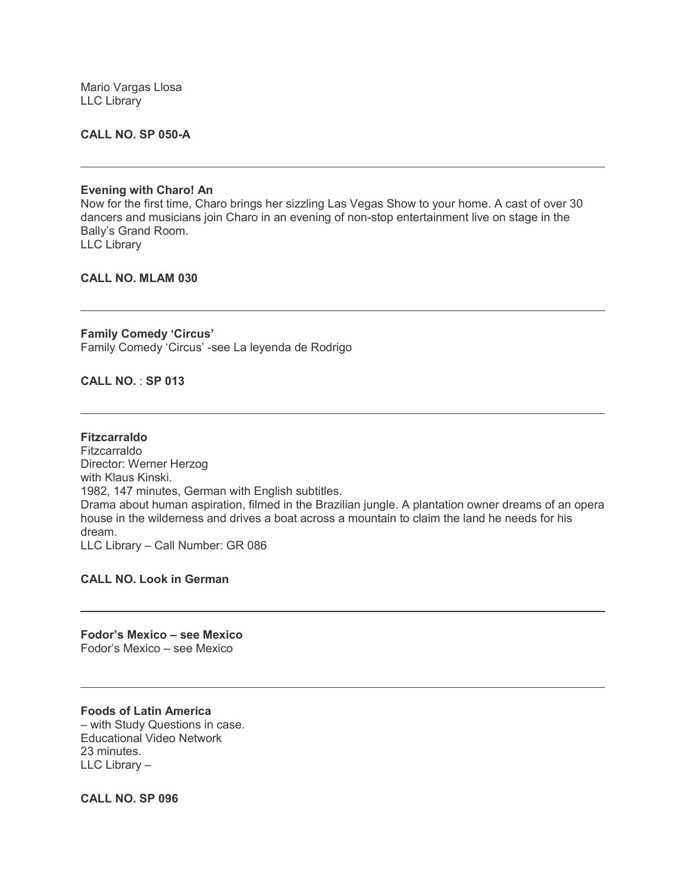Mario Vargas Llosa
LLC Library

**CALL NO. SP 050-A**

---

**Evening with Charo! An**
Now for the first time, Charo brings her sizzling Las Vegas Show to your home. A cast of over 30 dancers and musicians join Charo in an evening of non-stop entertainment live on stage in the Bally's Grand Room.
LLC Library

**CALL NO. MLAM 030**

---

**Family Comedy 'Circus'**
Family Comedy 'Circus' -see La leyenda de Rodrigo

**CALL NO.** : **SP 013**

---

**Fitzcarraldo**
Fitzcarraldo
Director: Werner Herzog
with Klaus Kinski.
1982, 147 minutes, German with English subtitles.
Drama about human aspiration, filmed in the Brazilian jungle. A plantation owner dreams of an opera house in the wilderness and drives a boat across a mountain to claim the land he needs for his dream.
LLC Library – Call Number: GR 086

**CALL NO. Look in German**

---

**Fodor's Mexico – see Mexico**
Fodor's Mexico – see Mexico

---

**Foods of Latin America**
– with Study Questions in case.
Educational Video Network
23 minutes.
LLC Library –

**CALL NO. SP 096**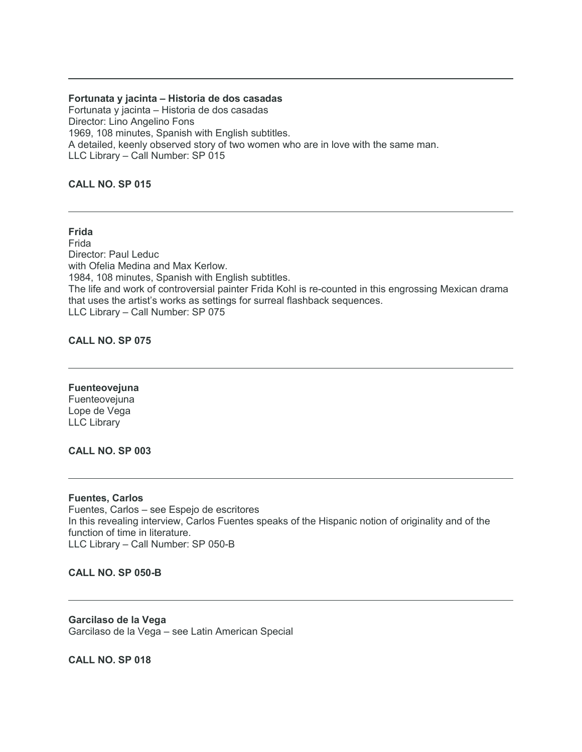---

**Fortunata y jacinta – Historia de dos casadas**
Fortunata y jacinta – Historia de dos casadas
Director: Lino Angelino Fons
1969, 108 minutes, Spanish with English subtitles.
A detailed, keenly observed story of two women who are in love with the same man.
LLC Library – Call Number: SP 015

**CALL NO. SP 015**

---

**Frida**
Frida
Director: Paul Leduc
with Ofelia Medina and Max Kerlow.
1984, 108 minutes, Spanish with English subtitles.
The life and work of controversial painter Frida Kohl is re-counted in this engrossing Mexican drama that uses the artist's works as settings for surreal flashback sequences.
LLC Library – Call Number: SP 075

**CALL NO. SP 075**

---

**Fuenteovejuna**
Fuenteovejuna
Lope de Vega
LLC Library

**CALL NO. SP 003**

---

**Fuentes, Carlos**
Fuentes, Carlos – see Espejo de escritores
In this revealing interview, Carlos Fuentes speaks of the Hispanic notion of originality and of the function of time in literature.
LLC Library – Call Number: SP 050-B

**CALL NO. SP 050-B**

---

**Garcilaso de la Vega**
Garcilaso de la Vega – see Latin American Special

**CALL NO. SP 018**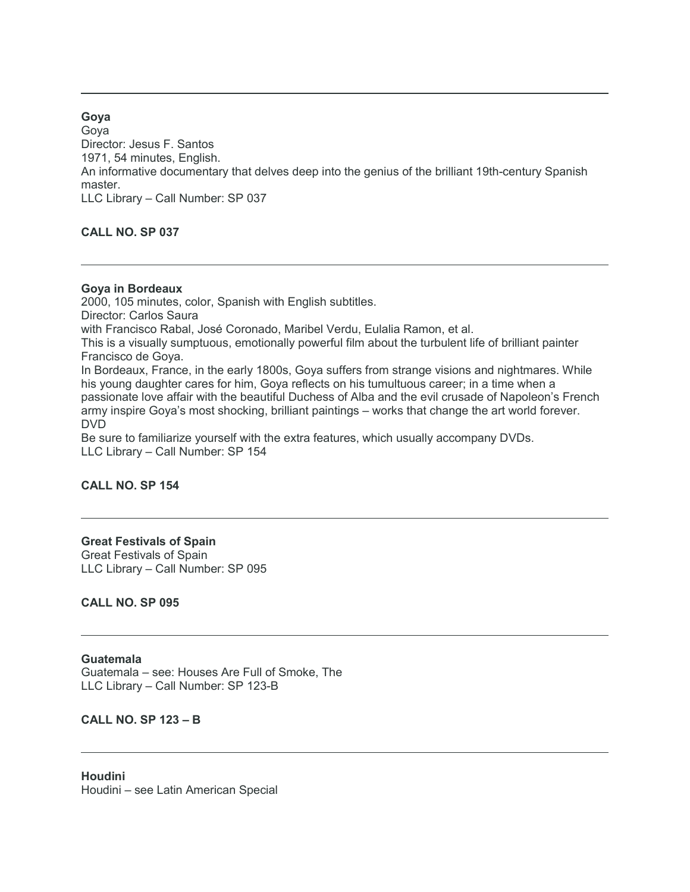---

**Goya**
Goya
Director: Jesus F. Santos
1971, 54 minutes, English.
An informative documentary that delves deep into the genius of the brilliant 19th-century Spanish master.
LLC Library – Call Number: SP 037

**CALL NO. SP 037**

---

**Goya in Bordeaux**
2000, 105 minutes, color, Spanish with English subtitles.
Director: Carlos Saura
with Francisco Rabal, José Coronado, Maribel Verdu, Eulalia Ramon, et al.
This is a visually sumptuous, emotionally powerful film about the turbulent life of brilliant painter Francisco de Goya.
In Bordeaux, France, in the early 1800s, Goya suffers from strange visions and nightmares. While his young daughter cares for him, Goya reflects on his tumultuous career; in a time when a passionate love affair with the beautiful Duchess of Alba and the evil crusade of Napoleon's French army inspire Goya's most shocking, brilliant paintings – works that change the art world forever.
DVD
Be sure to familiarize yourself with the extra features, which usually accompany DVDs.
LLC Library – Call Number: SP 154

**CALL NO. SP 154**

---

**Great Festivals of Spain**
Great Festivals of Spain
LLC Library – Call Number: SP 095

**CALL NO. SP 095**

---

**Guatemala**
Guatemala – see: Houses Are Full of Smoke, The
LLC Library – Call Number: SP 123-B

**CALL NO. SP 123 – B**

---

**Houdini**
Houdini – see Latin American Special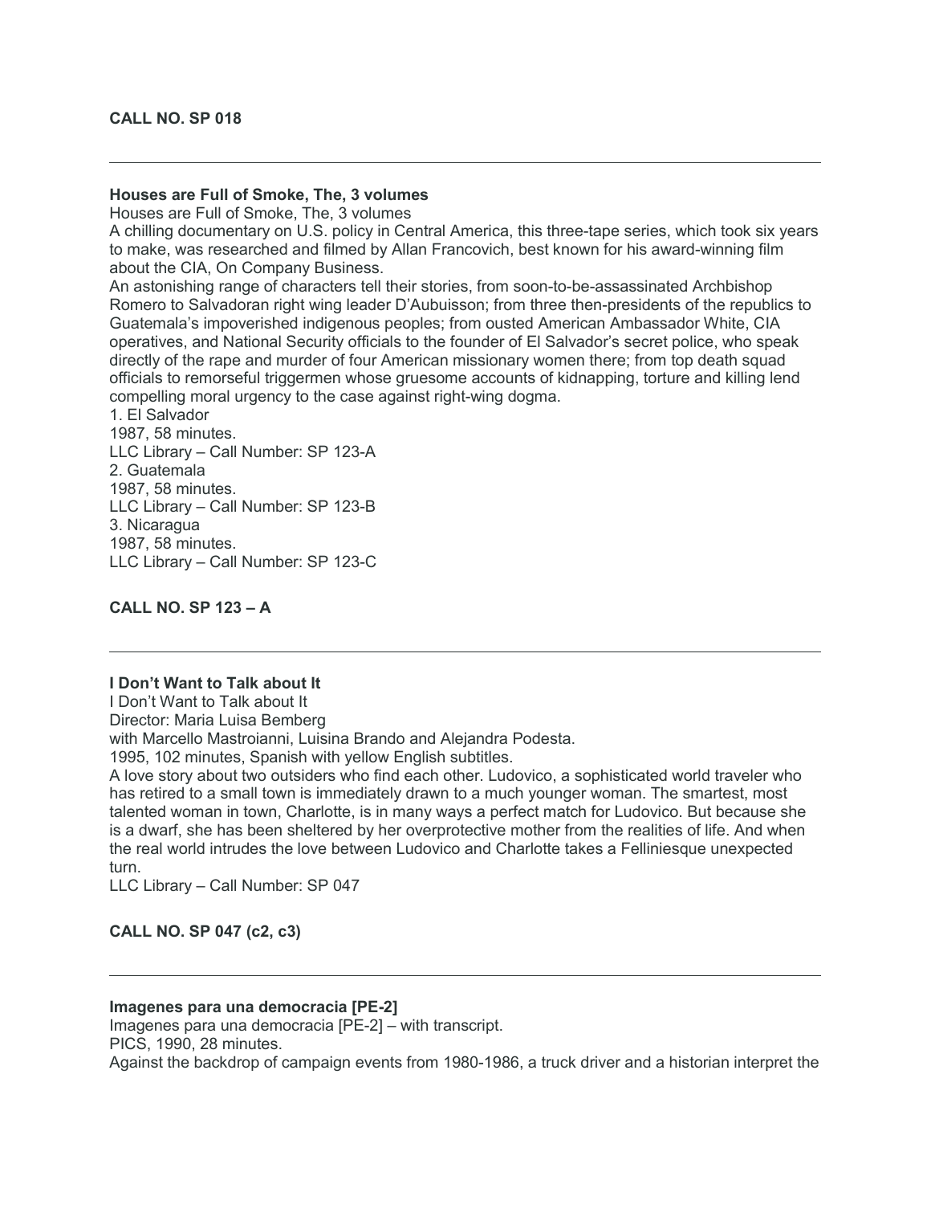**CALL NO. SP 018**

---

**Houses are Full of Smoke, The, 3 volumes**

Houses are Full of Smoke, The, 3 volumes

A chilling documentary on U.S. policy in Central America, this three-tape series, which took six years to make, was researched and filmed by Allan Francovich, best known for his award-winning film about the CIA, On Company Business.

An astonishing range of characters tell their stories, from soon-to-be-assassinated Archbishop Romero to Salvadoran right wing leader D'Aubuisson; from three then-presidents of the republics to Guatemala's impoverished indigenous peoples; from ousted American Ambassador White, CIA operatives, and National Security officials to the founder of El Salvador's secret police, who speak directly of the rape and murder of four American missionary women there; from top death squad officials to remorseful triggermen whose gruesome accounts of kidnapping, torture and killing lend compelling moral urgency to the case against right-wing dogma.

1. El Salvador
1987, 58 minutes.
LLC Library – Call Number: SP 123-A
2. Guatemala
1987, 58 minutes.
LLC Library – Call Number: SP 123-B
3. Nicaragua
1987, 58 minutes.
LLC Library – Call Number: SP 123-C

**CALL NO. SP 123 – A**

---

**I Don't Want to Talk about It**

I Don't Want to Talk about It

Director: Maria Luisa Bemberg

with Marcello Mastroianni, Luisina Brando and Alejandra Podesta.

1995, 102 minutes, Spanish with yellow English subtitles.

A love story about two outsiders who find each other. Ludovico, a sophisticated world traveler who has retired to a small town is immediately drawn to a much younger woman. The smartest, most talented woman in town, Charlotte, is in many ways a perfect match for Ludovico. But because she is a dwarf, she has been sheltered by her overprotective mother from the realities of life. And when the real world intrudes the love between Ludovico and Charlotte takes a Felliniesque unexpected turn.

LLC Library – Call Number: SP 047

**CALL NO. SP 047 (c2, c3)**

---

**Imagenes para una democracia [PE-2]**

Imagenes para una democracia [PE-2] – with transcript.

PICS, 1990, 28 minutes.

Against the backdrop of campaign events from 1980-1986, a truck driver and a historian interpret the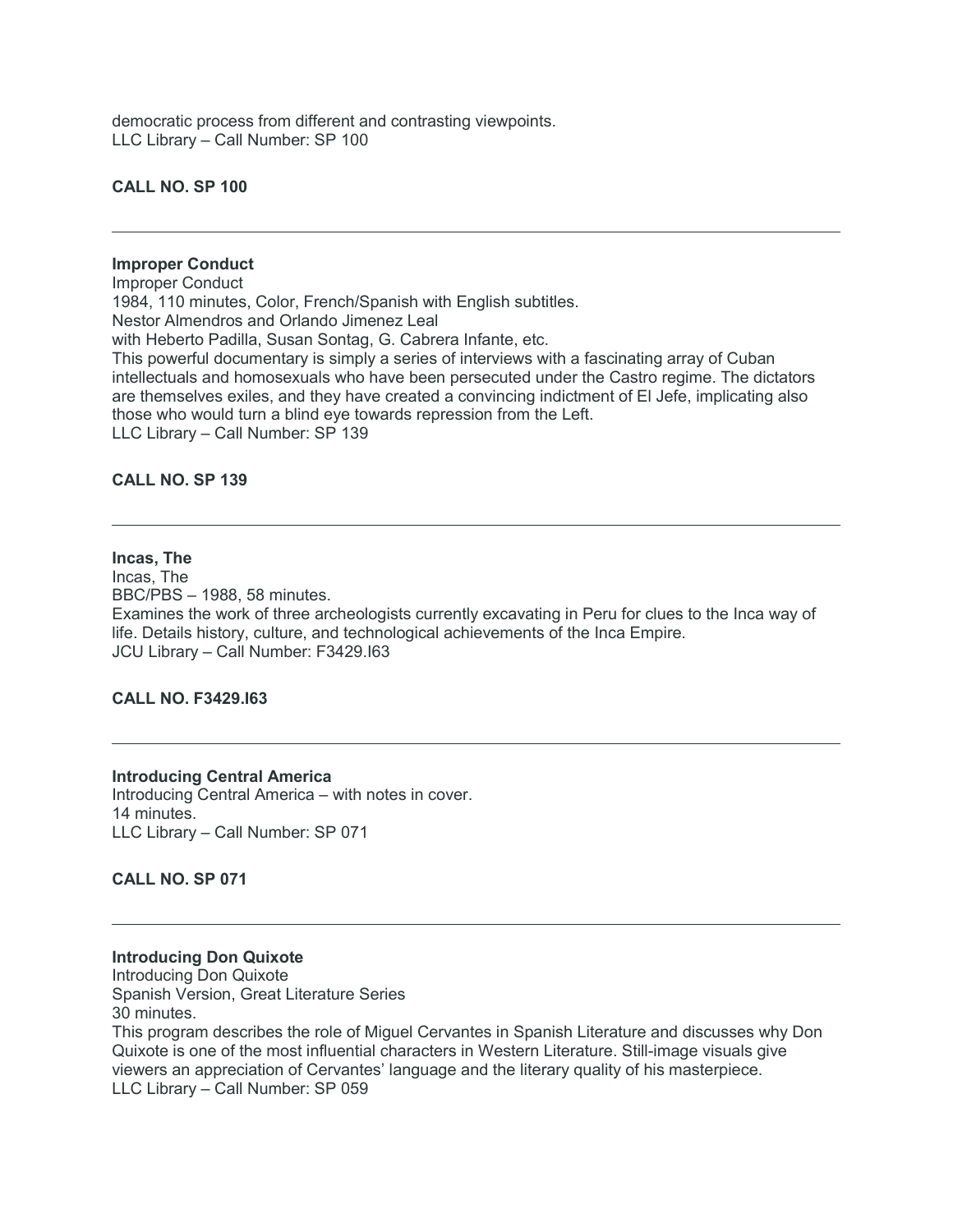democratic process from different and contrasting viewpoints.
LLC Library – Call Number: SP 100

**CALL NO. SP 100**

---

**Improper Conduct**

Improper Conduct
1984, 110 minutes, Color, French/Spanish with English subtitles.
Nestor Almendros and Orlando Jimenez Leal
with Heberto Padilla, Susan Sontag, G. Cabrera Infante, etc.
This powerful documentary is simply a series of interviews with a fascinating array of Cuban intellectuals and homosexuals who have been persecuted under the Castro regime. The dictators are themselves exiles, and they have created a convincing indictment of El Jefe, implicating also those who would turn a blind eye towards repression from the Left.
LLC Library – Call Number: SP 139

**CALL NO. SP 139**

---

**Incas, The**

Incas, The
BBC/PBS – 1988, 58 minutes.
Examines the work of three archeologists currently excavating in Peru for clues to the Inca way of life. Details history, culture, and technological achievements of the Inca Empire.
JCU Library – Call Number: F3429.I63

**CALL NO. F3429.I63**

---

**Introducing Central America**

Introducing Central America – with notes in cover.
14 minutes.
LLC Library – Call Number: SP 071

**CALL NO. SP 071**

---

**Introducing Don Quixote**

Introducing Don Quixote
Spanish Version, Great Literature Series
30 minutes.
This program describes the role of Miguel Cervantes in Spanish Literature and discusses why Don Quixote is one of the most influential characters in Western Literature. Still-image visuals give viewers an appreciation of Cervantes' language and the literary quality of his masterpiece.
LLC Library – Call Number: SP 059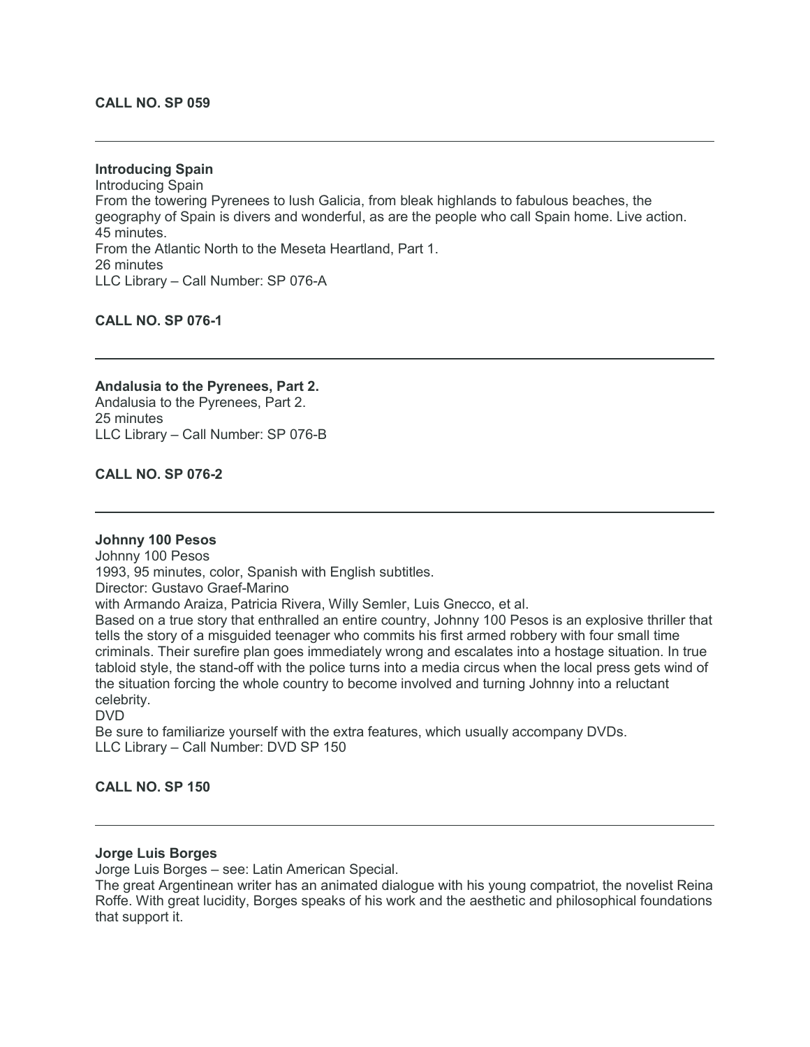**CALL NO. SP 059**

---

**Introducing Spain**

Introducing Spain
From the towering Pyrenees to lush Galicia, from bleak highlands to fabulous beaches, the geography of Spain is divers and wonderful, as are the people who call Spain home. Live action.
45 minutes.
From the Atlantic North to the Meseta Heartland, Part 1.
26 minutes
LLC Library – Call Number: SP 076-A

**CALL NO. SP 076-1**

---

**Andalusia to the Pyrenees, Part 2.**

Andalusia to the Pyrenees, Part 2.
25 minutes
LLC Library – Call Number: SP 076-B

**CALL NO. SP 076-2**

---

**Johnny 100 Pesos**

Johnny 100 Pesos
1993, 95 minutes, color, Spanish with English subtitles.
Director: Gustavo Graef-Marino
with Armando Araiza, Patricia Rivera, Willy Semler, Luis Gnecco, et al.
Based on a true story that enthralled an entire country, Johnny 100 Pesos is an explosive thriller that tells the story of a misguided teenager who commits his first armed robbery with four small time criminals. Their surefire plan goes immediately wrong and escalates into a hostage situation. In true tabloid style, the stand-off with the police turns into a media circus when the local press gets wind of the situation forcing the whole country to become involved and turning Johnny into a reluctant celebrity.
DVD
Be sure to familiarize yourself with the extra features, which usually accompany DVDs.
LLC Library – Call Number: DVD SP 150

**CALL NO. SP 150**

---

**Jorge Luis Borges**

Jorge Luis Borges – see: Latin American Special.
The great Argentinean writer has an animated dialogue with his young compatriot, the novelist Reina Roffe. With great lucidity, Borges speaks of his work and the aesthetic and philosophical foundations that support it.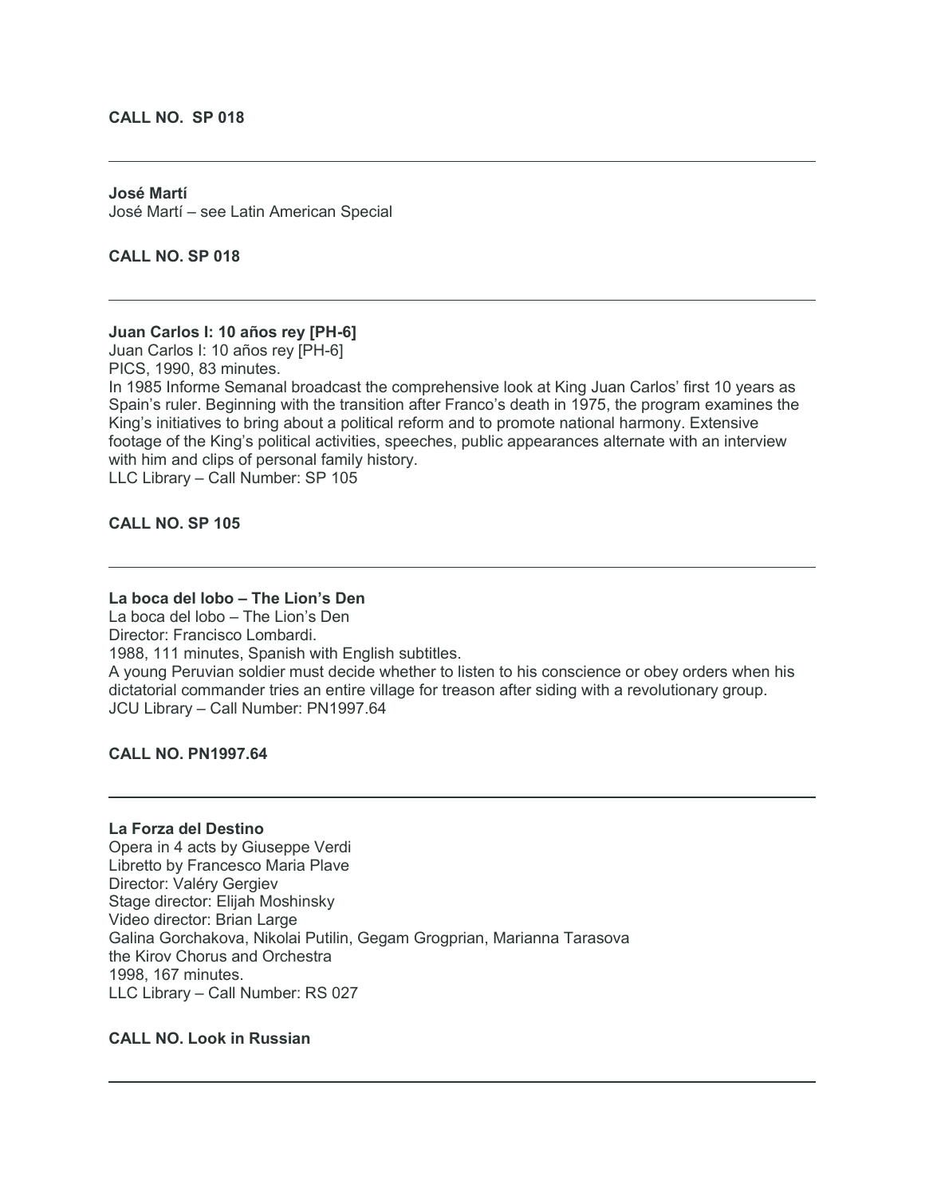**CALL NO. SP 018**

---

**José Martí**
José Martí – see Latin American Special

**CALL NO. SP 018**

---

**Juan Carlos I: 10 años rey [PH-6]**
Juan Carlos I: 10 años rey [PH-6]
PICS, 1990, 83 minutes.
In 1985 Informe Semanal broadcast the comprehensive look at King Juan Carlos' first 10 years as Spain's ruler. Beginning with the transition after Franco's death in 1975, the program examines the King's initiatives to bring about a political reform and to promote national harmony. Extensive footage of the King's political activities, speeches, public appearances alternate with an interview with him and clips of personal family history.
LLC Library – Call Number: SP 105

**CALL NO. SP 105**

---

**La boca del lobo – The Lion's Den**
La boca del lobo – The Lion's Den
Director: Francisco Lombardi.
1988, 111 minutes, Spanish with English subtitles.
A young Peruvian soldier must decide whether to listen to his conscience or obey orders when his dictatorial commander tries an entire village for treason after siding with a revolutionary group.
JCU Library – Call Number: PN1997.64

**CALL NO. PN1997.64**

---

**La Forza del Destino**
Opera in 4 acts by Giuseppe Verdi
Libretto by Francesco Maria Plave
Director: Valéry Gergiev
Stage director: Elijah Moshinsky
Video director: Brian Large
Galina Gorchakova, Nikolai Putilin, Gegam Grogprian, Marianna Tarasova
the Kirov Chorus and Orchestra
1998, 167 minutes.
LLC Library – Call Number: RS 027

**CALL NO. Look in Russian**

---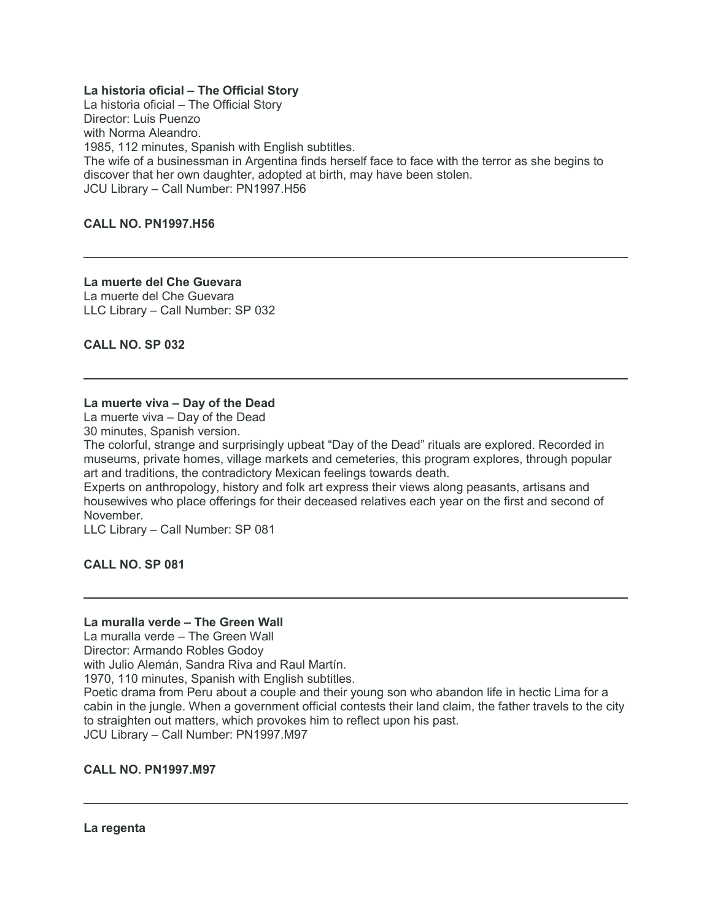**La historia oficial – The Official Story**

La historia oficial – The Official Story
Director: Luis Puenzo
with Norma Aleandro.
1985, 112 minutes, Spanish with English subtitles.
The wife of a businessman in Argentina finds herself face to face with the terror as she begins to discover that her own daughter, adopted at birth, may have been stolen.
JCU Library – Call Number: PN1997.H56

**CALL NO. PN1997.H56**

---

**La muerte del Che Guevara**

La muerte del Che Guevara
LLC Library – Call Number: SP 032

**CALL NO. SP 032**

---

**La muerte viva – Day of the Dead**

La muerte viva – Day of the Dead
30 minutes, Spanish version.
The colorful, strange and surprisingly upbeat "Day of the Dead" rituals are explored. Recorded in museums, private homes, village markets and cemeteries, this program explores, through popular art and traditions, the contradictory Mexican feelings towards death.
Experts on anthropology, history and folk art express their views along peasants, artisans and housewives who place offerings for their deceased relatives each year on the first and second of November.
LLC Library – Call Number: SP 081

**CALL NO. SP 081**

---

**La muralla verde – The Green Wall**

La muralla verde – The Green Wall
Director: Armando Robles Godoy
with Julio Alemán, Sandra Riva and Raul Martín.
1970, 110 minutes, Spanish with English subtitles.
Poetic drama from Peru about a couple and their young son who abandon life in hectic Lima for a cabin in the jungle. When a government official contests their land claim, the father travels to the city to straighten out matters, which provokes him to reflect upon his past.
JCU Library – Call Number: PN1997.M97

**CALL NO. PN1997.M97**

---

**La regenta**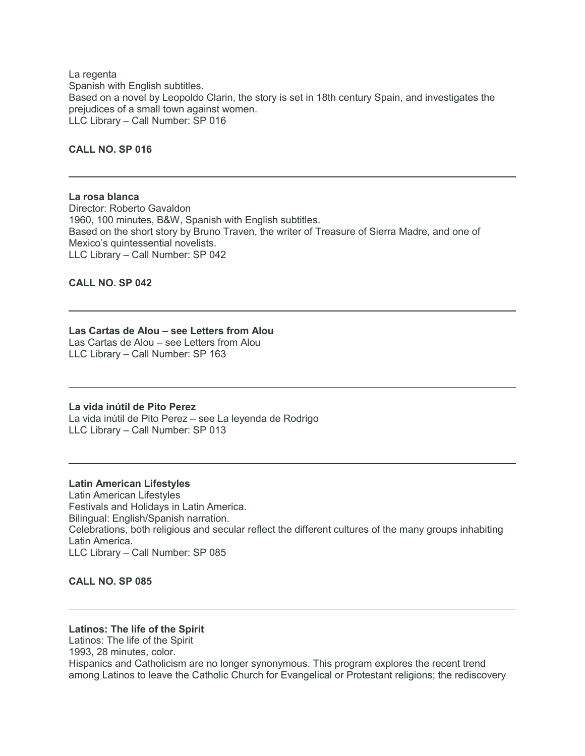La regenta
Spanish with English subtitles.
Based on a novel by Leopoldo Clarin, the story is set in 18th century Spain, and investigates the prejudices of a small town against women.
LLC Library – Call Number: SP 016

**CALL NO. SP 016**

---

**La rosa blanca**
Director: Roberto Gavaldon
1960, 100 minutes, B&W, Spanish with English subtitles.
Based on the short story by Bruno Traven, the writer of Treasure of Sierra Madre, and one of Mexico's quintessential novelists.
LLC Library – Call Number: SP 042

**CALL NO. SP 042**

---

**Las Cartas de Alou – see Letters from Alou**
Las Cartas de Alou – see Letters from Alou
LLC Library – Call Number: SP 163

---

**La vida inútil de Pito Perez**
La vida inútil de Pito Perez – see La leyenda de Rodrigo
LLC Library – Call Number: SP 013

---

**Latin American Lifestyles**
Latin American Lifestyles
Festivals and Holidays in Latin America.
Bilingual: English/Spanish narration.
Celebrations, both religious and secular reflect the different cultures of the many groups inhabiting Latin America.
LLC Library – Call Number: SP 085

**CALL NO. SP 085**

---

**Latinos: The life of the Spirit**
Latinos: The life of the Spirit
1993, 28 minutes, color.
Hispanics and Catholicism are no longer synonymous. This program explores the recent trend among Latinos to leave the Catholic Church for Evangelical or Protestant religions; the rediscovery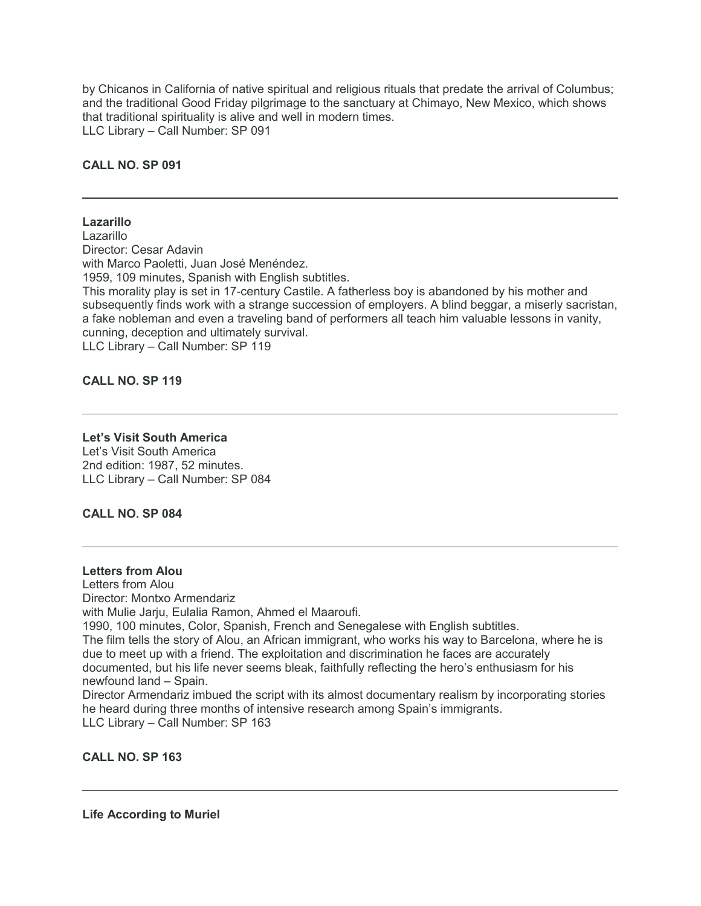by Chicanos in California of native spiritual and religious rituals that predate the arrival of Columbus; and the traditional Good Friday pilgrimage to the sanctuary at Chimayo, New Mexico, which shows that traditional spirituality is alive and well in modern times.
LLC Library – Call Number: SP 091

**CALL NO. SP 091**

---

**Lazarillo**
Lazarillo
Director: Cesar Adavin
with Marco Paoletti, Juan José Menéndez.
1959, 109 minutes, Spanish with English subtitles.
This morality play is set in 17-century Castile. A fatherless boy is abandoned by his mother and subsequently finds work with a strange succession of employers. A blind beggar, a miserly sacristan, a fake nobleman and even a traveling band of performers all teach him valuable lessons in vanity, cunning, deception and ultimately survival.
LLC Library – Call Number: SP 119

**CALL NO. SP 119**

---

**Let's Visit South America**
Let's Visit South America
2nd edition: 1987, 52 minutes.
LLC Library – Call Number: SP 084

**CALL NO. SP 084**

---

**Letters from Alou**
Letters from Alou
Director: Montxo Armendariz
with Mulie Jarju, Eulalia Ramon, Ahmed el Maaroufi.
1990, 100 minutes, Color, Spanish, French and Senegalese with English subtitles.
The film tells the story of Alou, an African immigrant, who works his way to Barcelona, where he is due to meet up with a friend. The exploitation and discrimination he faces are accurately documented, but his life never seems bleak, faithfully reflecting the hero's enthusiasm for his newfound land – Spain.
Director Armendariz imbued the script with its almost documentary realism by incorporating stories he heard during three months of intensive research among Spain's immigrants.
LLC Library – Call Number: SP 163

**CALL NO. SP 163**

---

**Life According to Muriel**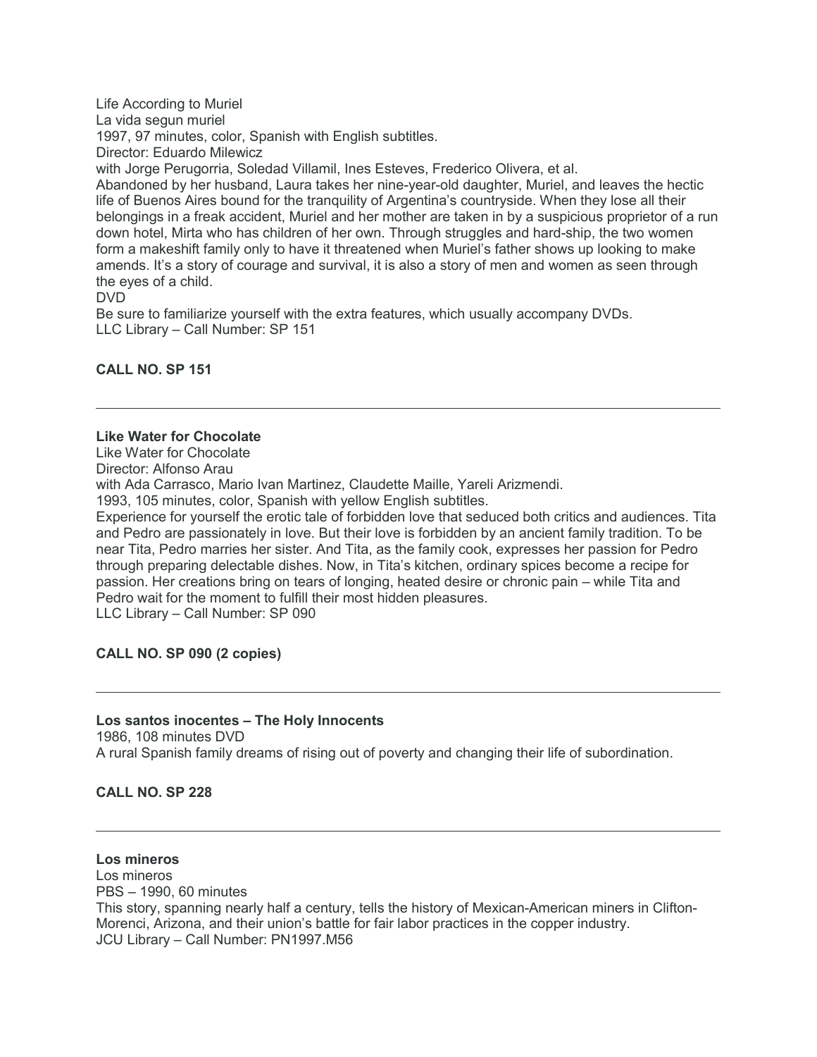Life According to Muriel
La vida segun muriel
1997, 97 minutes, color, Spanish with English subtitles.
Director: Eduardo Milewicz
with Jorge Perugorria, Soledad Villamil, Ines Esteves, Frederico Olivera, et al.
Abandoned by her husband, Laura takes her nine-year-old daughter, Muriel, and leaves the hectic life of Buenos Aires bound for the tranquility of Argentina's countryside. When they lose all their belongings in a freak accident, Muriel and her mother are taken in by a suspicious proprietor of a run down hotel, Mirta who has children of her own. Through struggles and hard-ship, the two women form a makeshift family only to have it threatened when Muriel's father shows up looking to make amends. It's a story of courage and survival, it is also a story of men and women as seen through the eyes of a child.
DVD
Be sure to familiarize yourself with the extra features, which usually accompany DVDs.
LLC Library – Call Number: SP 151

**CALL NO. SP 151**

---

**Like Water for Chocolate**
Like Water for Chocolate
Director: Alfonso Arau
with Ada Carrasco, Mario Ivan Martinez, Claudette Maille, Yareli Arizmendi.
1993, 105 minutes, color, Spanish with yellow English subtitles.
Experience for yourself the erotic tale of forbidden love that seduced both critics and audiences. Tita and Pedro are passionately in love. But their love is forbidden by an ancient family tradition. To be near Tita, Pedro marries her sister. And Tita, as the family cook, expresses her passion for Pedro through preparing delectable dishes. Now, in Tita's kitchen, ordinary spices become a recipe for passion. Her creations bring on tears of longing, heated desire or chronic pain – while Tita and Pedro wait for the moment to fulfill their most hidden pleasures.
LLC Library – Call Number: SP 090

**CALL NO. SP 090 (2 copies)**

---

**Los santos inocentes – The Holy Innocents**
1986, 108 minutes DVD
A rural Spanish family dreams of rising out of poverty and changing their life of subordination.

**CALL NO. SP 228**

---

**Los mineros**
Los mineros
PBS – 1990, 60 minutes
This story, spanning nearly half a century, tells the history of Mexican-American miners in Clifton-Morenci, Arizona, and their union's battle for fair labor practices in the copper industry.
JCU Library – Call Number: PN1997.M56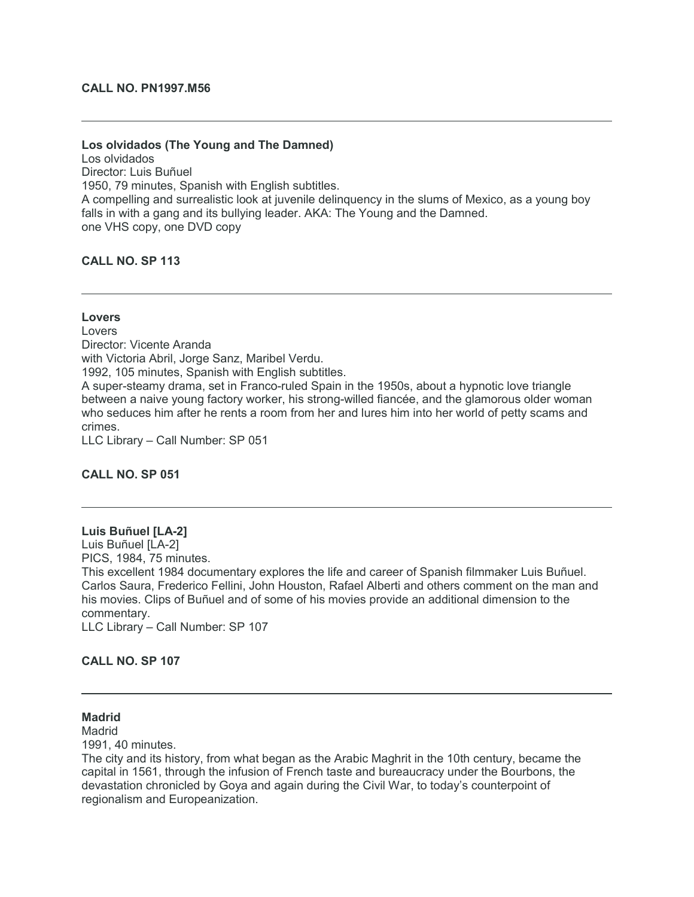**CALL NO. PN1997.M56**

---

**Los olvidados (The Young and The Damned)**
Los olvidados
Director: Luis Buñuel
1950, 79 minutes, Spanish with English subtitles.
A compelling and surrealistic look at juvenile delinquency in the slums of Mexico, as a young boy falls in with a gang and its bullying leader. AKA: The Young and the Damned.
one VHS copy, one DVD copy

**CALL NO. SP 113**

---

**Lovers**
Lovers
Director: Vicente Aranda
with Victoria Abril, Jorge Sanz, Maribel Verdu.
1992, 105 minutes, Spanish with English subtitles.
A super-steamy drama, set in Franco-ruled Spain in the 1950s, about a hypnotic love triangle between a naive young factory worker, his strong-willed fiancée, and the glamorous older woman who seduces him after he rents a room from her and lures him into her world of petty scams and crimes.
LLC Library – Call Number: SP 051

**CALL NO. SP 051**

---

**Luis Buñuel [LA-2]**
Luis Buñuel [LA-2]
PICS, 1984, 75 minutes.
This excellent 1984 documentary explores the life and career of Spanish filmmaker Luis Buñuel. Carlos Saura, Frederico Fellini, John Houston, Rafael Alberti and others comment on the man and his movies. Clips of Buñuel and of some of his movies provide an additional dimension to the commentary.
LLC Library – Call Number: SP 107

**CALL NO. SP 107**

---

**Madrid**
Madrid
1991, 40 minutes.
The city and its history, from what began as the Arabic Maghrit in the 10th century, became the capital in 1561, through the infusion of French taste and bureaucracy under the Bourbons, the devastation chronicled by Goya and again during the Civil War, to today's counterpoint of regionalism and Europeanization.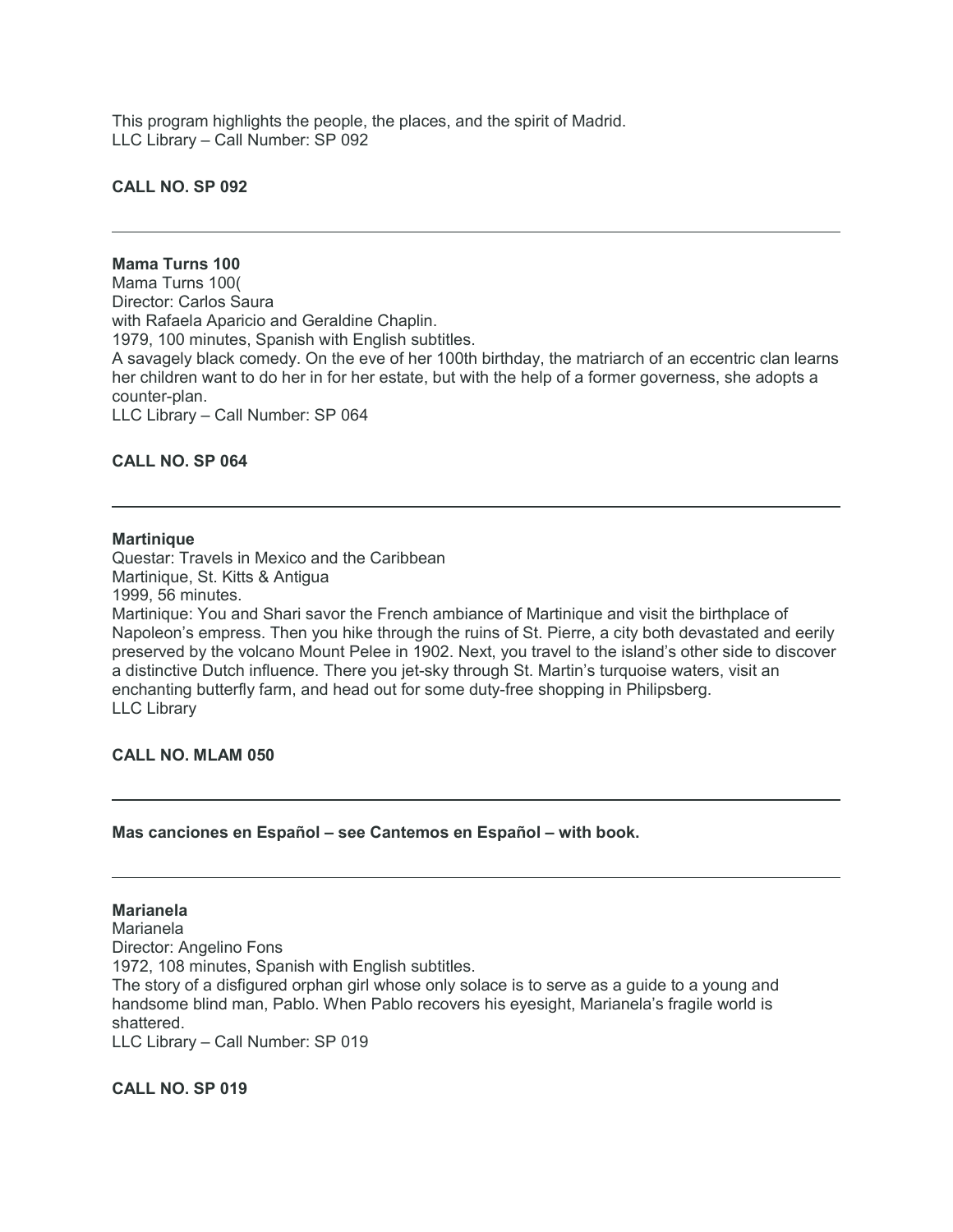This program highlights the people, the places, and the spirit of Madrid.
LLC Library – Call Number: SP 092

**CALL NO. SP 092**

---

**Mama Turns 100**
Mama Turns 100(
Director: Carlos Saura
with Rafaela Aparicio and Geraldine Chaplin.
1979, 100 minutes, Spanish with English subtitles.
A savagely black comedy. On the eve of her 100th birthday, the matriarch of an eccentric clan learns her children want to do her in for her estate, but with the help of a former governess, she adopts a counter-plan.
LLC Library – Call Number: SP 064

**CALL NO. SP 064**

---

**Martinique**
Questar: Travels in Mexico and the Caribbean
Martinique, St. Kitts & Antigua
1999, 56 minutes.
Martinique: You and Shari savor the French ambiance of Martinique and visit the birthplace of Napoleon's empress. Then you hike through the ruins of St. Pierre, a city both devastated and eerily preserved by the volcano Mount Pelee in 1902. Next, you travel to the island's other side to discover a distinctive Dutch influence. There you jet-sky through St. Martin's turquoise waters, visit an enchanting butterfly farm, and head out for some duty-free shopping in Philipsberg.
LLC Library

**CALL NO. MLAM 050**

---

**Mas canciones en Español – see Cantemos en Español – with book.**

---

**Marianela**
Marianela
Director: Angelino Fons
1972, 108 minutes, Spanish with English subtitles.
The story of a disfigured orphan girl whose only solace is to serve as a guide to a young and handsome blind man, Pablo. When Pablo recovers his eyesight, Marianela's fragile world is shattered.
LLC Library – Call Number: SP 019

**CALL NO. SP 019**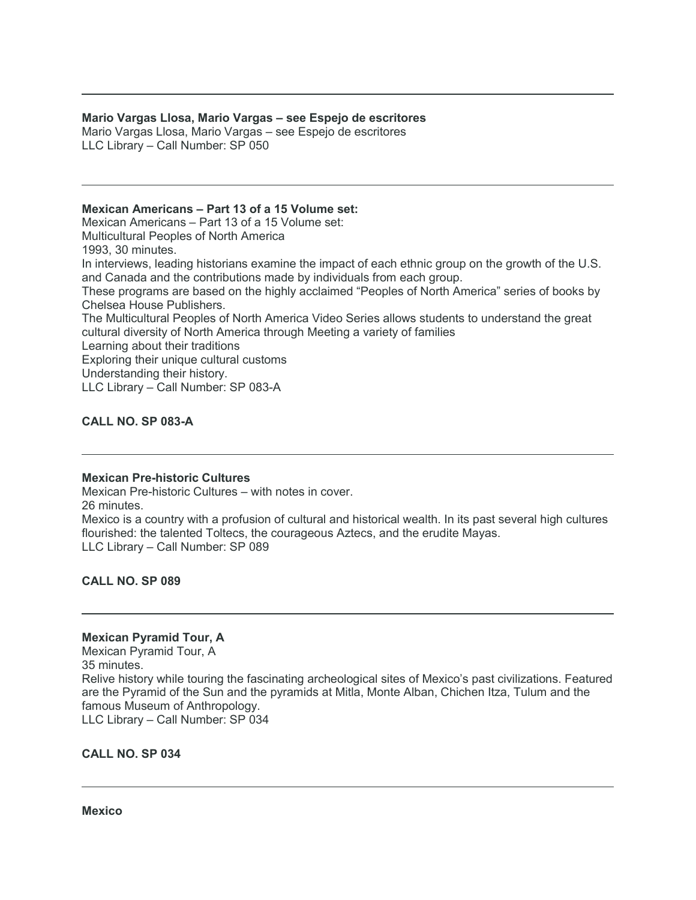---

**Mario Vargas Llosa, Mario Vargas – see Espejo de escritores**

Mario Vargas Llosa, Mario Vargas – see Espejo de escritores
LLC Library – Call Number: SP 050

---

**Mexican Americans – Part 13 of a 15 Volume set:**

Mexican Americans – Part 13 of a 15 Volume set:
Multicultural Peoples of North America
1993, 30 minutes.
In interviews, leading historians examine the impact of each ethnic group on the growth of the U.S. and Canada and the contributions made by individuals from each group.
These programs are based on the highly acclaimed "Peoples of North America" series of books by Chelsea House Publishers.
The Multicultural Peoples of North America Video Series allows students to understand the great cultural diversity of North America through Meeting a variety of families
Learning about their traditions
Exploring their unique cultural customs
Understanding their history.
LLC Library – Call Number: SP 083-A

**CALL NO. SP 083-A**

---

**Mexican Pre-historic Cultures**

Mexican Pre-historic Cultures – with notes in cover.
26 minutes.
Mexico is a country with a profusion of cultural and historical wealth. In its past several high cultures flourished: the talented Toltecs, the courageous Aztecs, and the erudite Mayas.
LLC Library – Call Number: SP 089

**CALL NO. SP 089**

---

**Mexican Pyramid Tour, A**

Mexican Pyramid Tour, A
35 minutes.
Relive history while touring the fascinating archeological sites of Mexico's past civilizations. Featured are the Pyramid of the Sun and the pyramids at Mitla, Monte Alban, Chichen Itza, Tulum and the famous Museum of Anthropology.
LLC Library – Call Number: SP 034

**CALL NO. SP 034**

---

**Mexico**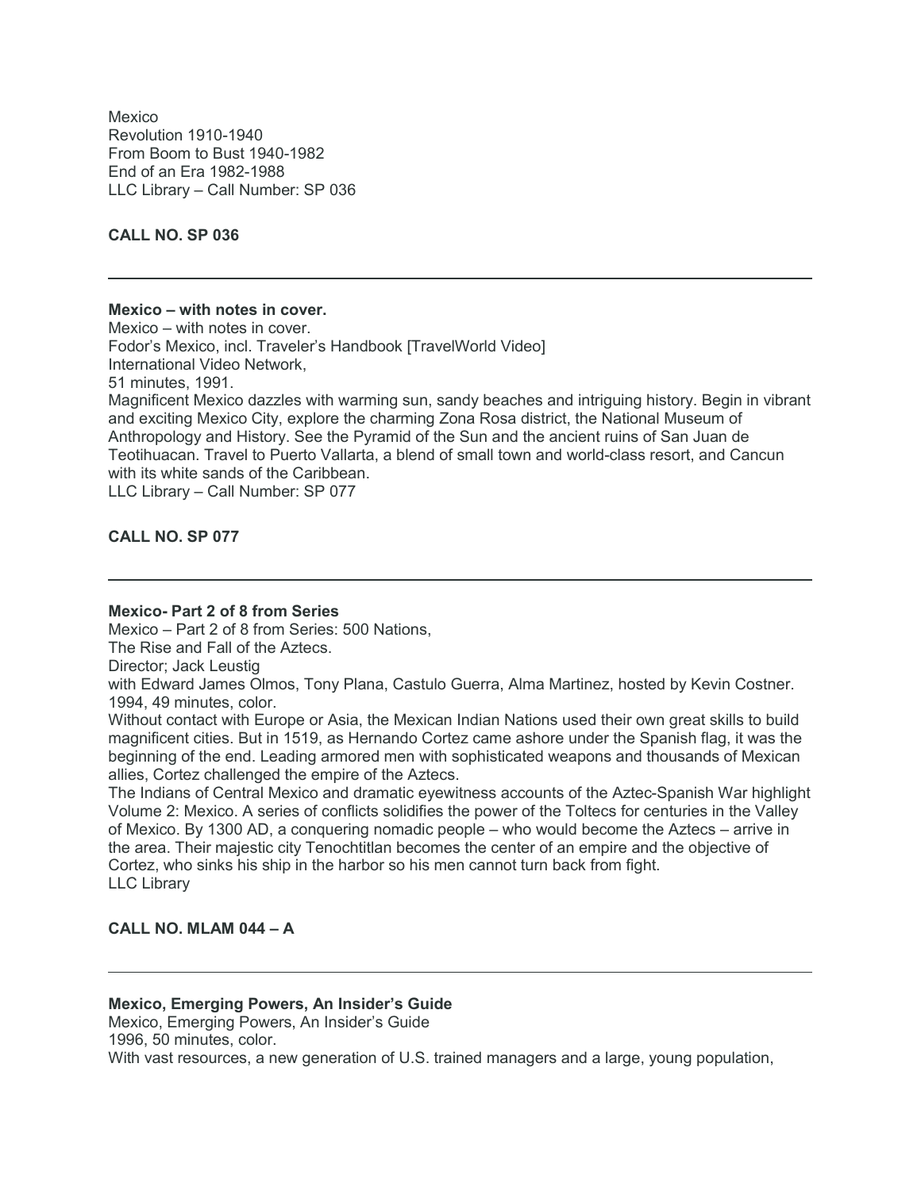Mexico
Revolution 1910-1940
From Boom to Bust 1940-1982
End of an Era 1982-1988
LLC Library – Call Number: SP 036

**CALL NO. SP 036**

---

**Mexico – with notes in cover.**

Mexico – with notes in cover.
Fodor's Mexico, incl. Traveler's Handbook [TravelWorld Video]
International Video Network,
51 minutes, 1991.
Magnificent Mexico dazzles with warming sun, sandy beaches and intriguing history. Begin in vibrant and exciting Mexico City, explore the charming Zona Rosa district, the National Museum of Anthropology and History. See the Pyramid of the Sun and the ancient ruins of San Juan de Teotihuacan. Travel to Puerto Vallarta, a blend of small town and world-class resort, and Cancun with its white sands of the Caribbean.
LLC Library – Call Number: SP 077

**CALL NO. SP 077**

---

**Mexico- Part 2 of 8 from Series**

Mexico – Part 2 of 8 from Series: 500 Nations,
The Rise and Fall of the Aztecs.
Director; Jack Leustig
with Edward James Olmos, Tony Plana, Castulo Guerra, Alma Martinez, hosted by Kevin Costner.
1994, 49 minutes, color.
Without contact with Europe or Asia, the Mexican Indian Nations used their own great skills to build magnificent cities. But in 1519, as Hernando Cortez came ashore under the Spanish flag, it was the beginning of the end. Leading armored men with sophisticated weapons and thousands of Mexican allies, Cortez challenged the empire of the Aztecs.
The Indians of Central Mexico and dramatic eyewitness accounts of the Aztec-Spanish War highlight Volume 2: Mexico. A series of conflicts solidifies the power of the Toltecs for centuries in the Valley of Mexico. By 1300 AD, a conquering nomadic people – who would become the Aztecs – arrive in the area. Their majestic city Tenochtitlan becomes the center of an empire and the objective of Cortez, who sinks his ship in the harbor so his men cannot turn back from fight.
LLC Library

**CALL NO. MLAM 044 – A**

---

**Mexico, Emerging Powers, An Insider's Guide**

Mexico, Emerging Powers, An Insider's Guide
1996, 50 minutes, color.
With vast resources, a new generation of U.S. trained managers and a large, young population,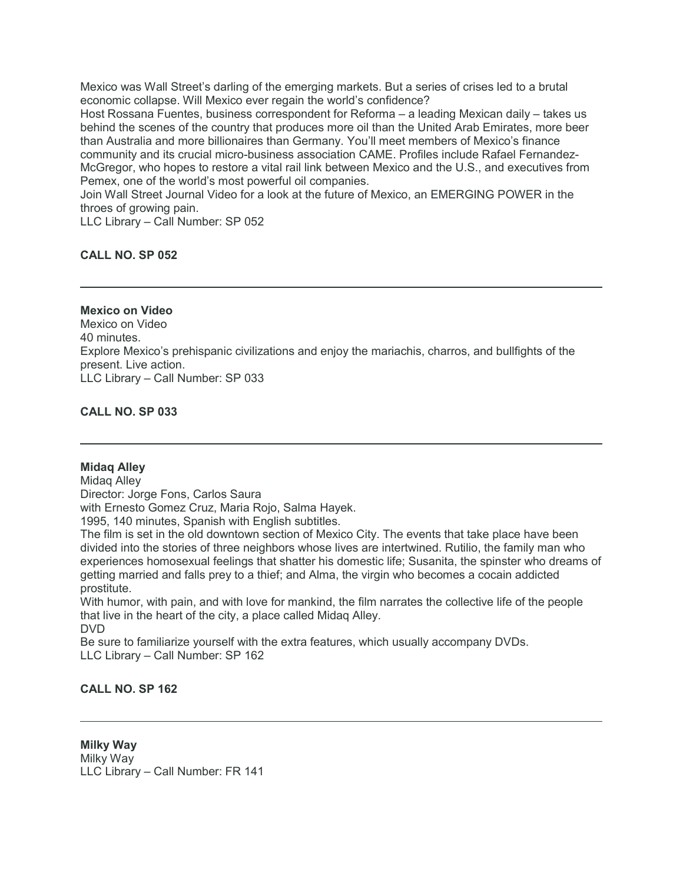Mexico was Wall Street's darling of the emerging markets. But a series of crises led to a brutal economic collapse. Will Mexico ever regain the world's confidence?
Host Rossana Fuentes, business correspondent for Reforma – a leading Mexican daily – takes us behind the scenes of the country that produces more oil than the United Arab Emirates, more beer than Australia and more billionaires than Germany. You'll meet members of Mexico's finance community and its crucial micro-business association CAME. Profiles include Rafael Fernandez-McGregor, who hopes to restore a vital rail link between Mexico and the U.S., and executives from Pemex, one of the world's most powerful oil companies.
Join Wall Street Journal Video for a look at the future of Mexico, an EMERGING POWER in the throes of growing pain.
LLC Library – Call Number: SP 052

**CALL NO. SP 052**

---

**Mexico on Video**
Mexico on Video
40 minutes.
Explore Mexico's prehispanic civilizations and enjoy the mariachis, charros, and bullfights of the present. Live action.
LLC Library – Call Number: SP 033

**CALL NO. SP 033**

---

**Midaq Alley**
Midaq Alley
Director: Jorge Fons, Carlos Saura
with Ernesto Gomez Cruz, Maria Rojo, Salma Hayek.
1995, 140 minutes, Spanish with English subtitles.
The film is set in the old downtown section of Mexico City. The events that take place have been divided into the stories of three neighbors whose lives are intertwined. Rutilio, the family man who experiences homosexual feelings that shatter his domestic life; Susanita, the spinster who dreams of getting married and falls prey to a thief; and Alma, the virgin who becomes a cocain addicted prostitute.
With humor, with pain, and with love for mankind, the film narrates the collective life of the people that live in the heart of the city, a place called Midaq Alley.
DVD
Be sure to familiarize yourself with the extra features, which usually accompany DVDs.
LLC Library – Call Number: SP 162

**CALL NO. SP 162**

---

**Milky Way**
Milky Way
LLC Library – Call Number: FR 141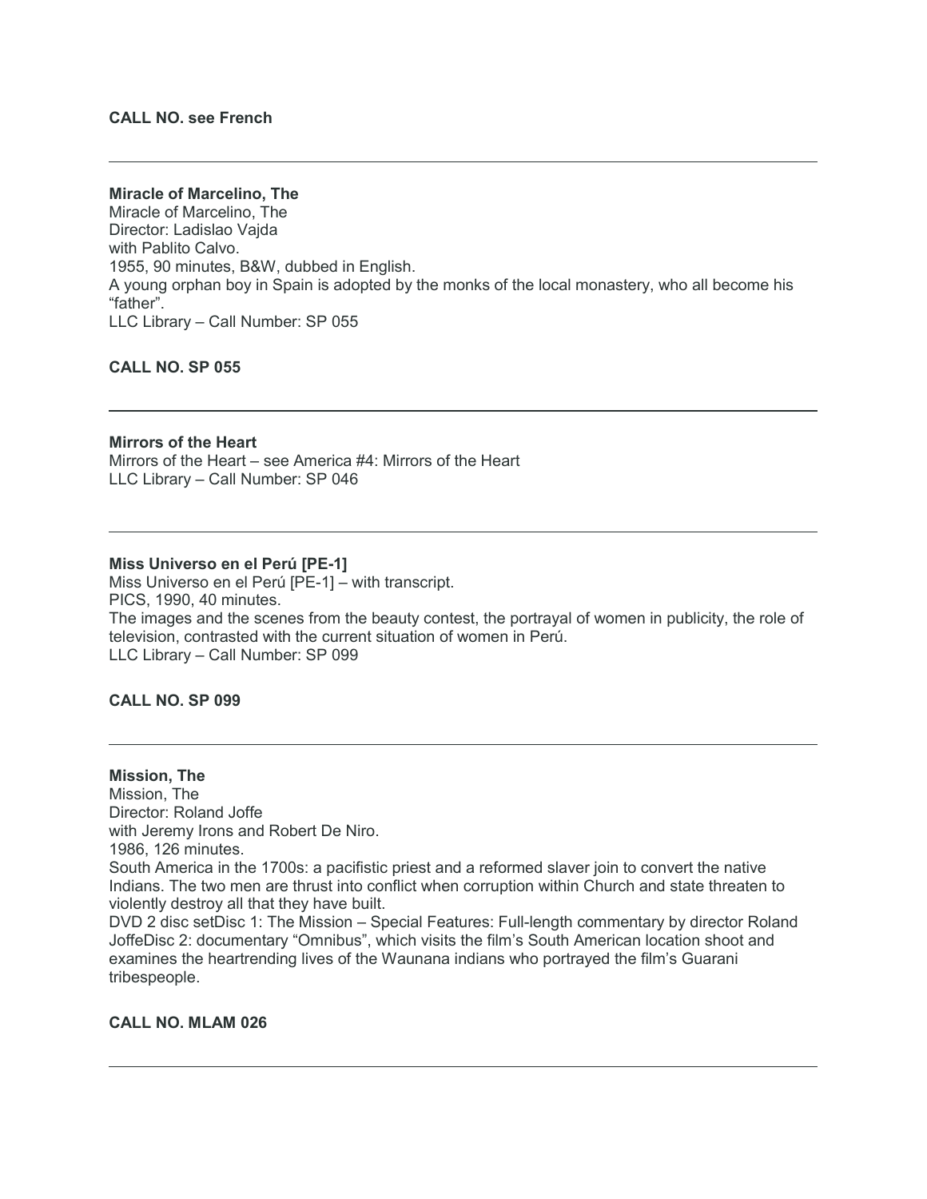**CALL NO. see French**

---

**Miracle of Marcelino, The**
Miracle of Marcelino, The
Director: Ladislao Vajda
with Pablito Calvo.
1955, 90 minutes, B&W, dubbed in English.
A young orphan boy in Spain is adopted by the monks of the local monastery, who all become his "father".
LLC Library – Call Number: SP 055

**CALL NO. SP 055**

---

**Mirrors of the Heart**
Mirrors of the Heart – see America #4: Mirrors of the Heart
LLC Library – Call Number: SP 046

---

**Miss Universo en el Perú [PE-1]**
Miss Universo en el Perú [PE-1] – with transcript.
PICS, 1990, 40 minutes.
The images and the scenes from the beauty contest, the portrayal of women in publicity, the role of television, contrasted with the current situation of women in Perú.
LLC Library – Call Number: SP 099

**CALL NO. SP 099**

---

**Mission, The**
Mission, The
Director: Roland Joffe
with Jeremy Irons and Robert De Niro.
1986, 126 minutes.
South America in the 1700s: a pacifistic priest and a reformed slaver join to convert the native Indians. The two men are thrust into conflict when corruption within Church and state threaten to violently destroy all that they have built.
DVD 2 disc setDisc 1: The Mission – Special Features: Full-length commentary by director Roland JoffeDisc 2: documentary "Omnibus", which visits the film's South American location shoot and examines the heartrending lives of the Waunana indians who portrayed the film's Guarani tribespeople.

**CALL NO. MLAM 026**

---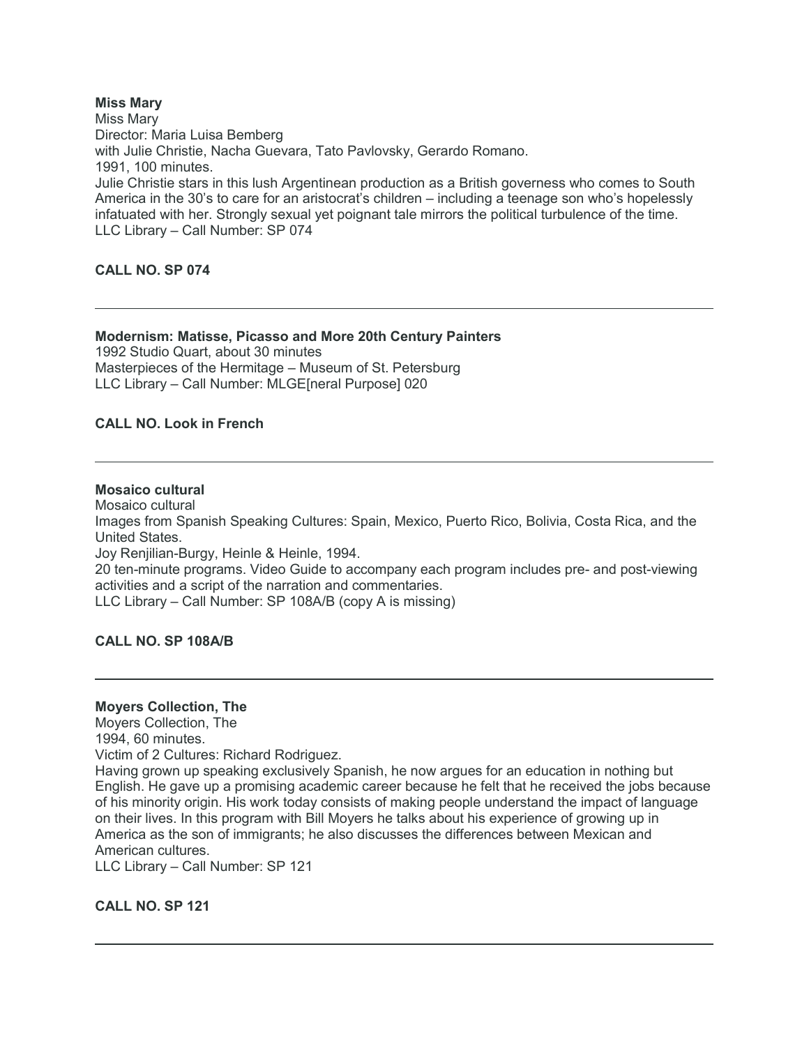**Miss Mary**

Miss Mary
Director: Maria Luisa Bemberg
with Julie Christie, Nacha Guevara, Tato Pavlovsky, Gerardo Romano.
1991, 100 minutes.
Julie Christie stars in this lush Argentinean production as a British governess who comes to South America in the 30's to care for an aristocrat's children – including a teenage son who's hopelessly infatuated with her. Strongly sexual yet poignant tale mirrors the political turbulence of the time.
LLC Library – Call Number: SP 074

**CALL NO. SP 074**

---

**Modernism: Matisse, Picasso and More 20th Century Painters**

1992 Studio Quart, about 30 minutes
Masterpieces of the Hermitage – Museum of St. Petersburg
LLC Library – Call Number: MLGE[neral Purpose] 020

**CALL NO. Look in French**

---

**Mosaico cultural**

Mosaico cultural
Images from Spanish Speaking Cultures: Spain, Mexico, Puerto Rico, Bolivia, Costa Rica, and the United States.
Joy Renjilian-Burgy, Heinle & Heinle, 1994.
20 ten-minute programs. Video Guide to accompany each program includes pre- and post-viewing activities and a script of the narration and commentaries.
LLC Library – Call Number: SP 108A/B (copy A is missing)

**CALL NO. SP 108A/B**

---

**Moyers Collection, The**

Moyers Collection, The
1994, 60 minutes.
Victim of 2 Cultures: Richard Rodriguez.
Having grown up speaking exclusively Spanish, he now argues for an education in nothing but English. He gave up a promising academic career because he felt that he received the jobs because of his minority origin. His work today consists of making people understand the impact of language on their lives. In this program with Bill Moyers he talks about his experience of growing up in America as the son of immigrants; he also discusses the differences between Mexican and American cultures.
LLC Library – Call Number: SP 121

**CALL NO. SP 121**

---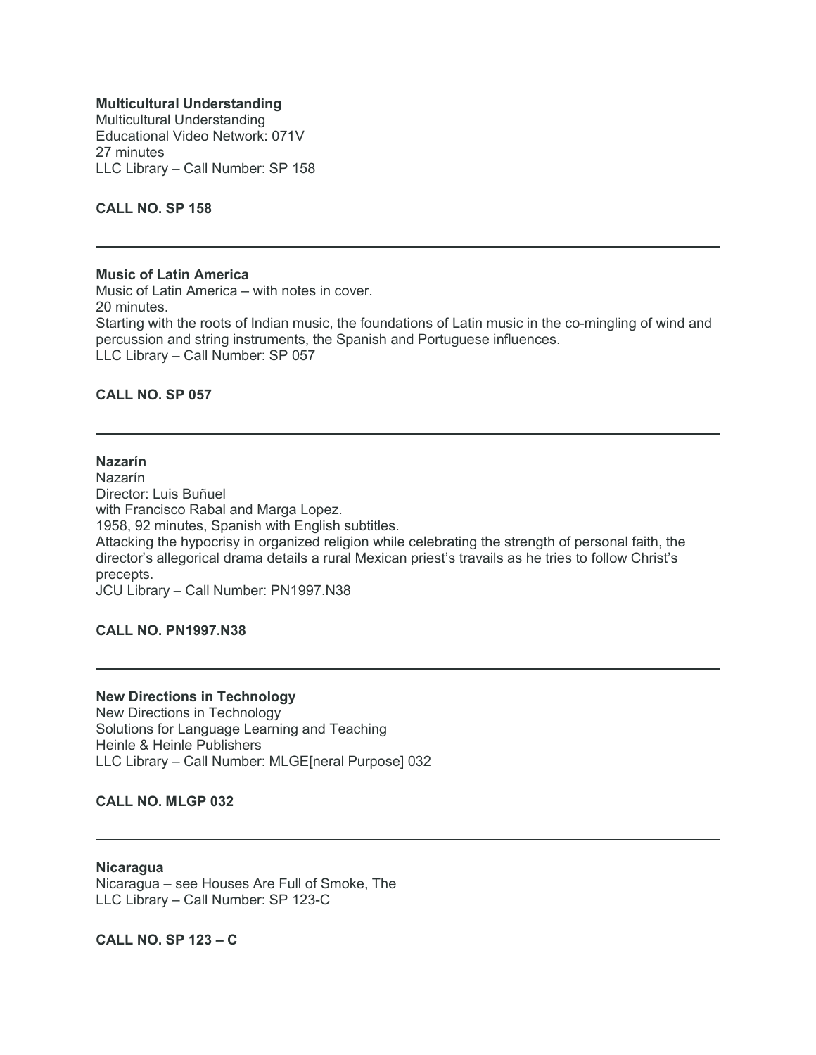**Multicultural Understanding**
Multicultural Understanding
Educational Video Network: 071V
27 minutes
LLC Library – Call Number: SP 158

**CALL NO. SP 158**

---

**Music of Latin America**
Music of Latin America – with notes in cover.
20 minutes.
Starting with the roots of Indian music, the foundations of Latin music in the co-mingling of wind and percussion and string instruments, the Spanish and Portuguese influences.
LLC Library – Call Number: SP 057

**CALL NO. SP 057**

---

**Nazarín**
Nazarín
Director: Luis Buñuel
with Francisco Rabal and Marga Lopez.
1958, 92 minutes, Spanish with English subtitles.
Attacking the hypocrisy in organized religion while celebrating the strength of personal faith, the director's allegorical drama details a rural Mexican priest's travails as he tries to follow Christ's precepts.
JCU Library – Call Number: PN1997.N38

**CALL NO. PN1997.N38**

---

**New Directions in Technology**
New Directions in Technology
Solutions for Language Learning and Teaching
Heinle & Heinle Publishers
LLC Library – Call Number: MLGE[neral Purpose] 032

**CALL NO. MLGP 032**

---

**Nicaragua**
Nicaragua – see Houses Are Full of Smoke, The
LLC Library – Call Number: SP 123-C

**CALL NO. SP 123 – C**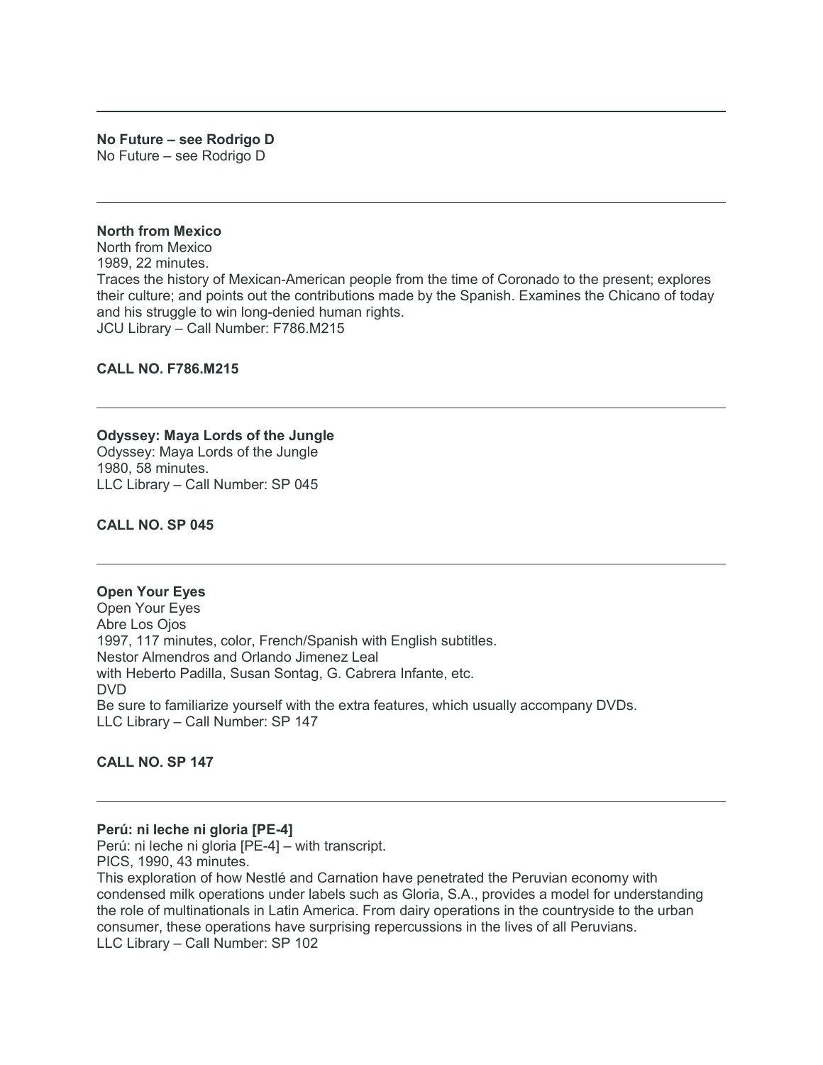---

**No Future – see Rodrigo D**
No Future – see Rodrigo D

---

**North from Mexico**
North from Mexico
1989, 22 minutes.
Traces the history of Mexican-American people from the time of Coronado to the present; explores their culture; and points out the contributions made by the Spanish. Examines the Chicano of today and his struggle to win long-denied human rights.
JCU Library – Call Number: F786.M215

**CALL NO. F786.M215**

---

**Odyssey: Maya Lords of the Jungle**
Odyssey: Maya Lords of the Jungle
1980, 58 minutes.
LLC Library – Call Number: SP 045

**CALL NO. SP 045**

---

**Open Your Eyes**
Open Your Eyes
Abre Los Ojos
1997, 117 minutes, color, French/Spanish with English subtitles.
Nestor Almendros and Orlando Jimenez Leal
with Heberto Padilla, Susan Sontag, G. Cabrera Infante, etc.
DVD
Be sure to familiarize yourself with the extra features, which usually accompany DVDs.
LLC Library – Call Number: SP 147

**CALL NO. SP 147**

---

**Perú: ni leche ni gloria [PE-4]**
Perú: ni leche ni gloria [PE-4] – with transcript.
PICS, 1990, 43 minutes.
This exploration of how Nestlé and Carnation have penetrated the Peruvian economy with condensed milk operations under labels such as Gloria, S.A., provides a model for understanding the role of multinationals in Latin America. From dairy operations in the countryside to the urban consumer, these operations have surprising repercussions in the lives of all Peruvians.
LLC Library – Call Number: SP 102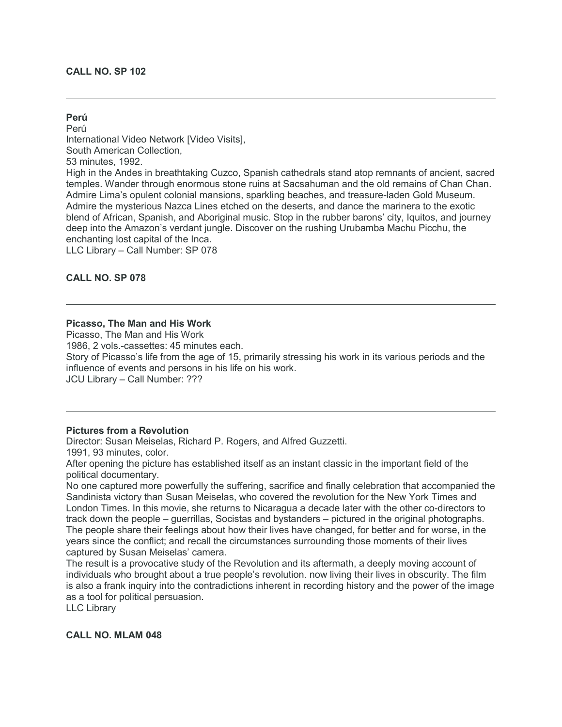**CALL NO. SP 102**

---

**Perú**

Perú
International Video Network [Video Visits],
South American Collection,
53 minutes, 1992.
High in the Andes in breathtaking Cuzco, Spanish cathedrals stand atop remnants of ancient, sacred temples. Wander through enormous stone ruins at Sacsahuman and the old remains of Chan Chan. Admire Lima's opulent colonial mansions, sparkling beaches, and treasure-laden Gold Museum. Admire the mysterious Nazca Lines etched on the deserts, and dance the marinera to the exotic blend of African, Spanish, and Aboriginal music. Stop in the rubber barons' city, Iquitos, and journey deep into the Amazon's verdant jungle. Discover on the rushing Urubamba Machu Picchu, the enchanting lost capital of the Inca.
LLC Library – Call Number: SP 078

**CALL NO. SP 078**

---

**Picasso, The Man and His Work**

Picasso, The Man and His Work
1986, 2 vols.-cassettes: 45 minutes each.
Story of Picasso's life from the age of 15, primarily stressing his work in its various periods and the influence of events and persons in his life on his work.
JCU Library – Call Number: ???

---

**Pictures from a Revolution**

Director: Susan Meiselas, Richard P. Rogers, and Alfred Guzzetti.
1991, 93 minutes, color.
After opening the picture has established itself as an instant classic in the important field of the political documentary.
No one captured more powerfully the suffering, sacrifice and finally celebration that accompanied the Sandinista victory than Susan Meiselas, who covered the revolution for the New York Times and London Times. In this movie, she returns to Nicaragua a decade later with the other co-directors to track down the people – guerrillas, Socistas and bystanders – pictured in the original photographs. The people share their feelings about how their lives have changed, for better and for worse, in the years since the conflict; and recall the circumstances surrounding those moments of their lives captured by Susan Meiselas' camera.
The result is a provocative study of the Revolution and its aftermath, a deeply moving account of individuals who brought about a true people's revolution. now living their lives in obscurity. The film is also a frank inquiry into the contradictions inherent in recording history and the power of the image as a tool for political persuasion.
LLC Library

**CALL NO. MLAM 048**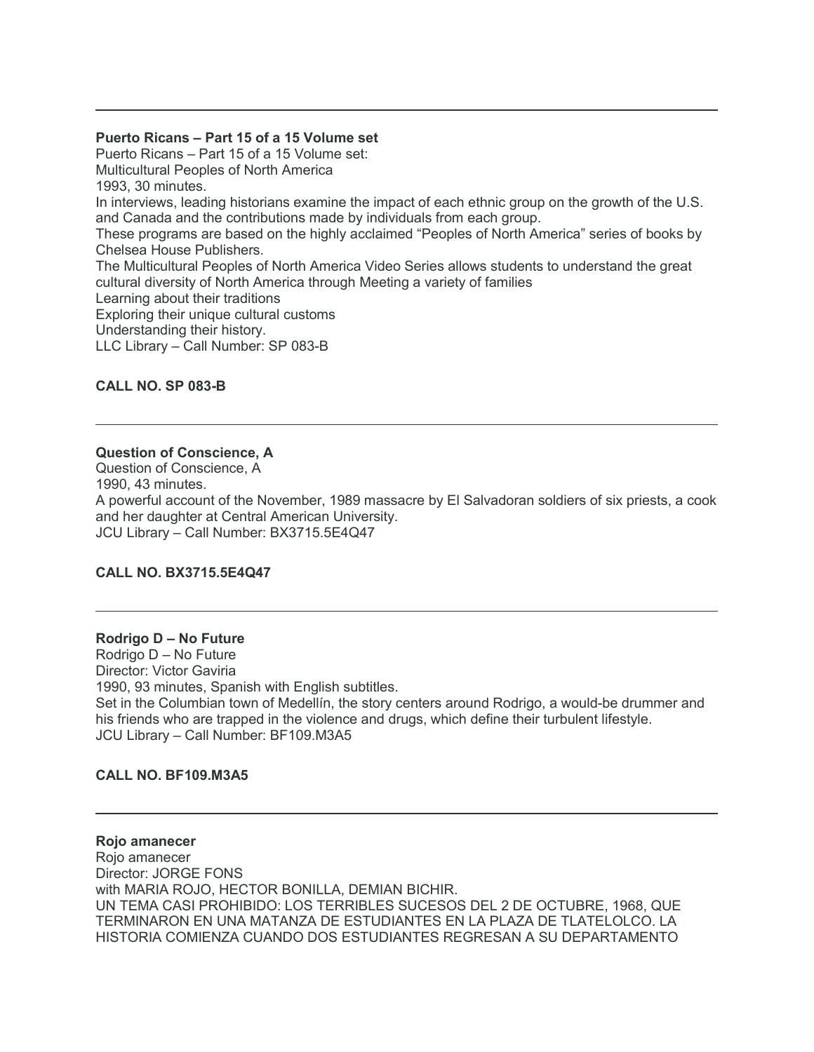---

**Puerto Ricans – Part 15 of a 15 Volume set**

Puerto Ricans – Part 15 of a 15 Volume set:
Multicultural Peoples of North America
1993, 30 minutes.
In interviews, leading historians examine the impact of each ethnic group on the growth of the U.S. and Canada and the contributions made by individuals from each group.
These programs are based on the highly acclaimed "Peoples of North America" series of books by Chelsea House Publishers.
The Multicultural Peoples of North America Video Series allows students to understand the great cultural diversity of North America through Meeting a variety of families
Learning about their traditions
Exploring their unique cultural customs
Understanding their history.
LLC Library – Call Number: SP 083-B

**CALL NO. SP 083-B**

---

**Question of Conscience, A**

Question of Conscience, A
1990, 43 minutes.
A powerful account of the November, 1989 massacre by El Salvadoran soldiers of six priests, a cook and her daughter at Central American University.
JCU Library – Call Number: BX3715.5E4Q47

**CALL NO. BX3715.5E4Q47**

---

**Rodrigo D – No Future**

Rodrigo D – No Future
Director: Victor Gaviria
1990, 93 minutes, Spanish with English subtitles.
Set in the Columbian town of Medellín, the story centers around Rodrigo, a would-be drummer and his friends who are trapped in the violence and drugs, which define their turbulent lifestyle.
JCU Library – Call Number: BF109.M3A5

**CALL NO. BF109.M3A5**

---

**Rojo amanecer**

Rojo amanecer
Director: JORGE FONS
with MARIA ROJO, HECTOR BONILLA, DEMIAN BICHIR.
UN TEMA CASI PROHIBIDO: LOS TERRIBLES SUCESOS DEL 2 DE OCTUBRE, 1968, QUE TERMINARON EN UNA MATANZA DE ESTUDIANTES EN LA PLAZA DE TLATELOLCO. LA HISTORIA COMIENZA CUANDO DOS ESTUDIANTES REGRESAN A SU DEPARTAMENTO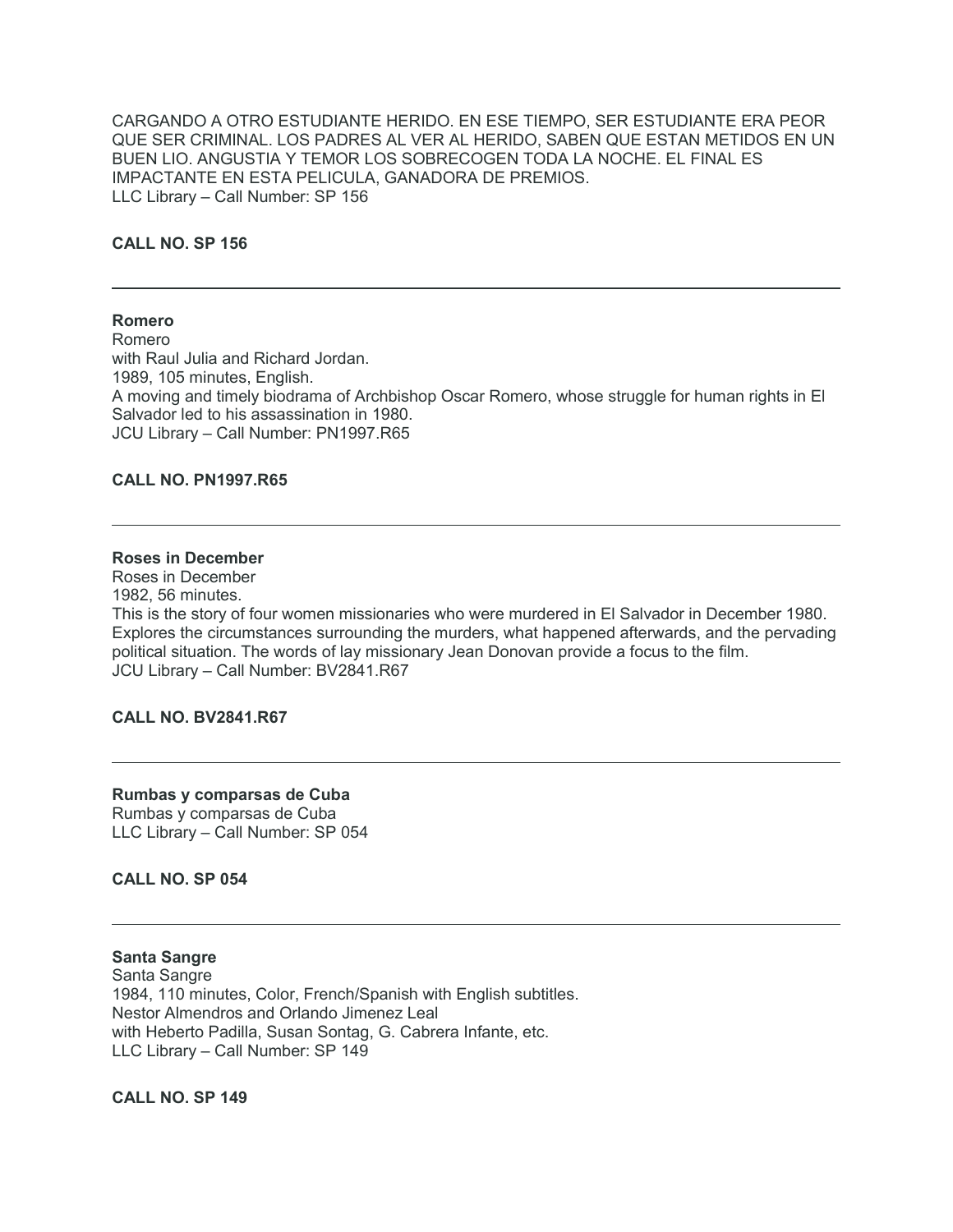CARGANDO A OTRO ESTUDIANTE HERIDO. EN ESE TIEMPO, SER ESTUDIANTE ERA PEOR QUE SER CRIMINAL. LOS PADRES AL VER AL HERIDO, SABEN QUE ESTAN METIDOS EN UN BUEN LIO. ANGUSTIA Y TEMOR LOS SOBRECOGEN TODA LA NOCHE. EL FINAL ES IMPACTANTE EN ESTA PELICULA, GANADORA DE PREMIOS.
LLC Library – Call Number: SP 156

**CALL NO. SP 156**

---

**Romero**
Romero
with Raul Julia and Richard Jordan.
1989, 105 minutes, English.
A moving and timely biodrama of Archbishop Oscar Romero, whose struggle for human rights in El Salvador led to his assassination in 1980.
JCU Library – Call Number: PN1997.R65

**CALL NO. PN1997.R65**

---

**Roses in December**
Roses in December
1982, 56 minutes.
This is the story of four women missionaries who were murdered in El Salvador in December 1980. Explores the circumstances surrounding the murders, what happened afterwards, and the pervading political situation. The words of lay missionary Jean Donovan provide a focus to the film.
JCU Library – Call Number: BV2841.R67

**CALL NO. BV2841.R67**

---

**Rumbas y comparsas de Cuba**
Rumbas y comparsas de Cuba
LLC Library – Call Number: SP 054

**CALL NO. SP 054**

---

**Santa Sangre**
Santa Sangre
1984, 110 minutes, Color, French/Spanish with English subtitles.
Nestor Almendros and Orlando Jimenez Leal
with Heberto Padilla, Susan Sontag, G. Cabrera Infante, etc.
LLC Library – Call Number: SP 149

**CALL NO. SP 149**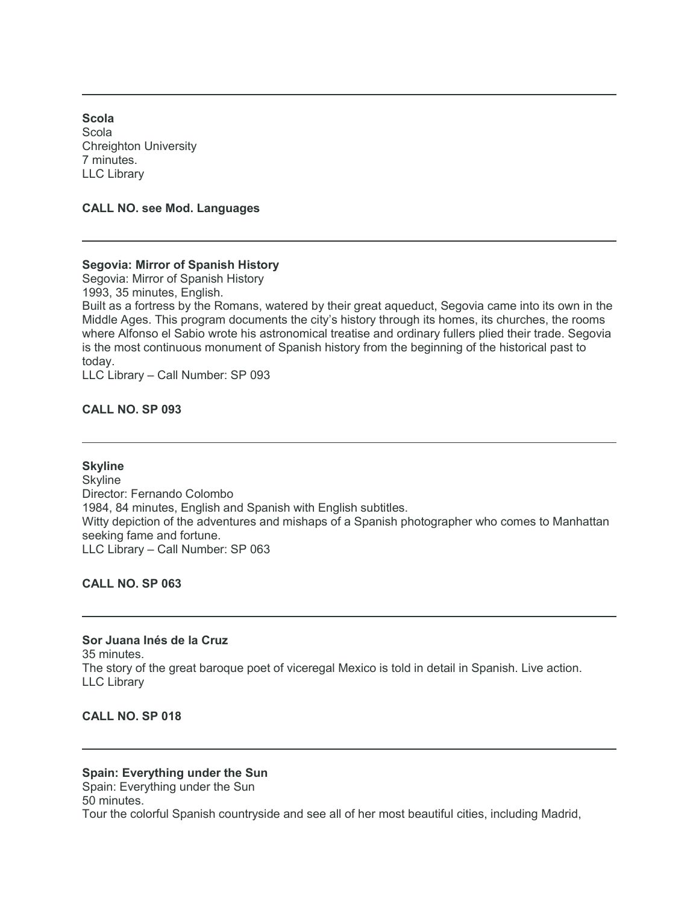---

**Scola**
Scola
Chreighton University
7 minutes.
LLC Library

**CALL NO. see Mod. Languages**

---

**Segovia: Mirror of Spanish History**
Segovia: Mirror of Spanish History
1993, 35 minutes, English.
Built as a fortress by the Romans, watered by their great aqueduct, Segovia came into its own in the Middle Ages. This program documents the city's history through its homes, its churches, the rooms where Alfonso el Sabio wrote his astronomical treatise and ordinary fullers plied their trade. Segovia is the most continuous monument of Spanish history from the beginning of the historical past to today.
LLC Library – Call Number: SP 093

**CALL NO. SP 093**

---

**Skyline**
Skyline
Director: Fernando Colombo
1984, 84 minutes, English and Spanish with English subtitles.
Witty depiction of the adventures and mishaps of a Spanish photographer who comes to Manhattan seeking fame and fortune.
LLC Library – Call Number: SP 063

**CALL NO. SP 063**

---

**Sor Juana Inés de la Cruz**
35 minutes.
The story of the great baroque poet of viceregal Mexico is told in detail in Spanish. Live action.
LLC Library

**CALL NO. SP 018**

---

**Spain: Everything under the Sun**
Spain: Everything under the Sun
50 minutes.
Tour the colorful Spanish countryside and see all of her most beautiful cities, including Madrid,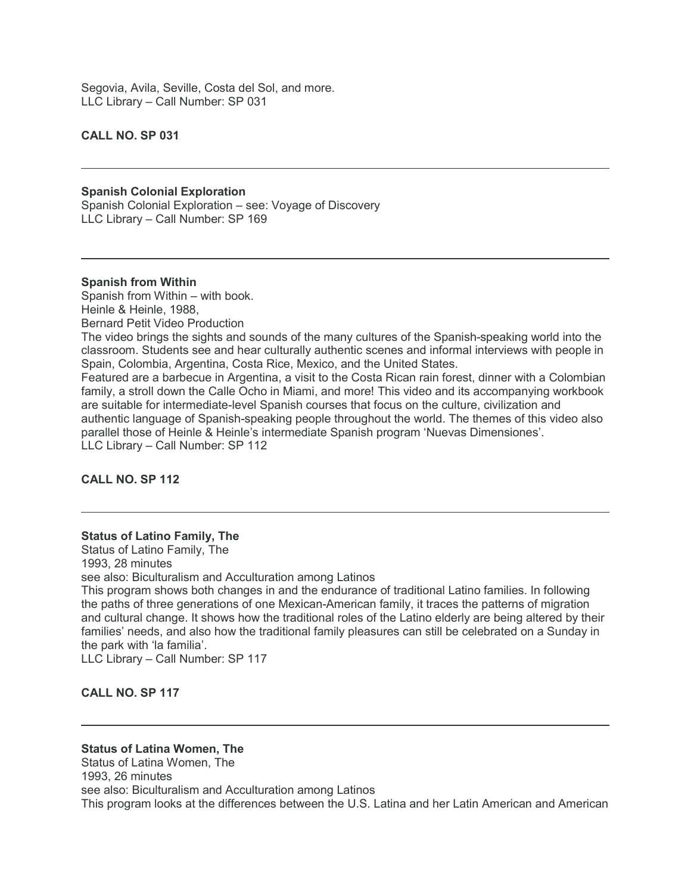Segovia, Avila, Seville, Costa del Sol, and more.
LLC Library – Call Number: SP 031

**CALL NO. SP 031**

---

**Spanish Colonial Exploration**
Spanish Colonial Exploration – see: Voyage of Discovery
LLC Library – Call Number: SP 169

---

**Spanish from Within**
Spanish from Within – with book.
Heinle & Heinle, 1988,
Bernard Petit Video Production
The video brings the sights and sounds of the many cultures of the Spanish-speaking world into the classroom. Students see and hear culturally authentic scenes and informal interviews with people in Spain, Colombia, Argentina, Costa Rice, Mexico, and the United States.
Featured are a barbecue in Argentina, a visit to the Costa Rican rain forest, dinner with a Colombian family, a stroll down the Calle Ocho in Miami, and more! This video and its accompanying workbook are suitable for intermediate-level Spanish courses that focus on the culture, civilization and authentic language of Spanish-speaking people throughout the world. The themes of this video also parallel those of Heinle & Heinle's intermediate Spanish program 'Nuevas Dimensiones'.
LLC Library – Call Number: SP 112

**CALL NO. SP 112**

---

**Status of Latino Family, The**
Status of Latino Family, The
1993, 28 minutes
see also: Biculturalism and Acculturation among Latinos
This program shows both changes in and the endurance of traditional Latino families. In following the paths of three generations of one Mexican-American family, it traces the patterns of migration and cultural change. It shows how the traditional roles of the Latino elderly are being altered by their families' needs, and also how the traditional family pleasures can still be celebrated on a Sunday in the park with 'la familia'.
LLC Library – Call Number: SP 117

**CALL NO. SP 117**

---

**Status of Latina Women, The**
Status of Latina Women, The
1993, 26 minutes
see also: Biculturalism and Acculturation among Latinos
This program looks at the differences between the U.S. Latina and her Latin American and American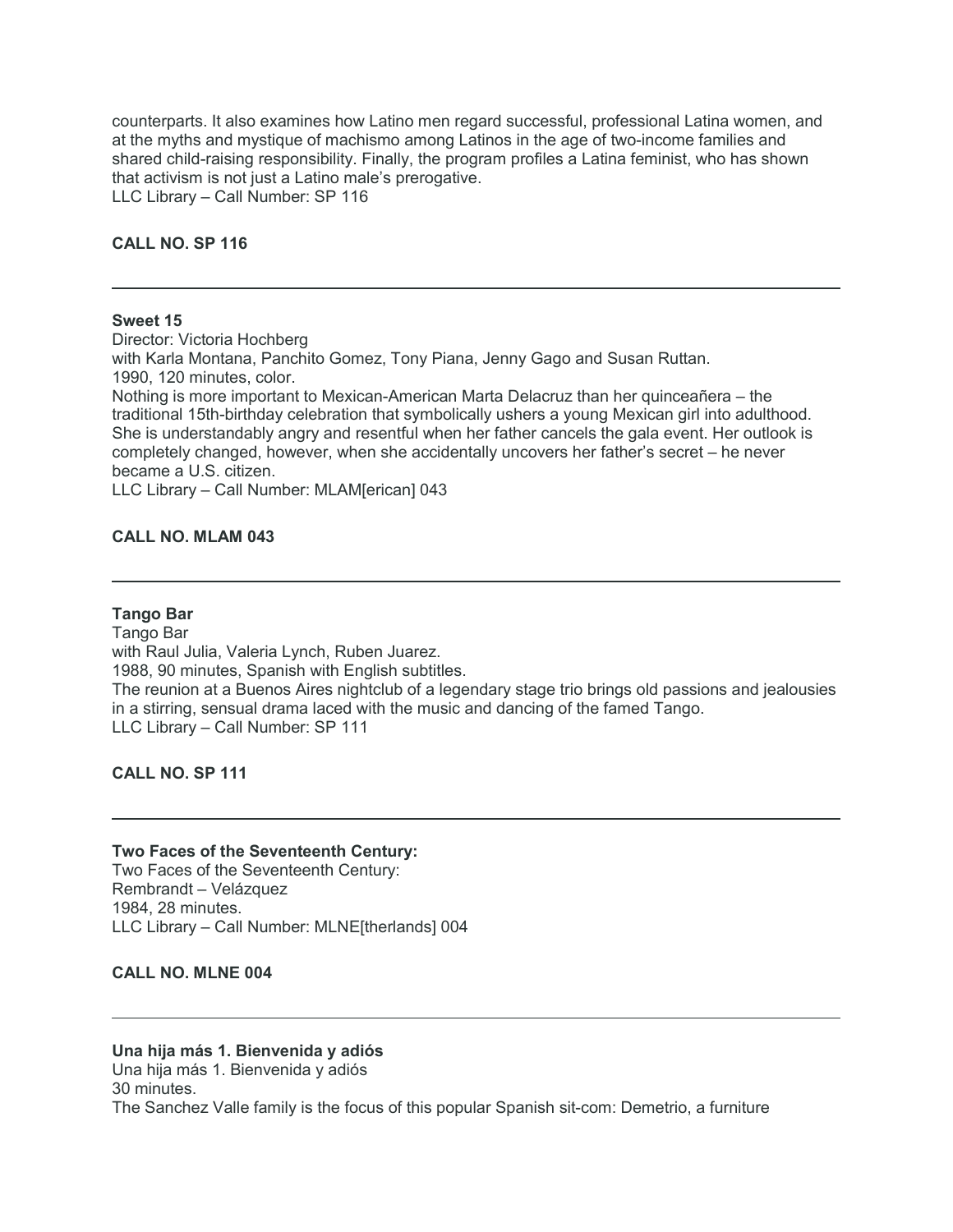counterparts. It also examines how Latino men regard successful, professional Latina women, and at the myths and mystique of machismo among Latinos in the age of two-income families and shared child-raising responsibility. Finally, the program profiles a Latina feminist, who has shown that activism is not just a Latino male's prerogative.
LLC Library – Call Number: SP 116

**CALL NO. SP 116**

---

**Sweet 15**
Director: Victoria Hochberg
with Karla Montana, Panchito Gomez, Tony Piana, Jenny Gago and Susan Ruttan.
1990, 120 minutes, color.
Nothing is more important to Mexican-American Marta Delacruz than her quinceañera – the traditional 15th-birthday celebration that symbolically ushers a young Mexican girl into adulthood. She is understandably angry and resentful when her father cancels the gala event. Her outlook is completely changed, however, when she accidentally uncovers her father's secret – he never became a U.S. citizen.
LLC Library – Call Number: MLAM[erican] 043

**CALL NO. MLAM 043**

---

**Tango Bar**
Tango Bar
with Raul Julia, Valeria Lynch, Ruben Juarez.
1988, 90 minutes, Spanish with English subtitles.
The reunion at a Buenos Aires nightclub of a legendary stage trio brings old passions and jealousies in a stirring, sensual drama laced with the music and dancing of the famed Tango.
LLC Library – Call Number: SP 111

**CALL NO. SP 111**

---

**Two Faces of the Seventeenth Century:**
Two Faces of the Seventeenth Century:
Rembrandt – Velázquez
1984, 28 minutes.
LLC Library – Call Number: MLNE[therlands] 004

**CALL NO. MLNE 004**

---

**Una hija más 1. Bienvenida y adiós**
Una hija más 1. Bienvenida y adiós
30 minutes.
The Sanchez Valle family is the focus of this popular Spanish sit-com: Demetrio, a furniture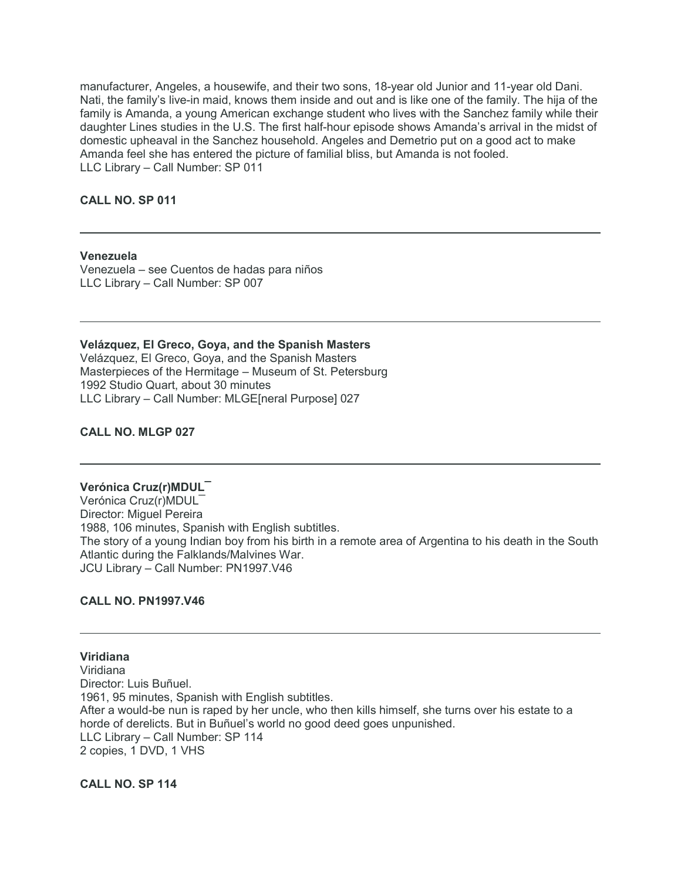manufacturer, Angeles, a housewife, and their two sons, 18-year old Junior and 11-year old Dani. Nati, the family's live-in maid, knows them inside and out and is like one of the family. The hija of the family is Amanda, a young American exchange student who lives with the Sanchez family while their daughter Lines studies in the U.S. The first half-hour episode shows Amanda's arrival in the midst of domestic upheaval in the Sanchez household. Angeles and Demetrio put on a good act to make Amanda feel she has entered the picture of familial bliss, but Amanda is not fooled.
LLC Library – Call Number: SP 011

**CALL NO. SP 011**

---

**Venezuela**
Venezuela – see Cuentos de hadas para niños
LLC Library – Call Number: SP 007

---

**Velázquez, El Greco, Goya, and the Spanish Masters**
Velázquez, El Greco, Goya, and the Spanish Masters
Masterpieces of the Hermitage – Museum of St. Petersburg
1992 Studio Quart, about 30 minutes
LLC Library – Call Number: MLGE[neral Purpose] 027

**CALL NO. MLGP 027**

---

**Verónica Cruz(r)MDUL¯**
Verónica Cruz(r)MDUL¯
Director: Miguel Pereira
1988, 106 minutes, Spanish with English subtitles.
The story of a young Indian boy from his birth in a remote area of Argentina to his death in the South Atlantic during the Falklands/Malvines War.
JCU Library – Call Number: PN1997.V46

**CALL NO. PN1997.V46**

---

**Viridiana**
Viridiana
Director: Luis Buñuel.
1961, 95 minutes, Spanish with English subtitles.
After a would-be nun is raped by her uncle, who then kills himself, she turns over his estate to a horde of derelicts. But in Buñuel's world no good deed goes unpunished.
LLC Library – Call Number: SP 114
2 copies, 1 DVD, 1 VHS

**CALL NO. SP 114**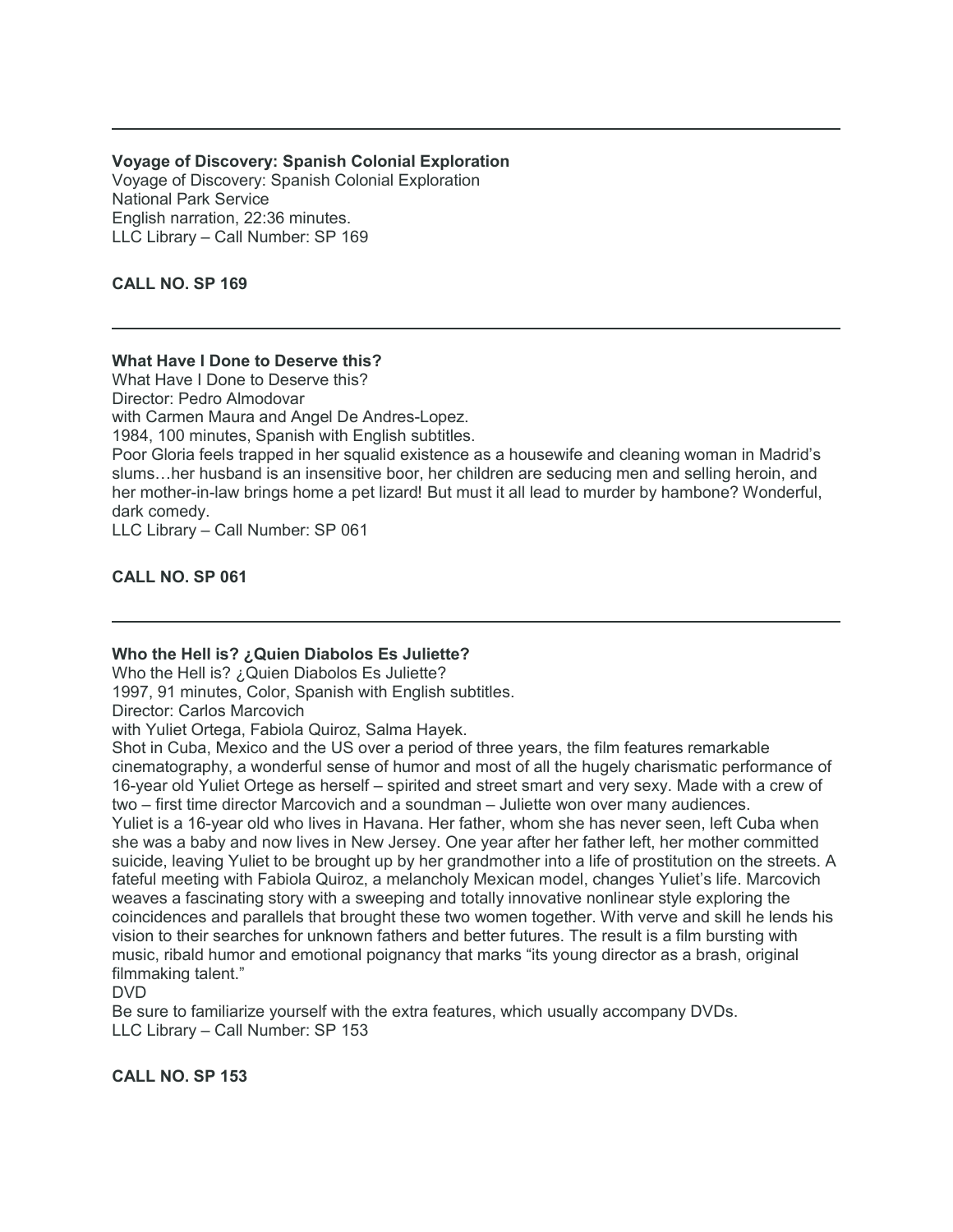---

**Voyage of Discovery: Spanish Colonial Exploration**

Voyage of Discovery: Spanish Colonial Exploration
National Park Service
English narration, 22:36 minutes.
LLC Library – Call Number: SP 169

**CALL NO. SP 169**

---

**What Have I Done to Deserve this?**

What Have I Done to Deserve this?
Director: Pedro Almodovar
with Carmen Maura and Angel De Andres-Lopez.
1984, 100 minutes, Spanish with English subtitles.
Poor Gloria feels trapped in her squalid existence as a housewife and cleaning woman in Madrid's slums…her husband is an insensitive boor, her children are seducing men and selling heroin, and her mother-in-law brings home a pet lizard! But must it all lead to murder by hambone? Wonderful, dark comedy.
LLC Library – Call Number: SP 061

**CALL NO. SP 061**

---

**Who the Hell is? ¿Quien Diabolos Es Juliette?**

Who the Hell is? ¿Quien Diabolos Es Juliette?
1997, 91 minutes, Color, Spanish with English subtitles.
Director: Carlos Marcovich
with Yuliet Ortega, Fabiola Quiroz, Salma Hayek.
Shot in Cuba, Mexico and the US over a period of three years, the film features remarkable cinematography, a wonderful sense of humor and most of all the hugely charismatic performance of 16-year old Yuliet Ortege as herself – spirited and street smart and very sexy. Made with a crew of two – first time director Marcovich and a soundman – Juliette won over many audiences.
Yuliet is a 16-year old who lives in Havana. Her father, whom she has never seen, left Cuba when she was a baby and now lives in New Jersey. One year after her father left, her mother committed suicide, leaving Yuliet to be brought up by her grandmother into a life of prostitution on the streets. A fateful meeting with Fabiola Quiroz, a melancholy Mexican model, changes Yuliet's life. Marcovich weaves a fascinating story with a sweeping and totally innovative nonlinear style exploring the coincidences and parallels that brought these two women together. With verve and skill he lends his vision to their searches for unknown fathers and better futures. The result is a film bursting with music, ribald humor and emotional poignancy that marks "its young director as a brash, original filmmaking talent."
DVD
Be sure to familiarize yourself with the extra features, which usually accompany DVDs.
LLC Library – Call Number: SP 153

**CALL NO. SP 153**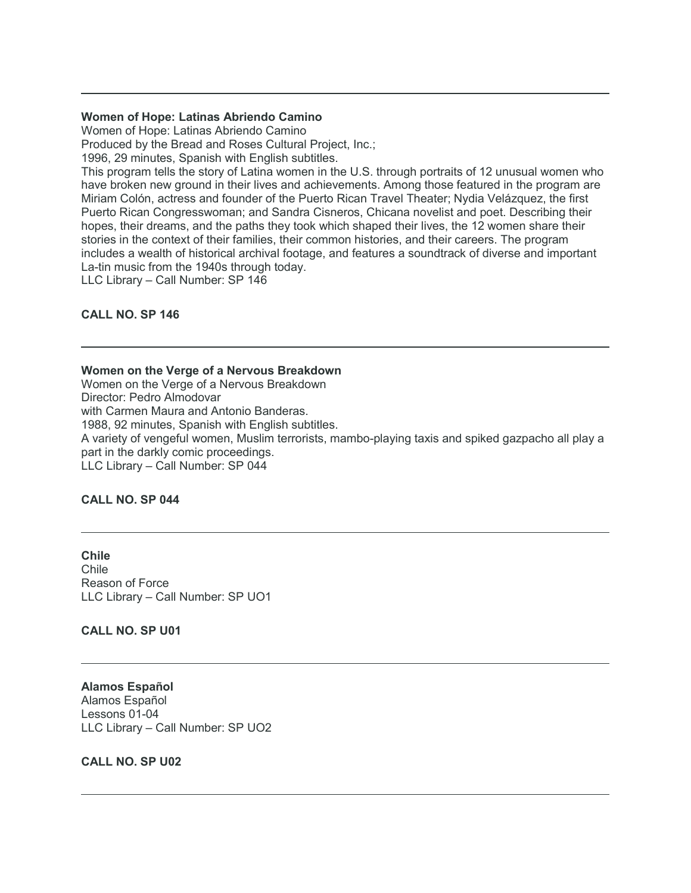---

**Women of Hope: Latinas Abriendo Camino**

Women of Hope: Latinas Abriendo Camino
Produced by the Bread and Roses Cultural Project, Inc.;
1996, 29 minutes, Spanish with English subtitles.
This program tells the story of Latina women in the U.S. through portraits of 12 unusual women who have broken new ground in their lives and achievements. Among those featured in the program are Miriam Colón, actress and founder of the Puerto Rican Travel Theater; Nydia Velázquez, the first Puerto Rican Congresswoman; and Sandra Cisneros, Chicana novelist and poet. Describing their hopes, their dreams, and the paths they took which shaped their lives, the 12 women share their stories in the context of their families, their common histories, and their careers. The program includes a wealth of historical archival footage, and features a soundtrack of diverse and important La-tin music from the 1940s through today.
LLC Library – Call Number: SP 146

**CALL NO. SP 146**

---

**Women on the Verge of a Nervous Breakdown**

Women on the Verge of a Nervous Breakdown
Director: Pedro Almodovar
with Carmen Maura and Antonio Banderas.
1988, 92 minutes, Spanish with English subtitles.
A variety of vengeful women, Muslim terrorists, mambo-playing taxis and spiked gazpacho all play a part in the darkly comic proceedings.
LLC Library – Call Number: SP 044

**CALL NO. SP 044**

---

**Chile**

Chile
Reason of Force
LLC Library – Call Number: SP UO1

**CALL NO. SP U01**

---

**Alamos Español**

Alamos Español
Lessons 01-04
LLC Library – Call Number: SP UO2

**CALL NO. SP U02**

---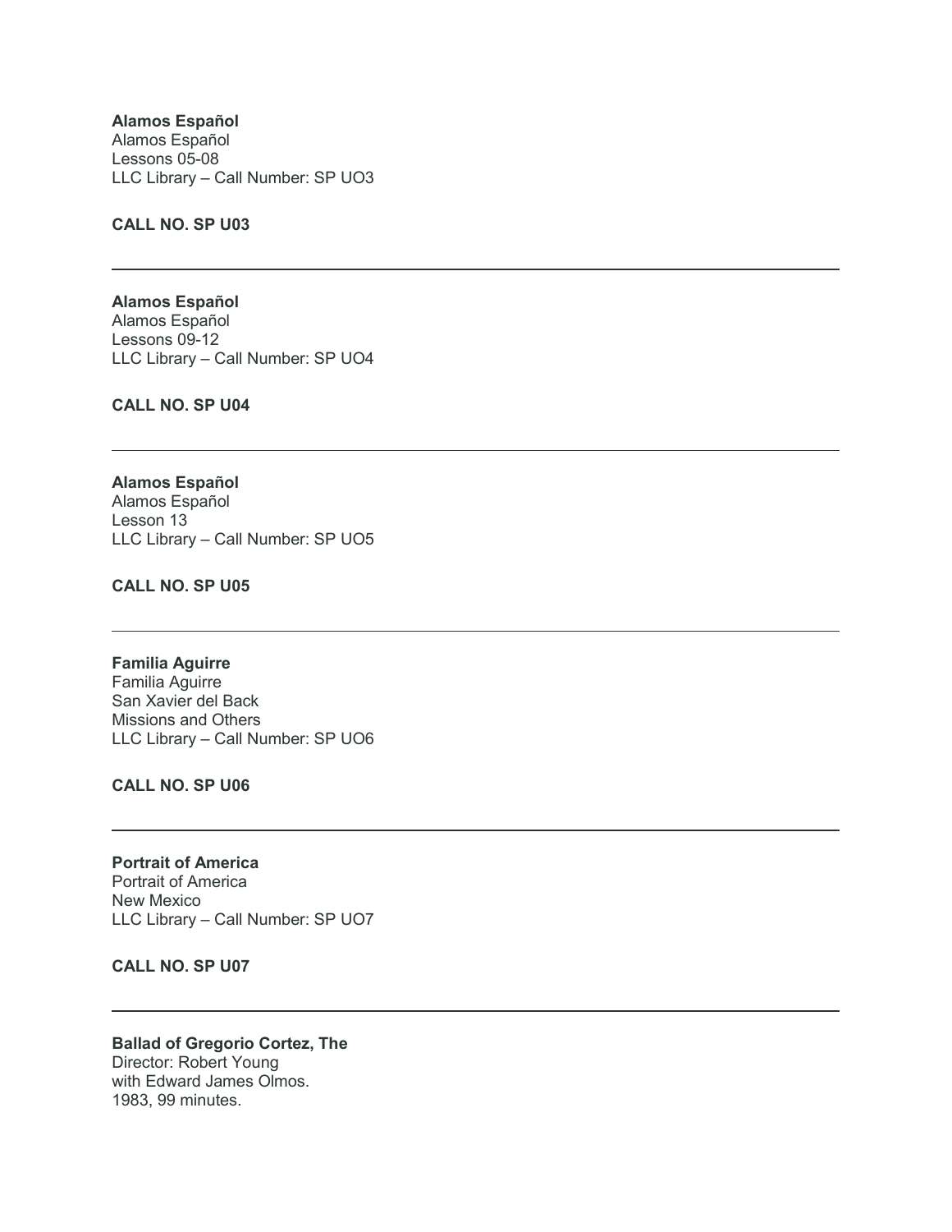**Alamos Español**
Alamos Español
Lessons 05-08
LLC Library – Call Number: SP UO3

**CALL NO. SP U03**

---

**Alamos Español**
Alamos Español
Lessons 09-12
LLC Library – Call Number: SP UO4

**CALL NO. SP U04**

---

**Alamos Español**
Alamos Español
Lesson 13
LLC Library – Call Number: SP UO5

**CALL NO. SP U05**

---

**Familia Aguirre**
Familia Aguirre
San Xavier del Back
Missions and Others
LLC Library – Call Number: SP UO6

**CALL NO. SP U06**

---

**Portrait of America**
Portrait of America
New Mexico
LLC Library – Call Number: SP UO7

**CALL NO. SP U07**

---

**Ballad of Gregorio Cortez, The**
Director: Robert Young
with Edward James Olmos.
1983, 99 minutes.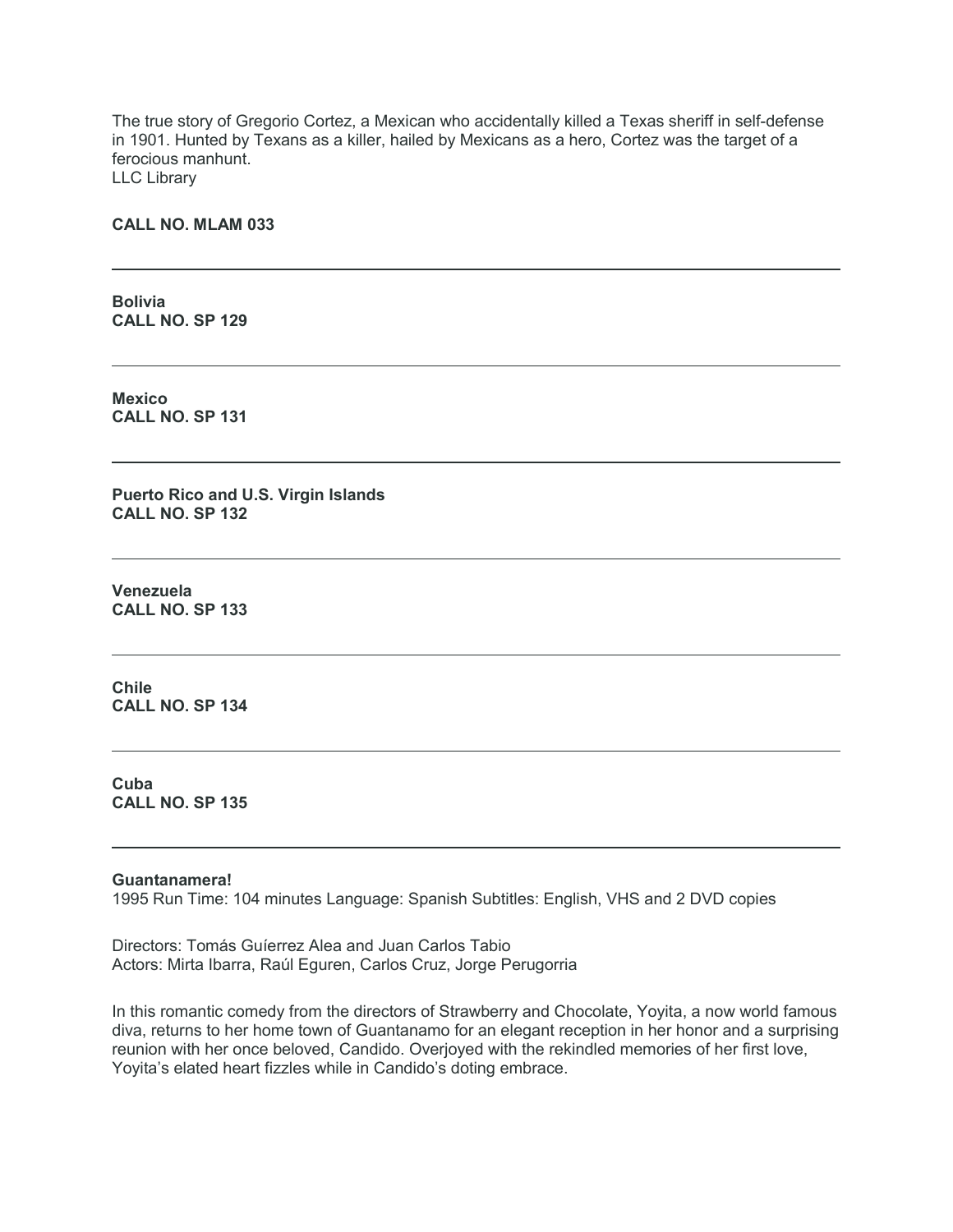The true story of Gregorio Cortez, a Mexican who accidentally killed a Texas sheriff in self-defense in 1901. Hunted by Texans as a killer, hailed by Mexicans as a hero, Cortez was the target of a ferocious manhunt.
LLC Library

**CALL NO. MLAM 033**

---

**Bolivia**
**CALL NO. SP 129**

---

**Mexico**
**CALL NO. SP 131**

---

**Puerto Rico and U.S. Virgin Islands**
**CALL NO. SP 132**

---

**Venezuela**
**CALL NO. SP 133**

---

**Chile**
**CALL NO. SP 134**

---

**Cuba**
**CALL NO. SP 135**

---

**Guantanamera!**
1995 Run Time: 104 minutes Language: Spanish Subtitles: English, VHS and 2 DVD copies

Directors: Tomás Guíerrez Alea and Juan Carlos Tabio
Actors: Mirta Ibarra, Raúl Eguren, Carlos Cruz, Jorge Perugorria

In this romantic comedy from the directors of Strawberry and Chocolate, Yoyita, a now world famous diva, returns to her home town of Guantanamo for an elegant reception in her honor and a surprising reunion with her once beloved, Candido. Overjoyed with the rekindled memories of her first love, Yoyita's elated heart fizzles while in Candido's doting embrace.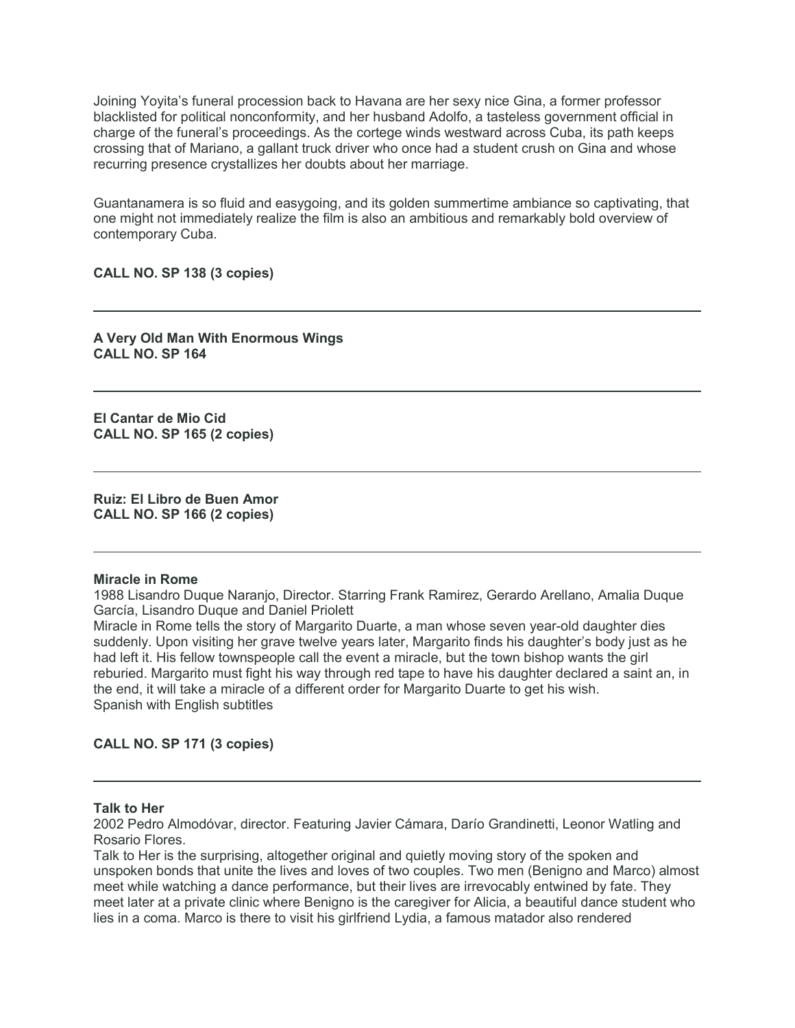Joining Yoyita's funeral procession back to Havana are her sexy nice Gina, a former professor blacklisted for political nonconformity, and her husband Adolfo, a tasteless government official in charge of the funeral's proceedings. As the cortege winds westward across Cuba, its path keeps crossing that of Mariano, a gallant truck driver who once had a student crush on Gina and whose recurring presence crystallizes her doubts about her marriage.

Guantanamera is so fluid and easygoing, and its golden summertime ambiance so captivating, that one might not immediately realize the film is also an ambitious and remarkably bold overview of contemporary Cuba.

**CALL NO. SP 138 (3 copies)**

---

**A Very Old Man With Enormous Wings**
**CALL NO. SP 164**

---

**El Cantar de Mio Cid**
**CALL NO. SP 165 (2 copies)**

---

**Ruiz: El Libro de Buen Amor**
**CALL NO. SP 166 (2 copies)**

---

**Miracle in Rome**
1988 Lisandro Duque Naranjo, Director. Starring Frank Ramirez, Gerardo Arellano, Amalia Duque García, Lisandro Duque and Daniel Priolett
Miracle in Rome tells the story of Margarito Duarte, a man whose seven year-old daughter dies suddenly. Upon visiting her grave twelve years later, Margarito finds his daughter's body just as he had left it. His fellow townspeople call the event a miracle, but the town bishop wants the girl reburied. Margarito must fight his way through red tape to have his daughter declared a saint an, in the end, it will take a miracle of a different order for Margarito Duarte to get his wish.
Spanish with English subtitles

**CALL NO. SP 171 (3 copies)**

---

**Talk to Her**
2002 Pedro Almodóvar, director. Featuring Javier Cámara, Darío Grandinetti, Leonor Watling and Rosario Flores.
Talk to Her is the surprising, altogether original and quietly moving story of the spoken and unspoken bonds that unite the lives and loves of two couples. Two men (Benigno and Marco) almost meet while watching a dance performance, but their lives are irrevocably entwined by fate. They meet later at a private clinic where Benigno is the caregiver for Alicia, a beautiful dance student who lies in a coma. Marco is there to visit his girlfriend Lydia, a famous matador also rendered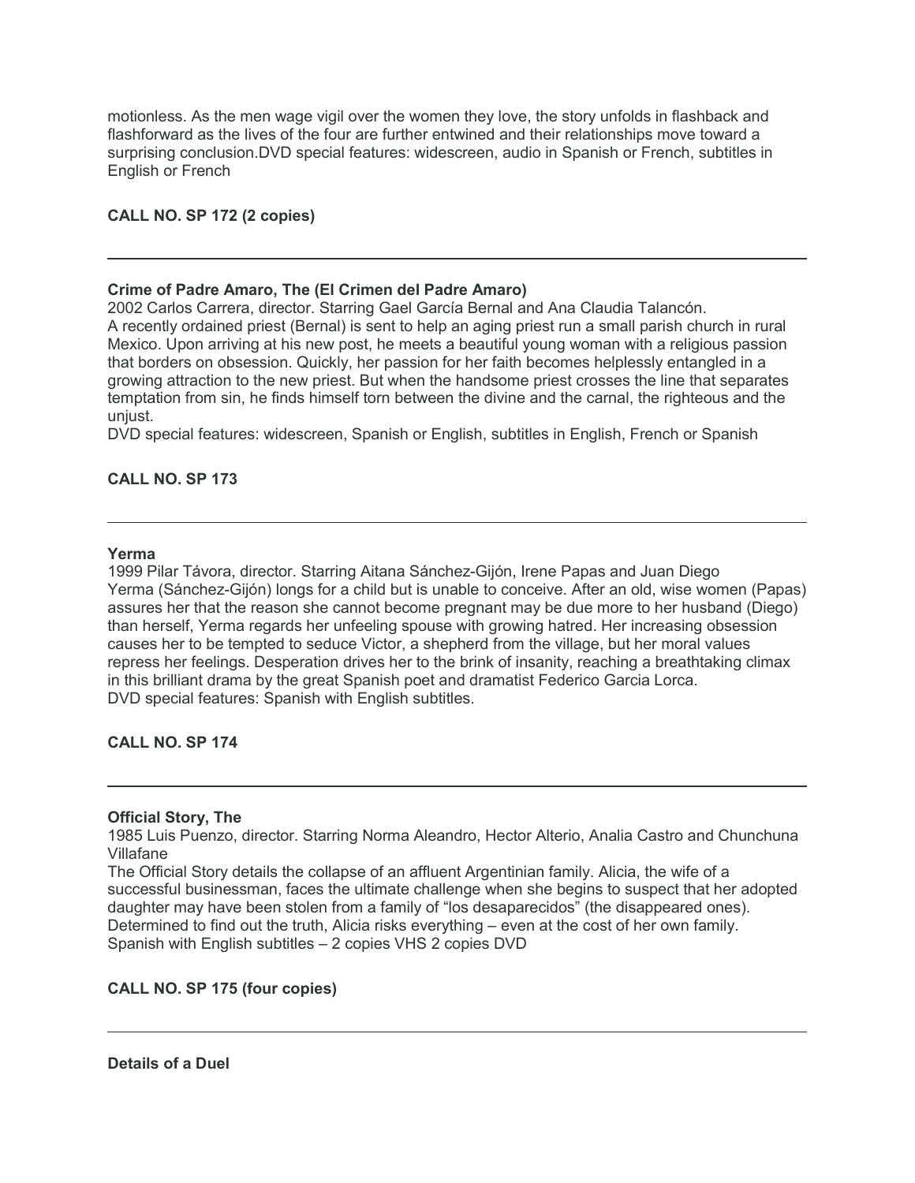motionless. As the men wage vigil over the women they love, the story unfolds in flashback and flashforward as the lives of the four are further entwined and their relationships move toward a surprising conclusion.DVD special features: widescreen, audio in Spanish or French, subtitles in English or French

**CALL NO. SP 172 (2 copies)**

---

**Crime of Padre Amaro, The (El Crimen del Padre Amaro)**
2002 Carlos Carrera, director. Starring Gael García Bernal and Ana Claudia Talancón.
A recently ordained priest (Bernal) is sent to help an aging priest run a small parish church in rural Mexico. Upon arriving at his new post, he meets a beautiful young woman with a religious passion that borders on obsession. Quickly, her passion for her faith becomes helplessly entangled in a growing attraction to the new priest. But when the handsome priest crosses the line that separates temptation from sin, he finds himself torn between the divine and the carnal, the righteous and the unjust.
DVD special features: widescreen, Spanish or English, subtitles in English, French or Spanish

**CALL NO. SP 173**

---

**Yerma**
1999 Pilar Távora, director. Starring Aitana Sánchez-Gijón, Irene Papas and Juan Diego
Yerma (Sánchez-Gijón) longs for a child but is unable to conceive. After an old, wise women (Papas) assures her that the reason she cannot become pregnant may be due more to her husband (Diego) than herself, Yerma regards her unfeeling spouse with growing hatred. Her increasing obsession causes her to be tempted to seduce Victor, a shepherd from the village, but her moral values repress her feelings. Desperation drives her to the brink of insanity, reaching a breathtaking climax in this brilliant drama by the great Spanish poet and dramatist Federico Garcia Lorca.
DVD special features: Spanish with English subtitles.

**CALL NO. SP 174**

---

**Official Story, The**
1985 Luis Puenzo, director. Starring Norma Aleandro, Hector Alterio, Analia Castro and Chunchuna Villafane
The Official Story details the collapse of an affluent Argentinian family. Alicia, the wife of a successful businessman, faces the ultimate challenge when she begins to suspect that her adopted daughter may have been stolen from a family of "los desaparecidos" (the disappeared ones). Determined to find out the truth, Alicia risks everything – even at the cost of her own family.
Spanish with English subtitles – 2 copies VHS 2 copies DVD

**CALL NO. SP 175 (four copies)**

---

**Details of a Duel**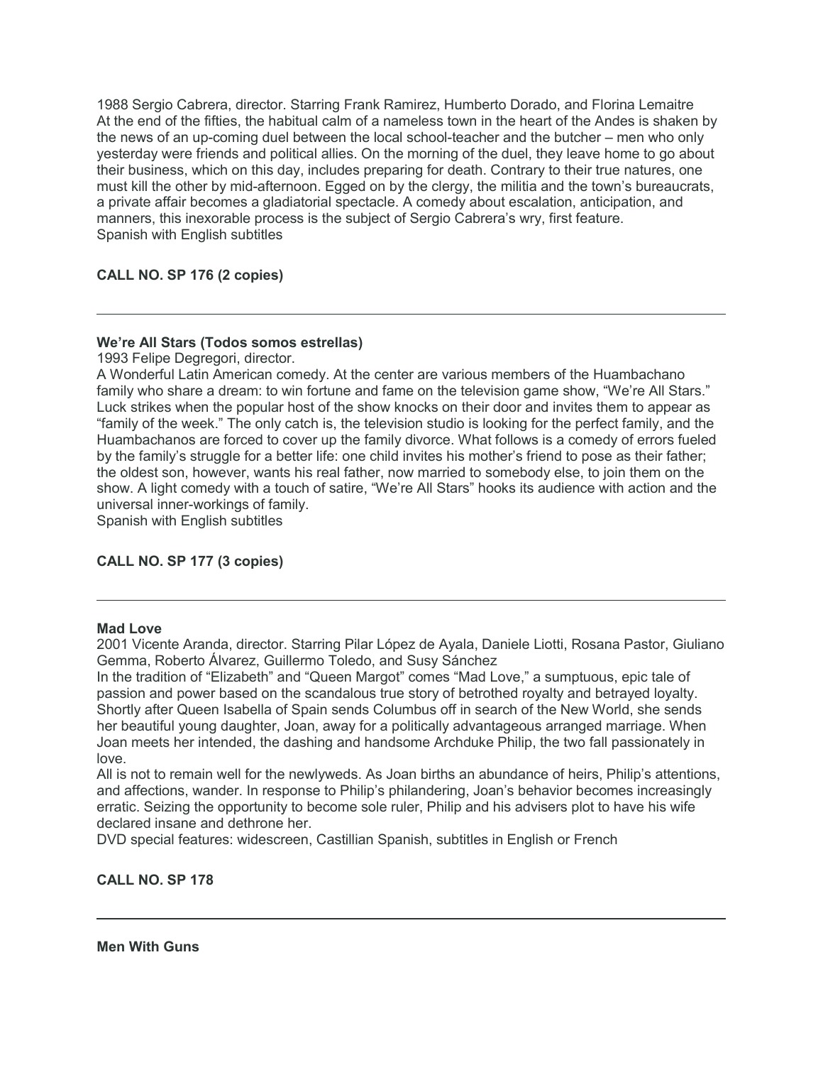1988 Sergio Cabrera, director. Starring Frank Ramirez, Humberto Dorado, and Florina Lemaitre
At the end of the fifties, the habitual calm of a nameless town in the heart of the Andes is shaken by the news of an up-coming duel between the local school-teacher and the butcher – men who only yesterday were friends and political allies. On the morning of the duel, they leave home to go about their business, which on this day, includes preparing for death. Contrary to their true natures, one must kill the other by mid-afternoon. Egged on by the clergy, the militia and the town's bureaucrats, a private affair becomes a gladiatorial spectacle. A comedy about escalation, anticipation, and manners, this inexorable process is the subject of Sergio Cabrera's wry, first feature.
Spanish with English subtitles

**CALL NO. SP 176 (2 copies)**

---

**We're All Stars (Todos somos estrellas)**

1993 Felipe Degregori, director.
A Wonderful Latin American comedy. At the center are various members of the Huambachano family who share a dream: to win fortune and fame on the television game show, "We're All Stars." Luck strikes when the popular host of the show knocks on their door and invites them to appear as "family of the week." The only catch is, the television studio is looking for the perfect family, and the Huambachanos are forced to cover up the family divorce. What follows is a comedy of errors fueled by the family's struggle for a better life: one child invites his mother's friend to pose as their father; the oldest son, however, wants his real father, now married to somebody else, to join them on the show. A light comedy with a touch of satire, "We're All Stars" hooks its audience with action and the universal inner-workings of family.
Spanish with English subtitles

**CALL NO. SP 177 (3 copies)**

---

**Mad Love**

2001 Vicente Aranda, director. Starring Pilar López de Ayala, Daniele Liotti, Rosana Pastor, Giuliano Gemma, Roberto Álvarez, Guillermo Toledo, and Susy Sánchez
In the tradition of "Elizabeth" and "Queen Margot" comes "Mad Love," a sumptuous, epic tale of passion and power based on the scandalous true story of betrothed royalty and betrayed loyalty. Shortly after Queen Isabella of Spain sends Columbus off in search of the New World, she sends her beautiful young daughter, Joan, away for a politically advantageous arranged marriage. When Joan meets her intended, the dashing and handsome Archduke Philip, the two fall passionately in love.

All is not to remain well for the newlyweds. As Joan births an abundance of heirs, Philip's attentions, and affections, wander. In response to Philip's philandering, Joan's behavior becomes increasingly erratic. Seizing the opportunity to become sole ruler, Philip and his advisers plot to have his wife declared insane and dethrone her.
DVD special features: widescreen, Castillian Spanish, subtitles in English or French

**CALL NO. SP 178**

---

**Men With Guns**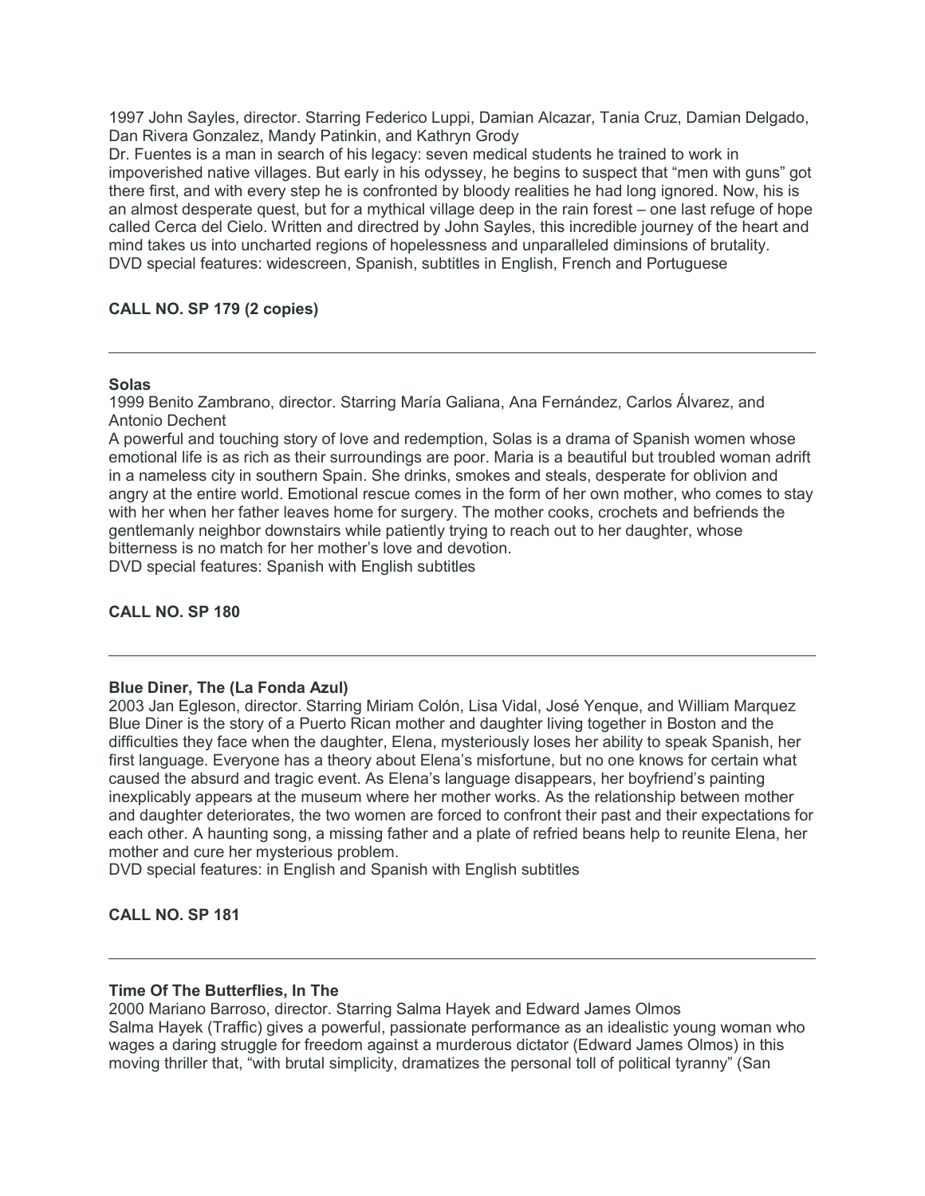1997 John Sayles, director. Starring Federico Luppi, Damian Alcazar, Tania Cruz, Damian Delgado, Dan Rivera Gonzalez, Mandy Patinkin, and Kathryn Grody

Dr. Fuentes is a man in search of his legacy: seven medical students he trained to work in impoverished native villages. But early in his odyssey, he begins to suspect that “men with guns” got there first, and with every step he is confronted by bloody realities he had long ignored. Now, his is an almost desperate quest, but for a mythical village deep in the rain forest – one last refuge of hope called Cerca del Cielo. Written and directred by John Sayles, this incredible journey of the heart and mind takes us into uncharted regions of hopelessness and unparalleled diminsions of brutality.

DVD special features: widescreen, Spanish, subtitles in English, French and Portuguese

**CALL NO. SP 179 (2 copies)**

---

**Solas**

1999 Benito Zambrano, director. Starring María Galiana, Ana Fernández, Carlos Álvarez, and Antonio Dechent

A powerful and touching story of love and redemption, Solas is a drama of Spanish women whose emotional life is as rich as their surroundings are poor. Maria is a beautiful but troubled woman adrift in a nameless city in southern Spain. She drinks, smokes and steals, desperate for oblivion and angry at the entire world. Emotional rescue comes in the form of her own mother, who comes to stay with her when her father leaves home for surgery. The mother cooks, crochets and befriends the gentlemanly neighbor downstairs while patiently trying to reach out to her daughter, whose bitterness is no match for her mother’s love and devotion.

DVD special features: Spanish with English subtitles

**CALL NO. SP 180**

---

**Blue Diner, The (La Fonda Azul)**

2003 Jan Egleson, director. Starring Miriam Colón, Lisa Vidal, José Yenque, and William Marquez

Blue Diner is the story of a Puerto Rican mother and daughter living together in Boston and the difficulties they face when the daughter, Elena, mysteriously loses her ability to speak Spanish, her first language. Everyone has a theory about Elena’s misfortune, but no one knows for certain what caused the absurd and tragic event. As Elena’s language disappears, her boyfriend’s painting inexplicably appears at the museum where her mother works. As the relationship between mother and daughter deteriorates, the two women are forced to confront their past and their expectations for each other. A haunting song, a missing father and a plate of refried beans help to reunite Elena, her mother and cure her mysterious problem.

DVD special features: in English and Spanish with English subtitles

**CALL NO. SP 181**

---

**Time Of The Butterflies, In The**

2000 Mariano Barroso, director. Starring Salma Hayek and Edward James Olmos

Salma Hayek (Traffic) gives a powerful, passionate performance as an idealistic young woman who wages a daring struggle for freedom against a murderous dictator (Edward James Olmos) in this moving thriller that, “with brutal simplicity, dramatizes the personal toll of political tyranny” (San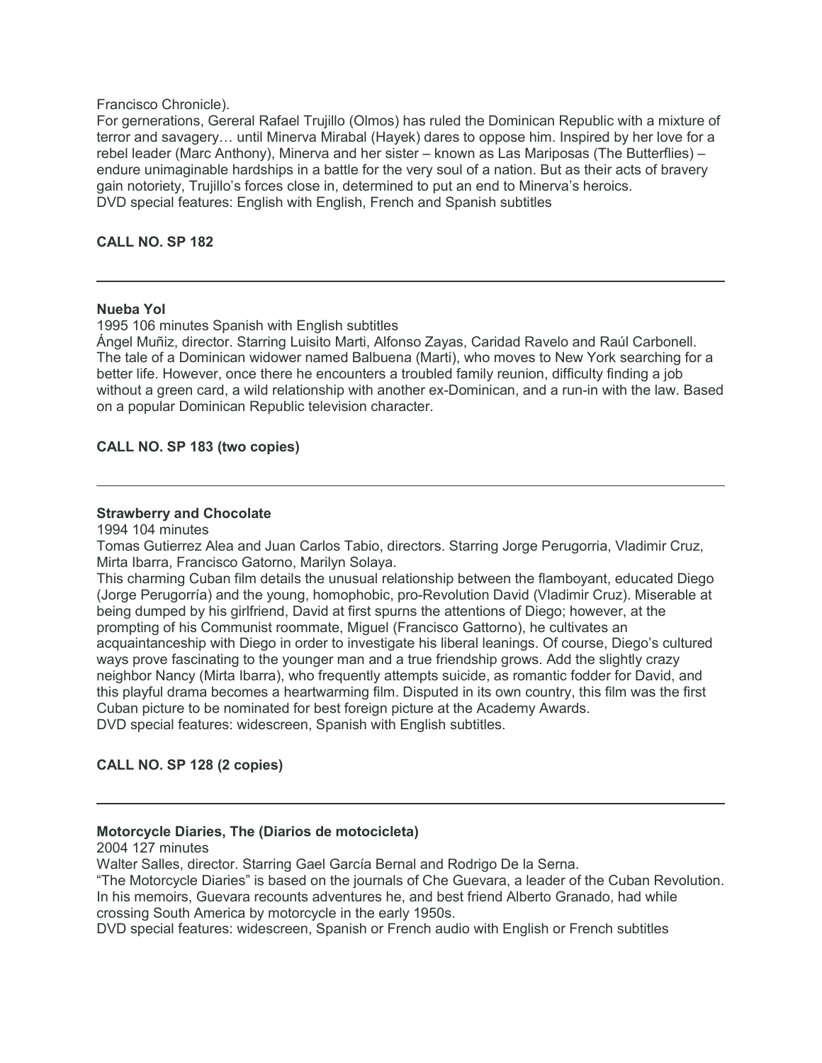Francisco Chronicle).

For gernerations, Gereral Rafael Trujillo (Olmos) has ruled the Dominican Republic with a mixture of terror and savagery… until Minerva Mirabal (Hayek) dares to oppose him. Inspired by her love for a rebel leader (Marc Anthony), Minerva and her sister – known as Las Mariposas (The Butterflies) – endure unimaginable hardships in a battle for the very soul of a nation. But as their acts of bravery gain notoriety, Trujillo's forces close in, determined to put an end to Minerva's heroics.

DVD special features: English with English, French and Spanish subtitles

**CALL NO. SP 182**

---

**Nueba Yol**

1995 106 minutes Spanish with English subtitles

Ángel Muñiz, director. Starring Luisito Marti, Alfonso Zayas, Caridad Ravelo and Raúl Carbonell.

The tale of a Dominican widower named Balbuena (Marti), who moves to New York searching for a better life. However, once there he encounters a troubled family reunion, difficulty finding a job without a green card, a wild relationship with another ex-Dominican, and a run-in with the law. Based on a popular Dominican Republic television character.

**CALL NO. SP 183 (two copies)**

---

**Strawberry and Chocolate**

1994 104 minutes

Tomas Gutierrez Alea and Juan Carlos Tabio, directors. Starring Jorge Perugorria, Vladimir Cruz, Mirta Ibarra, Francisco Gatorno, Marilyn Solaya.

This charming Cuban film details the unusual relationship between the flamboyant, educated Diego (Jorge Perugorría) and the young, homophobic, pro-Revolution David (Vladimir Cruz). Miserable at being dumped by his girlfriend, David at first spurns the attentions of Diego; however, at the prompting of his Communist roommate, Miguel (Francisco Gattorno), he cultivates an acquaintanceship with Diego in order to investigate his liberal leanings. Of course, Diego's cultured ways prove fascinating to the younger man and a true friendship grows. Add the slightly crazy neighbor Nancy (Mirta Ibarra), who frequently attempts suicide, as romantic fodder for David, and this playful drama becomes a heartwarming film. Disputed in its own country, this film was the first Cuban picture to be nominated for best foreign picture at the Academy Awards.

DVD special features: widescreen, Spanish with English subtitles.

**CALL NO. SP 128 (2 copies)**

---

**Motorcycle Diaries, The (Diarios de motocicleta)**

2004 127 minutes

Walter Salles, director. Starring Gael García Bernal and Rodrigo De la Serna.

"The Motorcycle Diaries" is based on the journals of Che Guevara, a leader of the Cuban Revolution. In his memoirs, Guevara recounts adventures he, and best friend Alberto Granado, had while crossing South America by motorcycle in the early 1950s.

DVD special features: widescreen, Spanish or French audio with English or French subtitles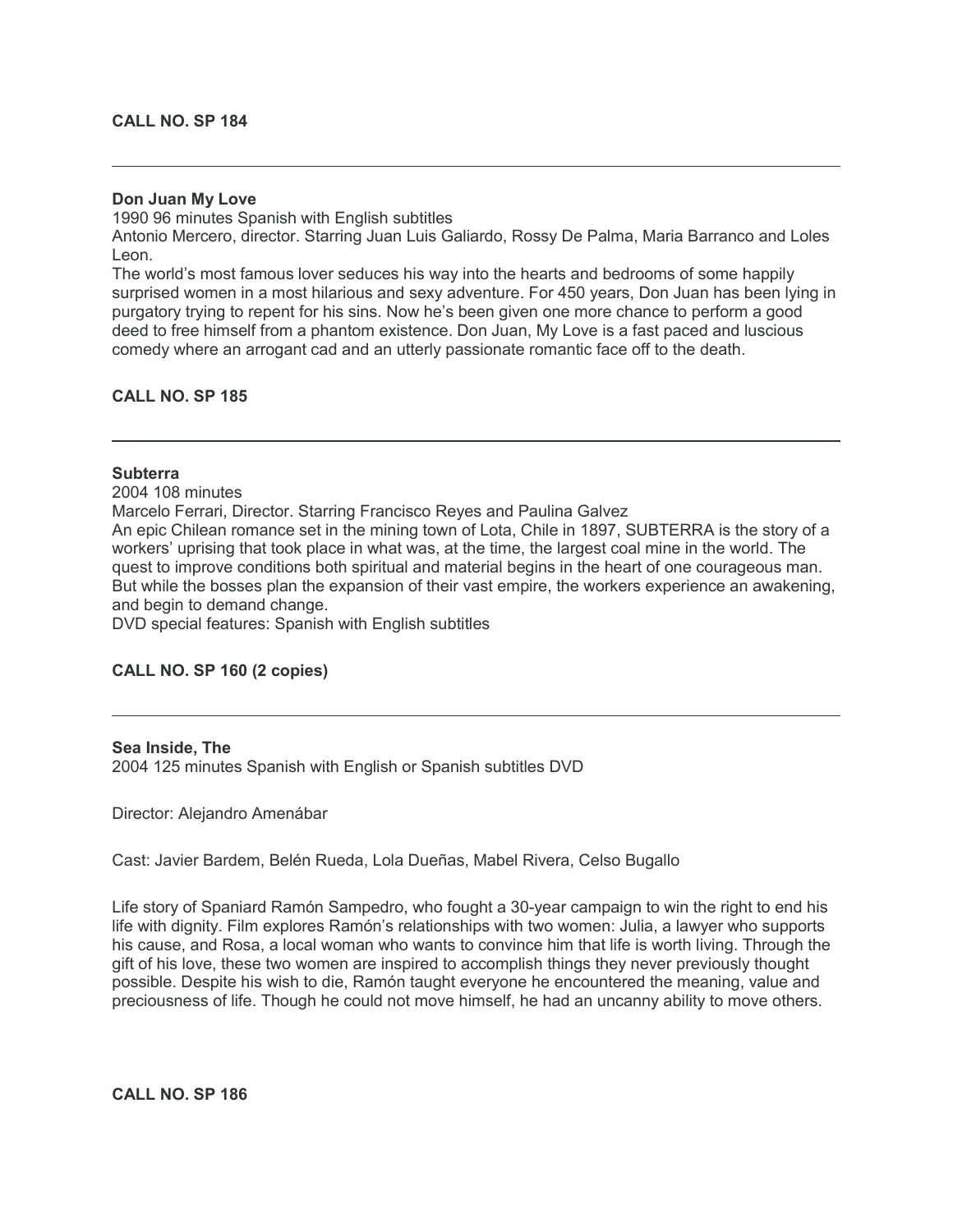**CALL NO. SP 184**

---

**Don Juan My Love**
1990 96 minutes Spanish with English subtitles
Antonio Mercero, director. Starring Juan Luis Galiardo, Rossy De Palma, Maria Barranco and Loles Leon.
The world's most famous lover seduces his way into the hearts and bedrooms of some happily surprised women in a most hilarious and sexy adventure. For 450 years, Don Juan has been lying in purgatory trying to repent for his sins. Now he's been given one more chance to perform a good deed to free himself from a phantom existence. Don Juan, My Love is a fast paced and luscious comedy where an arrogant cad and an utterly passionate romantic face off to the death.

**CALL NO. SP 185**

---

**Subterra**
2004 108 minutes
Marcelo Ferrari, Director. Starring Francisco Reyes and Paulina Galvez
An epic Chilean romance set in the mining town of Lota, Chile in 1897, SUBTERRA is the story of a workers' uprising that took place in what was, at the time, the largest coal mine in the world. The quest to improve conditions both spiritual and material begins in the heart of one courageous man. But while the bosses plan the expansion of their vast empire, the workers experience an awakening, and begin to demand change.
DVD special features: Spanish with English subtitles

**CALL NO. SP 160 (2 copies)**

---

**Sea Inside, The**
2004 125 minutes Spanish with English or Spanish subtitles DVD

Director: Alejandro Amenábar

Cast: Javier Bardem, Belén Rueda, Lola Dueñas, Mabel Rivera, Celso Bugallo

Life story of Spaniard Ramón Sampedro, who fought a 30-year campaign to win the right to end his life with dignity. Film explores Ramón's relationships with two women: Julia, a lawyer who supports his cause, and Rosa, a local woman who wants to convince him that life is worth living. Through the gift of his love, these two women are inspired to accomplish things they never previously thought possible. Despite his wish to die, Ramón taught everyone he encountered the meaning, value and preciousness of life. Though he could not move himself, he had an uncanny ability to move others.

**CALL NO. SP 186**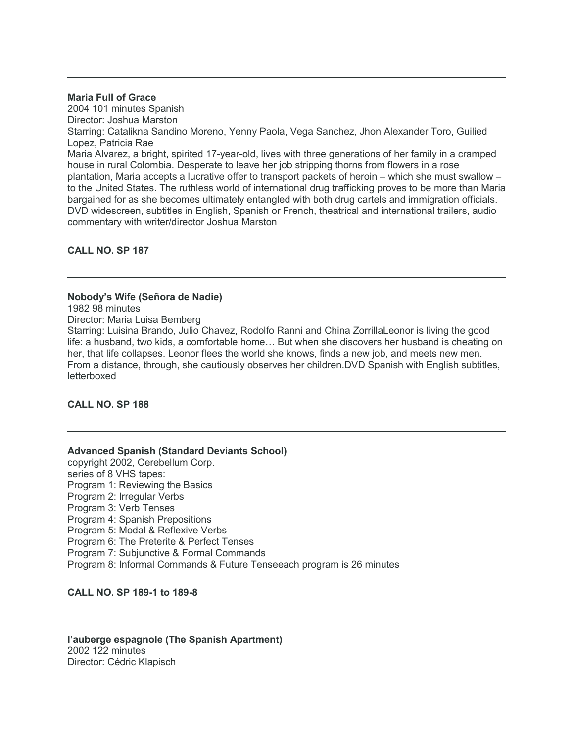---

**Maria Full of Grace**
2004 101 minutes Spanish
Director: Joshua Marston
Starring: Catalikna Sandino Moreno, Yenny Paola, Vega Sanchez, Jhon Alexander Toro, Guilied Lopez, Patricia Rae
Maria Alvarez, a bright, spirited 17-year-old, lives with three generations of her family in a cramped house in rural Colombia. Desperate to leave her job stripping thorns from flowers in a rose plantation, Maria accepts a lucrative offer to transport packets of heroin – which she must swallow – to the United States. The ruthless world of international drug trafficking proves to be more than Maria bargained for as she becomes ultimately entangled with both drug cartels and immigration officials. DVD widescreen, subtitles in English, Spanish or French, theatrical and international trailers, audio commentary with writer/director Joshua Marston

**CALL NO. SP 187**

---

**Nobody's Wife (Señora de Nadie)**
1982 98 minutes
Director: Maria Luisa Bemberg
Starring: Luisina Brando, Julio Chavez, Rodolfo Ranni and China ZorrillaLeonor is living the good life: a husband, two kids, a comfortable home… But when she discovers her husband is cheating on her, that life collapses. Leonor flees the world she knows, finds a new job, and meets new men. From a distance, through, she cautiously observes her children.DVD Spanish with English subtitles, letterboxed

**CALL NO. SP 188**

---

**Advanced Spanish (Standard Deviants School)**
copyright 2002, Cerebellum Corp.
series of 8 VHS tapes:
Program 1: Reviewing the Basics
Program 2: Irregular Verbs
Program 3: Verb Tenses
Program 4: Spanish Prepositions
Program 5: Modal & Reflexive Verbs
Program 6: The Preterite & Perfect Tenses
Program 7: Subjunctive & Formal Commands
Program 8: Informal Commands & Future Tenseeach program is 26 minutes

**CALL NO. SP 189-1 to 189-8**

---

**l'auberge espagnole (The Spanish Apartment)**
2002 122 minutes
Director: Cédric Klapisch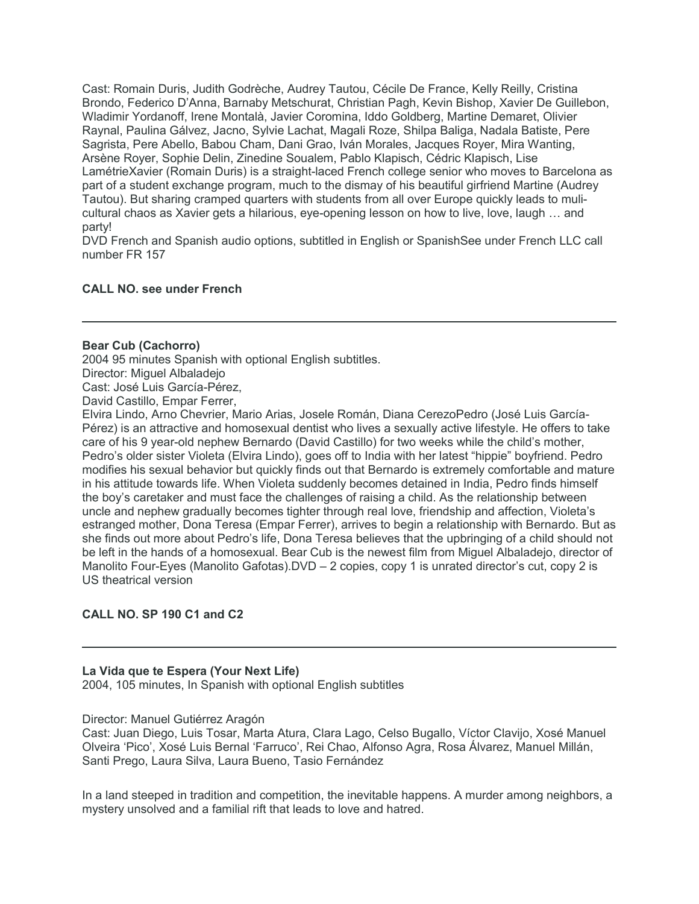Cast: Romain Duris, Judith Godrèche, Audrey Tautou, Cécile De France, Kelly Reilly, Cristina Brondo, Federico D'Anna, Barnaby Metschurat, Christian Pagh, Kevin Bishop, Xavier De Guillebon, Wladimir Yordanoff, Irene Montalà, Javier Coromina, Iddo Goldberg, Martine Demaret, Olivier Raynal, Paulina Gálvez, Jacno, Sylvie Lachat, Magali Roze, Shilpa Baliga, Nadala Batiste, Pere Sagrista, Pere Abello, Babou Cham, Dani Grao, Iván Morales, Jacques Royer, Mira Wanting, Arsène Royer, Sophie Delin, Zinedine Soualem, Pablo Klapisch, Cédric Klapisch, Lise LamétrieXavier (Romain Duris) is a straight-laced French college senior who moves to Barcelona as part of a student exchange program, much to the dismay of his beautiful girfriend Martine (Audrey Tautou). But sharing cramped quarters with students from all over Europe quickly leads to muli-cultural chaos as Xavier gets a hilarious, eye-opening lesson on how to live, love, laugh … and party!

DVD French and Spanish audio options, subtitled in English or SpanishSee under French LLC call number FR 157

**CALL NO. see under French**

---

**Bear Cub (Cachorro)**

2004 95 minutes Spanish with optional English subtitles.

Director: Miguel Albaladejo

Cast: José Luis García-Pérez,

David Castillo, Empar Ferrer,

Elvira Lindo, Arno Chevrier, Mario Arias, Josele Román, Diana CerezoPedro (José Luis García-Pérez) is an attractive and homosexual dentist who lives a sexually active lifestyle. He offers to take care of his 9 year-old nephew Bernardo (David Castillo) for two weeks while the child's mother, Pedro's older sister Violeta (Elvira Lindo), goes off to India with her latest "hippie" boyfriend. Pedro modifies his sexual behavior but quickly finds out that Bernardo is extremely comfortable and mature in his attitude towards life. When Violeta suddenly becomes detained in India, Pedro finds himself the boy's caretaker and must face the challenges of raising a child. As the relationship between uncle and nephew gradually becomes tighter through real love, friendship and affection, Violeta's estranged mother, Dona Teresa (Empar Ferrer), arrives to begin a relationship with Bernardo. But as she finds out more about Pedro's life, Dona Teresa believes that the upbringing of a child should not be left in the hands of a homosexual. Bear Cub is the newest film from Miguel Albaladejo, director of Manolito Four-Eyes (Manolito Gafotas).DVD – 2 copies, copy 1 is unrated director's cut, copy 2 is US theatrical version

**CALL NO. SP 190 C1 and C2**

---

**La Vida que te Espera (Your Next Life)**

2004, 105 minutes, In Spanish with optional English subtitles

Director: Manuel Gutiérrez Aragón

Cast: Juan Diego, Luis Tosar, Marta Atura, Clara Lago, Celso Bugallo, Víctor Clavijo, Xosé Manuel Olveira 'Pico', Xosé Luis Bernal 'Farruco', Rei Chao, Alfonso Agra, Rosa Álvarez, Manuel Millán, Santi Prego, Laura Silva, Laura Bueno, Tasio Fernández

In a land steeped in tradition and competition, the inevitable happens. A murder among neighbors, a mystery unsolved and a familial rift that leads to love and hatred.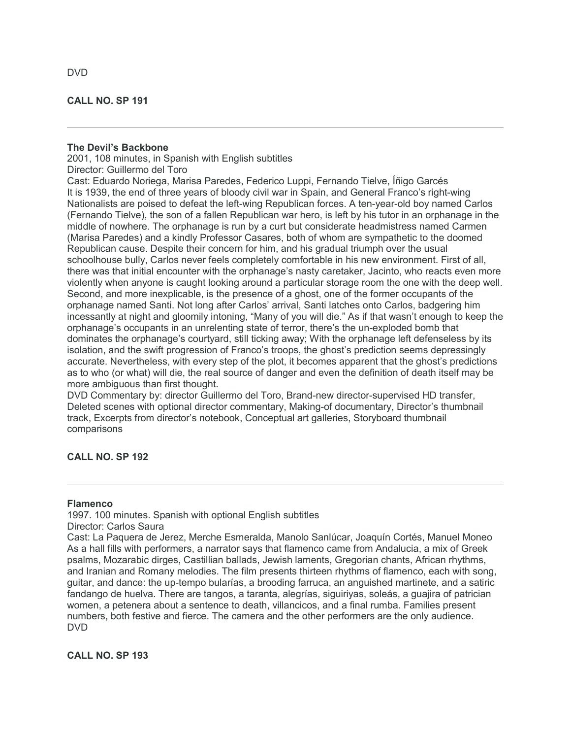DVD

**CALL NO. SP 191**

---

**The Devil's Backbone**
2001, 108 minutes, in Spanish with English subtitles
Director: Guillermo del Toro
Cast: Eduardo Noriega, Marisa Paredes, Federico Luppi, Fernando Tielve, Íñigo Garcés
It is 1939, the end of three years of bloody civil war in Spain, and General Franco's right-wing Nationalists are poised to defeat the left-wing Republican forces. A ten-year-old boy named Carlos (Fernando Tielve), the son of a fallen Republican war hero, is left by his tutor in an orphanage in the middle of nowhere. The orphanage is run by a curt but considerate headmistress named Carmen (Marisa Paredes) and a kindly Professor Casares, both of whom are sympathetic to the doomed Republican cause. Despite their concern for him, and his gradual triumph over the usual schoolhouse bully, Carlos never feels completely comfortable in his new environment. First of all, there was that initial encounter with the orphanage's nasty caretaker, Jacinto, who reacts even more violently when anyone is caught looking around a particular storage room the one with the deep well. Second, and more inexplicable, is the presence of a ghost, one of the former occupants of the orphanage named Santi. Not long after Carlos' arrival, Santi latches onto Carlos, badgering him incessantly at night and gloomily intoning, "Many of you will die." As if that wasn't enough to keep the orphanage's occupants in an unrelenting state of terror, there's the un-exploded bomb that dominates the orphanage's courtyard, still ticking away; With the orphanage left defenseless by its isolation, and the swift progression of Franco's troops, the ghost's prediction seems depressingly accurate. Nevertheless, with every step of the plot, it becomes apparent that the ghost's predictions as to who (or what) will die, the real source of danger and even the definition of death itself may be more ambiguous than first thought.
DVD Commentary by: director Guillermo del Toro, Brand-new director-supervised HD transfer, Deleted scenes with optional director commentary, Making-of documentary, Director's thumbnail track, Excerpts from director's notebook, Conceptual art galleries, Storyboard thumbnail comparisons

**CALL NO. SP 192**

---

**Flamenco**
1997. 100 minutes. Spanish with optional English subtitles
Director: Carlos Saura
Cast: La Paquera de Jerez, Merche Esmeralda, Manolo Sanlúcar, Joaquín Cortés, Manuel Moneo
As a hall fills with performers, a narrator says that flamenco came from Andalucia, a mix of Greek psalms, Mozarabic dirges, Castillian ballads, Jewish laments, Gregorian chants, African rhythms, and Iranian and Romany melodies. The film presents thirteen rhythms of flamenco, each with song, guitar, and dance: the up-tempo bularías, a brooding farruca, an anguished martinete, and a satiric fandango de huelva. There are tangos, a taranta, alegrías, siguiriyas, soleás, a guajira of patrician women, a petenera about a sentence to death, villancicos, and a final rumba. Families present numbers, both festive and fierce. The camera and the other performers are the only audience.
DVD

**CALL NO. SP 193**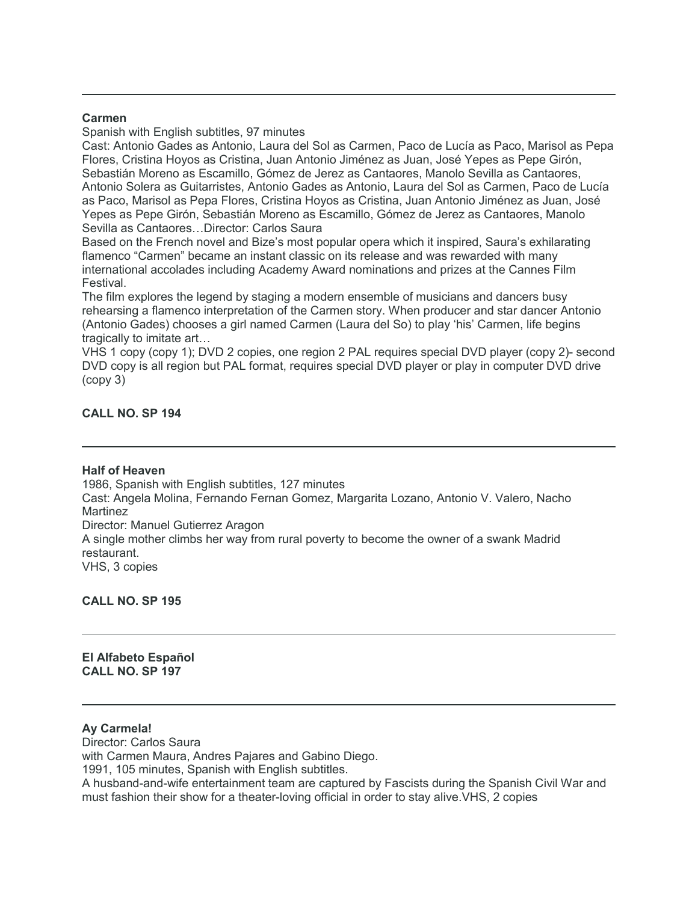---

**Carmen**

Spanish with English subtitles, 97 minutes

Cast: Antonio Gades as Antonio, Laura del Sol as Carmen, Paco de Lucía as Paco, Marisol as Pepa Flores, Cristina Hoyos as Cristina, Juan Antonio Jiménez as Juan, José Yepes as Pepe Girón, Sebastián Moreno as Escamillo, Gómez de Jerez as Cantaores, Manolo Sevilla as Cantaores, Antonio Solera as Guitarristes, Antonio Gades as Antonio, Laura del Sol as Carmen, Paco de Lucía as Paco, Marisol as Pepa Flores, Cristina Hoyos as Cristina, Juan Antonio Jiménez as Juan, José Yepes as Pepe Girón, Sebastián Moreno as Escamillo, Gómez de Jerez as Cantaores, Manolo Sevilla as Cantaores…Director: Carlos Saura

Based on the French novel and Bize's most popular opera which it inspired, Saura's exhilarating flamenco "Carmen" became an instant classic on its release and was rewarded with many international accolades including Academy Award nominations and prizes at the Cannes Film Festival.

The film explores the legend by staging a modern ensemble of musicians and dancers busy rehearsing a flamenco interpretation of the Carmen story. When producer and star dancer Antonio (Antonio Gades) chooses a girl named Carmen (Laura del So) to play 'his' Carmen, life begins tragically to imitate art…

VHS 1 copy (copy 1); DVD 2 copies, one region 2 PAL requires special DVD player (copy 2)- second DVD copy is all region but PAL format, requires special DVD player or play in computer DVD drive (copy 3)

**CALL NO. SP 194**

---

**Half of Heaven**

1986, Spanish with English subtitles, 127 minutes

Cast: Angela Molina, Fernando Fernan Gomez, Margarita Lozano, Antonio V. Valero, Nacho Martinez

Director: Manuel Gutierrez Aragon

A single mother climbs her way from rural poverty to become the owner of a swank Madrid restaurant.

VHS, 3 copies

**CALL NO. SP 195**

---

**El Alfabeto Español**
**CALL NO. SP 197**

---

**Ay Carmela!**

Director: Carlos Saura

with Carmen Maura, Andres Pajares and Gabino Diego.

1991, 105 minutes, Spanish with English subtitles.

A husband-and-wife entertainment team are captured by Fascists during the Spanish Civil War and must fashion their show for a theater-loving official in order to stay alive.VHS, 2 copies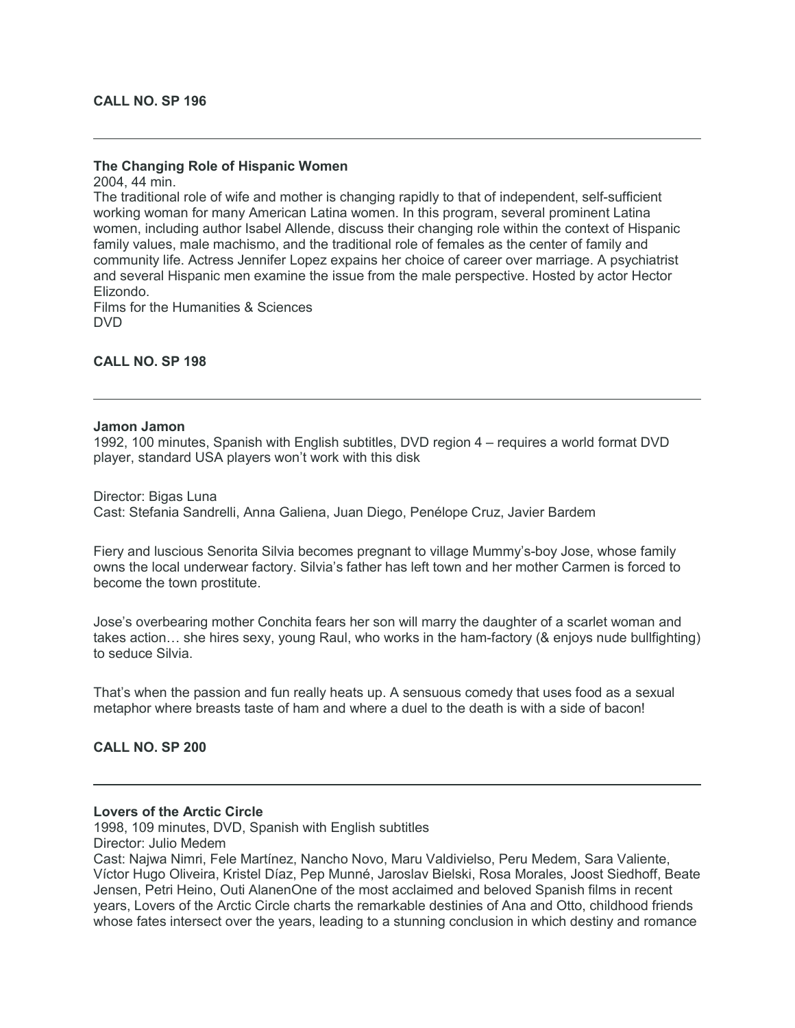**CALL NO. SP 196**

---

**The Changing Role of Hispanic Women**

2004, 44 min.

The traditional role of wife and mother is changing rapidly to that of independent, self-sufficient working woman for many American Latina women. In this program, several prominent Latina women, including author Isabel Allende, discuss their changing role within the context of Hispanic family values, male machismo, and the traditional role of females as the center of family and community life. Actress Jennifer Lopez expains her choice of career over marriage. A psychiatrist and several Hispanic men examine the issue from the male perspective. Hosted by actor Hector Elizondo.

Films for the Humanities & Sciences

DVD

**CALL NO. SP 198**

---

**Jamon Jamon**

1992, 100 minutes, Spanish with English subtitles, DVD region 4 – requires a world format DVD player, standard USA players won't work with this disk

Director: Bigas Luna

Cast: Stefania Sandrelli, Anna Galiena, Juan Diego, Penélope Cruz, Javier Bardem

Fiery and luscious Senorita Silvia becomes pregnant to village Mummy's-boy Jose, whose family owns the local underwear factory. Silvia's father has left town and her mother Carmen is forced to become the town prostitute.

Jose's overbearing mother Conchita fears her son will marry the daughter of a scarlet woman and takes action… she hires sexy, young Raul, who works in the ham-factory (& enjoys nude bullfighting) to seduce Silvia.

That's when the passion and fun really heats up. A sensuous comedy that uses food as a sexual metaphor where breasts taste of ham and where a duel to the death is with a side of bacon!

**CALL NO. SP 200**

---

**Lovers of the Arctic Circle**

1998, 109 minutes, DVD, Spanish with English subtitles

Director: Julio Medem

Cast: Najwa Nimri, Fele Martínez, Nancho Novo, Maru Valdivielso, Peru Medem, Sara Valiente, Víctor Hugo Oliveira, Kristel Díaz, Pep Munné, Jaroslav Bielski, Rosa Morales, Joost Siedhoff, Beate Jensen, Petri Heino, Outi AlanenOne of the most acclaimed and beloved Spanish films in recent years, Lovers of the Arctic Circle charts the remarkable destinies of Ana and Otto, childhood friends whose fates intersect over the years, leading to a stunning conclusion in which destiny and romance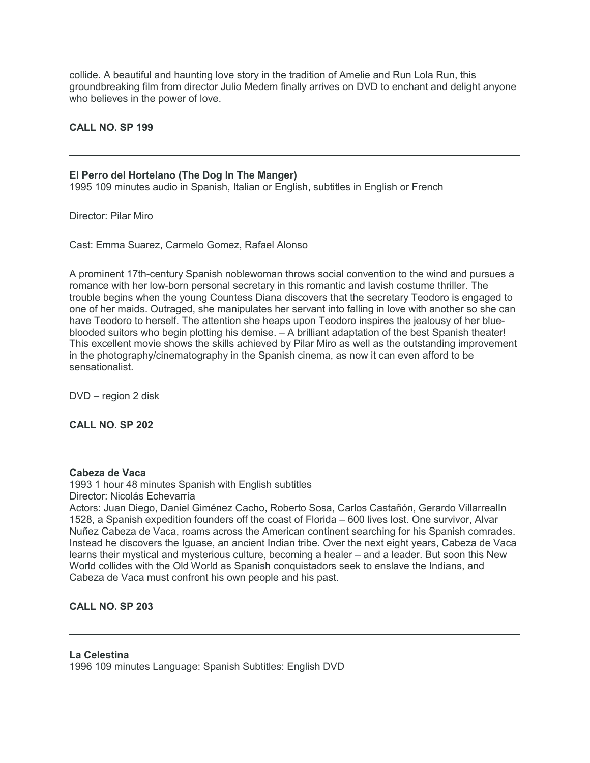collide. A beautiful and haunting love story in the tradition of Amelie and Run Lola Run, this groundbreaking film from director Julio Medem finally arrives on DVD to enchant and delight anyone who believes in the power of love.

**CALL NO. SP 199**

---

**El Perro del Hortelano (The Dog In The Manger)**
1995 109 minutes audio in Spanish, Italian or English, subtitles in English or French

Director: Pilar Miro

Cast: Emma Suarez, Carmelo Gomez, Rafael Alonso

A prominent 17th-century Spanish noblewoman throws social convention to the wind and pursues a romance with her low-born personal secretary in this romantic and lavish costume thriller. The trouble begins when the young Countess Diana discovers that the secretary Teodoro is engaged to one of her maids. Outraged, she manipulates her servant into falling in love with another so she can have Teodoro to herself. The attention she heaps upon Teodoro inspires the jealousy of her blue-blooded suitors who begin plotting his demise. – A brilliant adaptation of the best Spanish theater! This excellent movie shows the skills achieved by Pilar Miro as well as the outstanding improvement in the photography/cinematography in the Spanish cinema, as now it can even afford to be sensationalist.

DVD – region 2 disk

**CALL NO. SP 202**

---

**Cabeza de Vaca**
1993 1 hour 48 minutes Spanish with English subtitles
Director: Nicolás Echevarría
Actors: Juan Diego, Daniel Giménez Cacho, Roberto Sosa, Carlos Castañón, Gerardo VillarrealIn 1528, a Spanish expedition founders off the coast of Florida – 600 lives lost. One survivor, Alvar Nuñez Cabeza de Vaca, roams across the American continent searching for his Spanish comrades. Instead he discovers the Iguase, an ancient Indian tribe. Over the next eight years, Cabeza de Vaca learns their mystical and mysterious culture, becoming a healer – and a leader. But soon this New World collides with the Old World as Spanish conquistadors seek to enslave the Indians, and Cabeza de Vaca must confront his own people and his past.

**CALL NO. SP 203**

---

**La Celestina**
1996 109 minutes Language: Spanish Subtitles: English DVD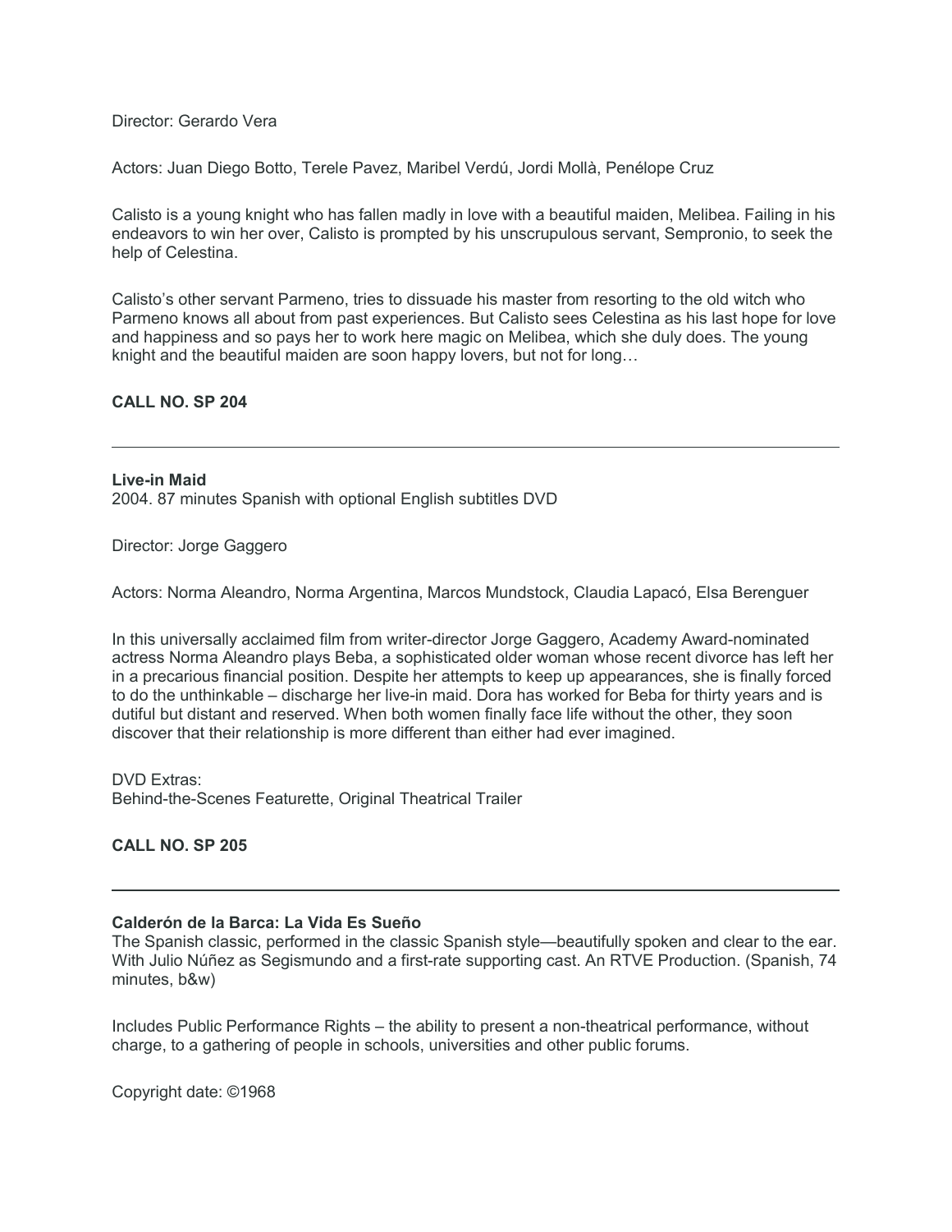Director: Gerardo Vera

Actors: Juan Diego Botto, Terele Pavez, Maribel Verdú, Jordi Mollà, Penélope Cruz

Calisto is a young knight who has fallen madly in love with a beautiful maiden, Melibea. Failing in his endeavors to win her over, Calisto is prompted by his unscrupulous servant, Sempronio, to seek the help of Celestina.

Calisto's other servant Parmeno, tries to dissuade his master from resorting to the old witch who Parmeno knows all about from past experiences. But Calisto sees Celestina as his last hope for love and happiness and so pays her to work here magic on Melibea, which she duly does. The young knight and the beautiful maiden are soon happy lovers, but not for long…

**CALL NO. SP 204**

---

**Live-in Maid**
2004. 87 minutes Spanish with optional English subtitles DVD

Director: Jorge Gaggero

Actors: Norma Aleandro, Norma Argentina, Marcos Mundstock, Claudia Lapacó, Elsa Berenguer

In this universally acclaimed film from writer-director Jorge Gaggero, Academy Award-nominated actress Norma Aleandro plays Beba, a sophisticated older woman whose recent divorce has left her in a precarious financial position. Despite her attempts to keep up appearances, she is finally forced to do the unthinkable – discharge her live-in maid. Dora has worked for Beba for thirty years and is dutiful but distant and reserved. When both women finally face life without the other, they soon discover that their relationship is more different than either had ever imagined.

DVD Extras:
Behind-the-Scenes Featurette, Original Theatrical Trailer

**CALL NO. SP 205**

---

**Calderón de la Barca: La Vida Es Sueño**
The Spanish classic, performed in the classic Spanish style—beautifully spoken and clear to the ear. With Julio Núñez as Segismundo and a first-rate supporting cast. An RTVE Production. (Spanish, 74 minutes, b&w)

Includes Public Performance Rights – the ability to present a non-theatrical performance, without charge, to a gathering of people in schools, universities and other public forums.

Copyright date: ©1968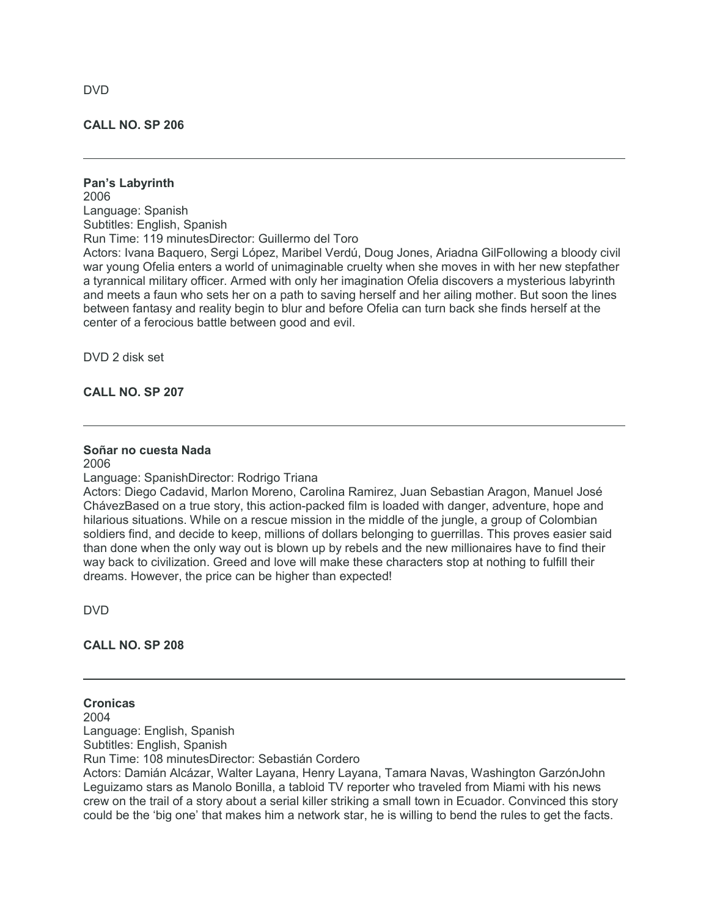DVD

**CALL NO. SP 206**

---

**Pan's Labyrinth**
2006
Language: Spanish
Subtitles: English, Spanish
Run Time: 119 minutesDirector: Guillermo del Toro
Actors: Ivana Baquero, Sergi López, Maribel Verdú, Doug Jones, Ariadna GilFollowing a bloody civil war young Ofelia enters a world of unimaginable cruelty when she moves in with her new stepfather a tyrannical military officer. Armed with only her imagination Ofelia discovers a mysterious labyrinth and meets a faun who sets her on a path to saving herself and her ailing mother. But soon the lines between fantasy and reality begin to blur and before Ofelia can turn back she finds herself at the center of a ferocious battle between good and evil.

DVD 2 disk set

**CALL NO. SP 207**

---

**Soñar no cuesta Nada**
2006
Language: SpanishDirector: Rodrigo Triana
Actors: Diego Cadavid, Marlon Moreno, Carolina Ramirez, Juan Sebastian Aragon, Manuel José ChávezBased on a true story, this action-packed film is loaded with danger, adventure, hope and hilarious situations. While on a rescue mission in the middle of the jungle, a group of Colombian soldiers find, and decide to keep, millions of dollars belonging to guerrillas. This proves easier said than done when the only way out is blown up by rebels and the new millionaires have to find their way back to civilization. Greed and love will make these characters stop at nothing to fulfill their dreams. However, the price can be higher than expected!

DVD

**CALL NO. SP 208**

---

**Cronicas**
2004
Language: English, Spanish
Subtitles: English, Spanish
Run Time: 108 minutesDirector: Sebastián Cordero
Actors: Damián Alcázar, Walter Layana, Henry Layana, Tamara Navas, Washington GarzónJohn Leguizamo stars as Manolo Bonilla, a tabloid TV reporter who traveled from Miami with his news crew on the trail of a story about a serial killer striking a small town in Ecuador. Convinced this story could be the 'big one' that makes him a network star, he is willing to bend the rules to get the facts.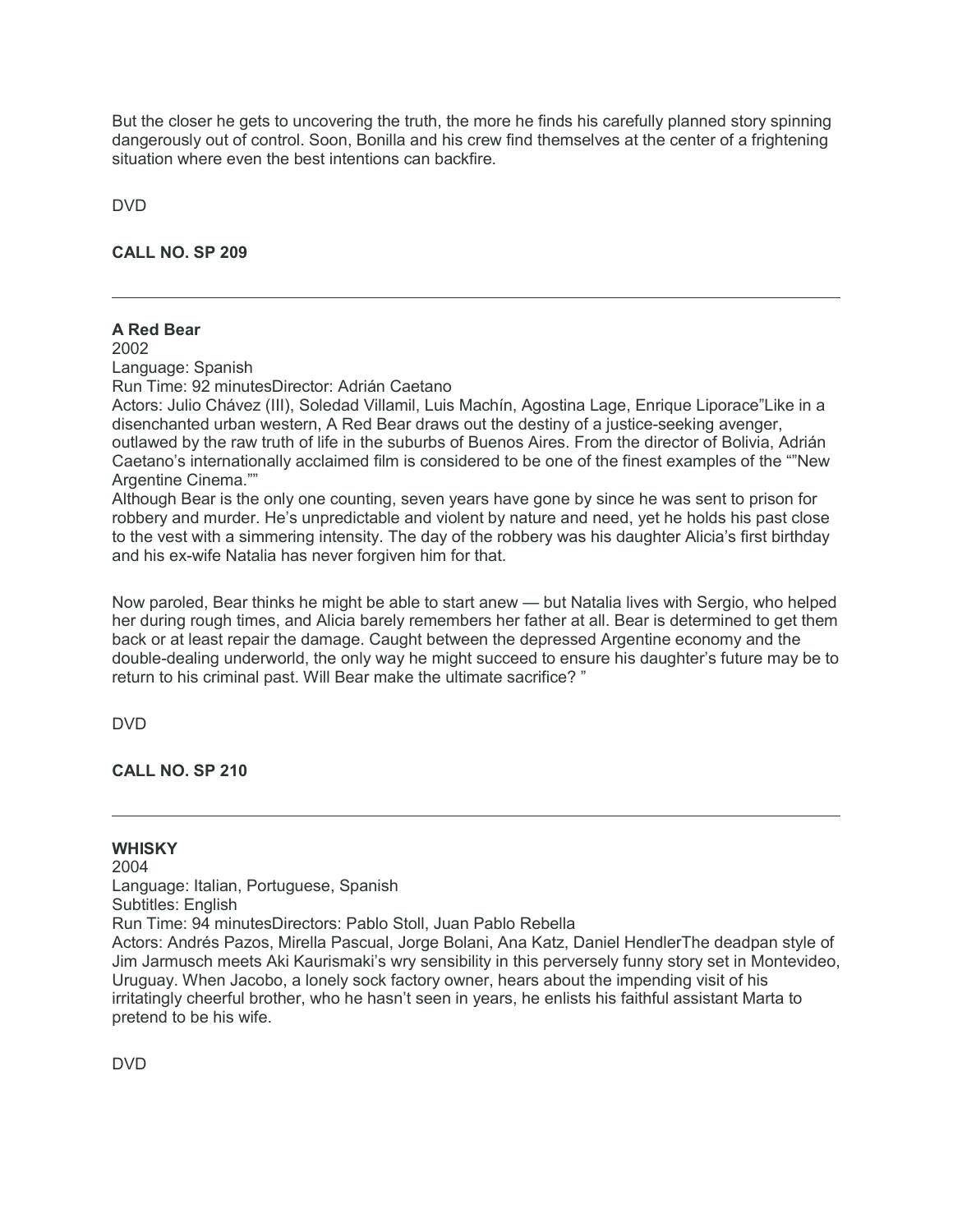But the closer he gets to uncovering the truth, the more he finds his carefully planned story spinning dangerously out of control. Soon, Bonilla and his crew find themselves at the center of a frightening situation where even the best intentions can backfire.

DVD

**CALL NO. SP 209**

---

**A Red Bear**
2002
Language: Spanish
Run Time: 92 minutesDirector: Adrián Caetano
Actors: Julio Chávez (III), Soledad Villamil, Luis Machín, Agostina Lage, Enrique Liporace"Like in a disenchanted urban western, A Red Bear draws out the destiny of a justice-seeking avenger, outlawed by the raw truth of life in the suburbs of Buenos Aires. From the director of Bolivia, Adrián Caetano's internationally acclaimed film is considered to be one of the finest examples of the ""New Argentine Cinema.""
Although Bear is the only one counting, seven years have gone by since he was sent to prison for robbery and murder. He's unpredictable and violent by nature and need, yet he holds his past close to the vest with a simmering intensity. The day of the robbery was his daughter Alicia's first birthday and his ex-wife Natalia has never forgiven him for that.

Now paroled, Bear thinks he might be able to start anew — but Natalia lives with Sergio, who helped her during rough times, and Alicia barely remembers her father at all. Bear is determined to get them back or at least repair the damage. Caught between the depressed Argentine economy and the double-dealing underworld, the only way he might succeed to ensure his daughter's future may be to return to his criminal past. Will Bear make the ultimate sacrifice? "

DVD

**CALL NO. SP 210**

---

**WHISKY**
2004
Language: Italian, Portuguese, Spanish
Subtitles: English
Run Time: 94 minutesDirectors: Pablo Stoll, Juan Pablo Rebella
Actors: Andrés Pazos, Mirella Pascual, Jorge Bolani, Ana Katz, Daniel HendlerThe deadpan style of Jim Jarmusch meets Aki Kaurismaki's wry sensibility in this perversely funny story set in Montevideo, Uruguay. When Jacobo, a lonely sock factory owner, hears about the impending visit of his irritatingly cheerful brother, who he hasn't seen in years, he enlists his faithful assistant Marta to pretend to be his wife.

DVD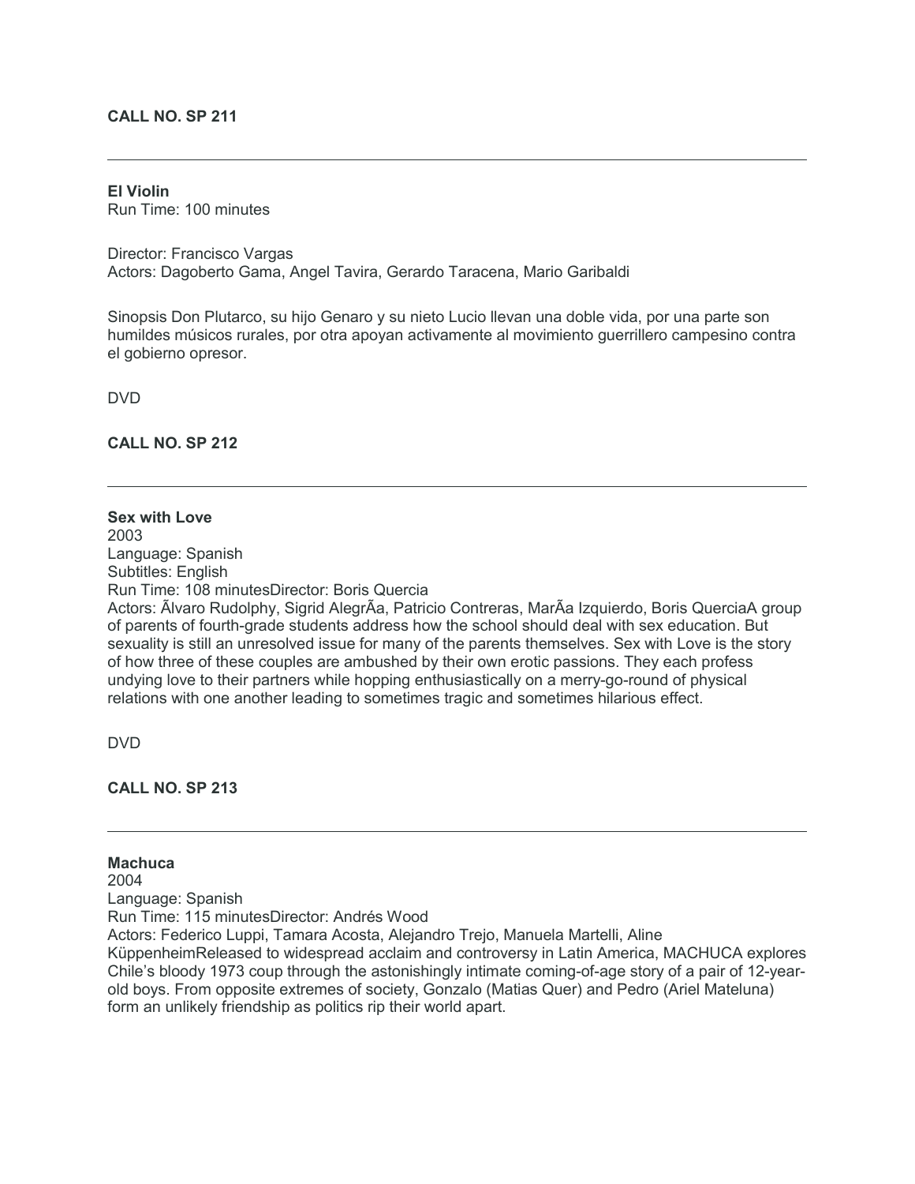**CALL NO. SP 211**

---

**El Violin**
Run Time: 100 minutes

Director: Francisco Vargas
Actors: Dagoberto Gama, Angel Tavira, Gerardo Taracena, Mario Garibaldi

Sinopsis Don Plutarco, su hijo Genaro y su nieto Lucio llevan una doble vida, por una parte son humildes músicos rurales, por otra apoyan activamente al movimiento guerrillero campesino contra el gobierno opresor.

DVD

**CALL NO. SP 212**

---

**Sex with Love**
2003
Language: Spanish
Subtitles: English
Run Time: 108 minutesDirector: Boris Quercia
Actors: Ãlvaro Rudolphy, Sigrid AlegrÃa, Patricio Contreras, MarÃa Izquierdo, Boris QuerciaA group of parents of fourth-grade students address how the school should deal with sex education. But sexuality is still an unresolved issue for many of the parents themselves. Sex with Love is the story of how three of these couples are ambushed by their own erotic passions. They each profess undying love to their partners while hopping enthusiastically on a merry-go-round of physical relations with one another leading to sometimes tragic and sometimes hilarious effect.

DVD

**CALL NO. SP 213**

---

**Machuca**
2004
Language: Spanish
Run Time: 115 minutesDirector: Andrés Wood
Actors: Federico Luppi, Tamara Acosta, Alejandro Trejo, Manuela Martelli, Aline KüppenheimReleased to widespread acclaim and controversy in Latin America, MACHUCA explores Chile's bloody 1973 coup through the astonishingly intimate coming-of-age story of a pair of 12-year-old boys. From opposite extremes of society, Gonzalo (Matias Quer) and Pedro (Ariel Mateluna) form an unlikely friendship as politics rip their world apart.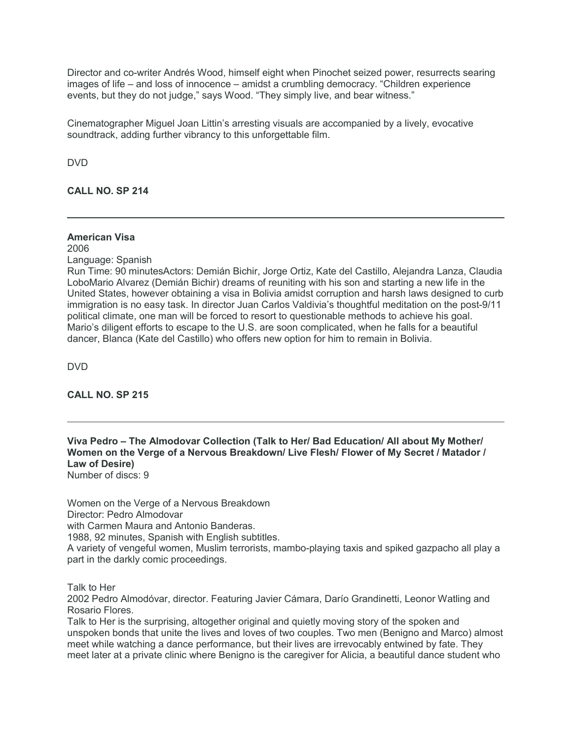Director and co-writer Andrés Wood, himself eight when Pinochet seized power, resurrects searing images of life – and loss of innocence – amidst a crumbling democracy. "Children experience events, but they do not judge," says Wood. "They simply live, and bear witness."

Cinematographer Miguel Joan Littin's arresting visuals are accompanied by a lively, evocative soundtrack, adding further vibrancy to this unforgettable film.

DVD

**CALL NO. SP 214**

---

**American Visa**
2006
Language: Spanish
Run Time: 90 minutesActors: Demián Bichir, Jorge Ortiz, Kate del Castillo, Alejandra Lanza, Claudia LoboMario Alvarez (Demián Bichir) dreams of reuniting with his son and starting a new life in the United States, however obtaining a visa in Bolivia amidst corruption and harsh laws designed to curb immigration is no easy task. In director Juan Carlos Valdivia's thoughtful meditation on the post-9/11 political climate, one man will be forced to resort to questionable methods to achieve his goal. Mario's diligent efforts to escape to the U.S. are soon complicated, when he falls for a beautiful dancer, Blanca (Kate del Castillo) who offers new option for him to remain in Bolivia.

DVD

**CALL NO. SP 215**

---

**Viva Pedro – The Almodovar Collection (Talk to Her/ Bad Education/ All about My Mother/ Women on the Verge of a Nervous Breakdown/ Live Flesh/ Flower of My Secret / Matador / Law of Desire)**
Number of discs: 9

Women on the Verge of a Nervous Breakdown
Director: Pedro Almodovar
with Carmen Maura and Antonio Banderas.
1988, 92 minutes, Spanish with English subtitles.
A variety of vengeful women, Muslim terrorists, mambo-playing taxis and spiked gazpacho all play a part in the darkly comic proceedings.

Talk to Her
2002 Pedro Almodóvar, director. Featuring Javier Cámara, Darío Grandinetti, Leonor Watling and Rosario Flores.
Talk to Her is the surprising, altogether original and quietly moving story of the spoken and unspoken bonds that unite the lives and loves of two couples. Two men (Benigno and Marco) almost meet while watching a dance performance, but their lives are irrevocably entwined by fate. They meet later at a private clinic where Benigno is the caregiver for Alicia, a beautiful dance student who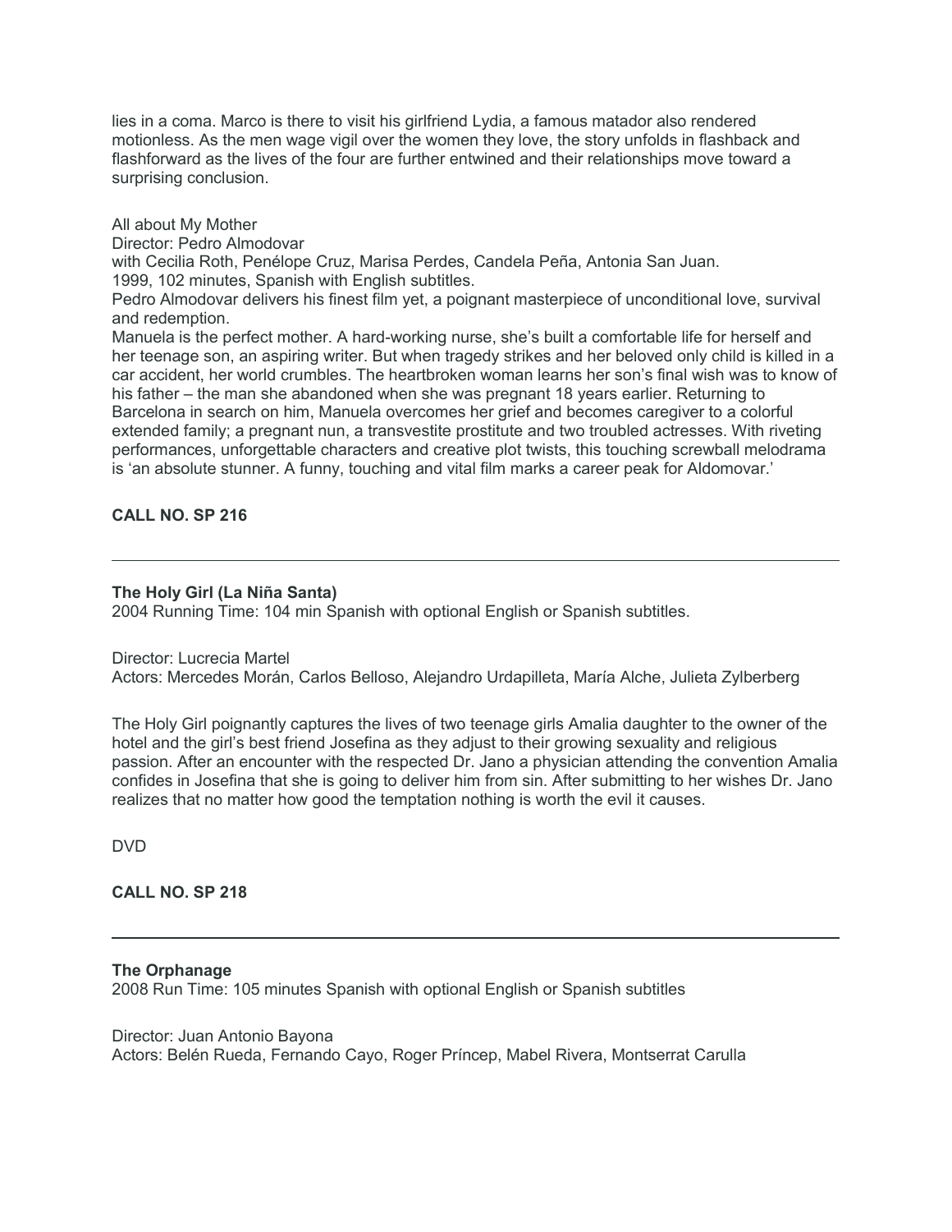lies in a coma. Marco is there to visit his girlfriend Lydia, a famous matador also rendered motionless. As the men wage vigil over the women they love, the story unfolds in flashback and flashforward as the lives of the four are further entwined and their relationships move toward a surprising conclusion.

All about My Mother

Director: Pedro Almodovar

with Cecilia Roth, Penélope Cruz, Marisa Perdes, Candela Peña, Antonia San Juan.

1999, 102 minutes, Spanish with English subtitles.

Pedro Almodovar delivers his finest film yet, a poignant masterpiece of unconditional love, survival and redemption.

Manuela is the perfect mother. A hard-working nurse, she's built a comfortable life for herself and her teenage son, an aspiring writer. But when tragedy strikes and her beloved only child is killed in a car accident, her world crumbles. The heartbroken woman learns her son's final wish was to know of his father – the man she abandoned when she was pregnant 18 years earlier. Returning to Barcelona in search on him, Manuela overcomes her grief and becomes caregiver to a colorful extended family; a pregnant nun, a transvestite prostitute and two troubled actresses. With riveting performances, unforgettable characters and creative plot twists, this touching screwball melodrama is 'an absolute stunner. A funny, touching and vital film marks a career peak for Aldomovar.'

**CALL NO. SP 216**

---

**The Holy Girl (La Niña Santa)**

2004 Running Time: 104 min Spanish with optional English or Spanish subtitles.

Director: Lucrecia Martel

Actors: Mercedes Morán, Carlos Belloso, Alejandro Urdapilleta, María Alche, Julieta Zylberberg

The Holy Girl poignantly captures the lives of two teenage girls Amalia daughter to the owner of the hotel and the girl's best friend Josefina as they adjust to their growing sexuality and religious passion. After an encounter with the respected Dr. Jano a physician attending the convention Amalia confides in Josefina that she is going to deliver him from sin. After submitting to her wishes Dr. Jano realizes that no matter how good the temptation nothing is worth the evil it causes.

DVD

**CALL NO. SP 218**

---

**The Orphanage**

2008 Run Time: 105 minutes Spanish with optional English or Spanish subtitles

Director: Juan Antonio Bayona

Actors: Belén Rueda, Fernando Cayo, Roger Príncep, Mabel Rivera, Montserrat Carulla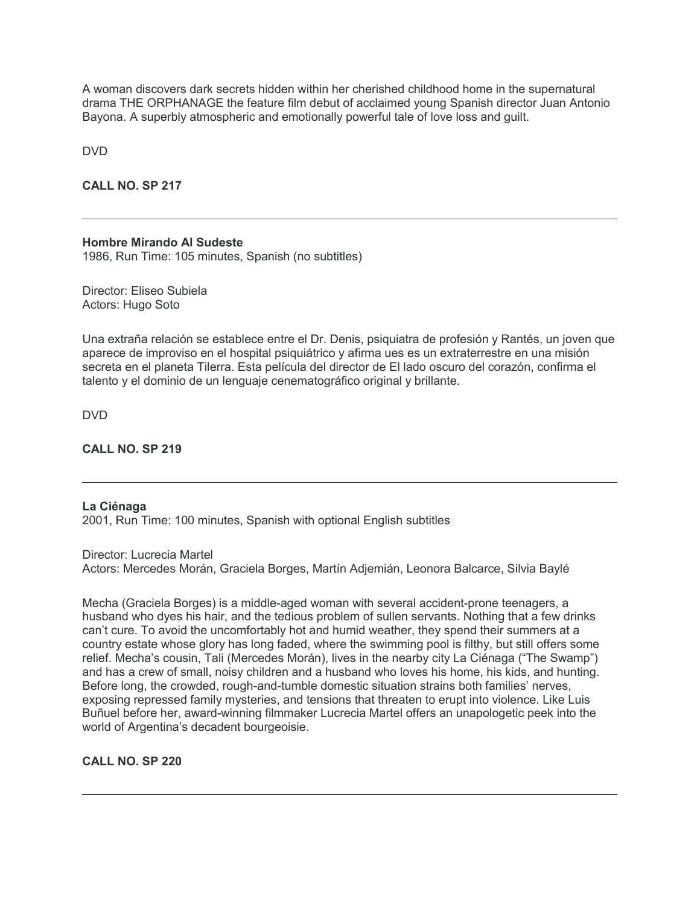A woman discovers dark secrets hidden within her cherished childhood home in the supernatural drama THE ORPHANAGE the feature film debut of acclaimed young Spanish director Juan Antonio Bayona. A superbly atmospheric and emotionally powerful tale of love loss and guilt.

DVD

**CALL NO. SP 217**

---

**Hombre Mirando Al Sudeste**
1986, Run Time: 105 minutes, Spanish (no subtitles)

Director: Eliseo Subiela
Actors: Hugo Soto

Una extraña relación se establece entre el Dr. Denis, psiquiatra de profesión y Rantés, un joven que aparece de improviso en el hospital psiquiátrico y afirma ues es un extraterrestre en una misión secreta en el planeta Tilerra. Esta película del director de El lado oscuro del corazón, confirma el talento y el dominio de un lenguaje cenematográfico original y brillante.

DVD

**CALL NO. SP 219**

---

**La Ciénaga**
2001, Run Time: 100 minutes, Spanish with optional English subtitles

Director: Lucrecia Martel
Actors: Mercedes Morán, Graciela Borges, Martín Adjemián, Leonora Balcarce, Silvia Baylé

Mecha (Graciela Borges) is a middle-aged woman with several accident-prone teenagers, a husband who dyes his hair, and the tedious problem of sullen servants. Nothing that a few drinks can't cure. To avoid the uncomfortably hot and humid weather, they spend their summers at a country estate whose glory has long faded, where the swimming pool is filthy, but still offers some relief. Mecha's cousin, Tali (Mercedes Morán), lives in the nearby city La Ciénaga ("The Swamp") and has a crew of small, noisy children and a husband who loves his home, his kids, and hunting. Before long, the crowded, rough-and-tumble domestic situation strains both families' nerves, exposing repressed family mysteries, and tensions that threaten to erupt into violence. Like Luis Buñuel before her, award-winning filmmaker Lucrecia Martel offers an unapologetic peek into the world of Argentina's decadent bourgeoisie.

**CALL NO. SP 220**

---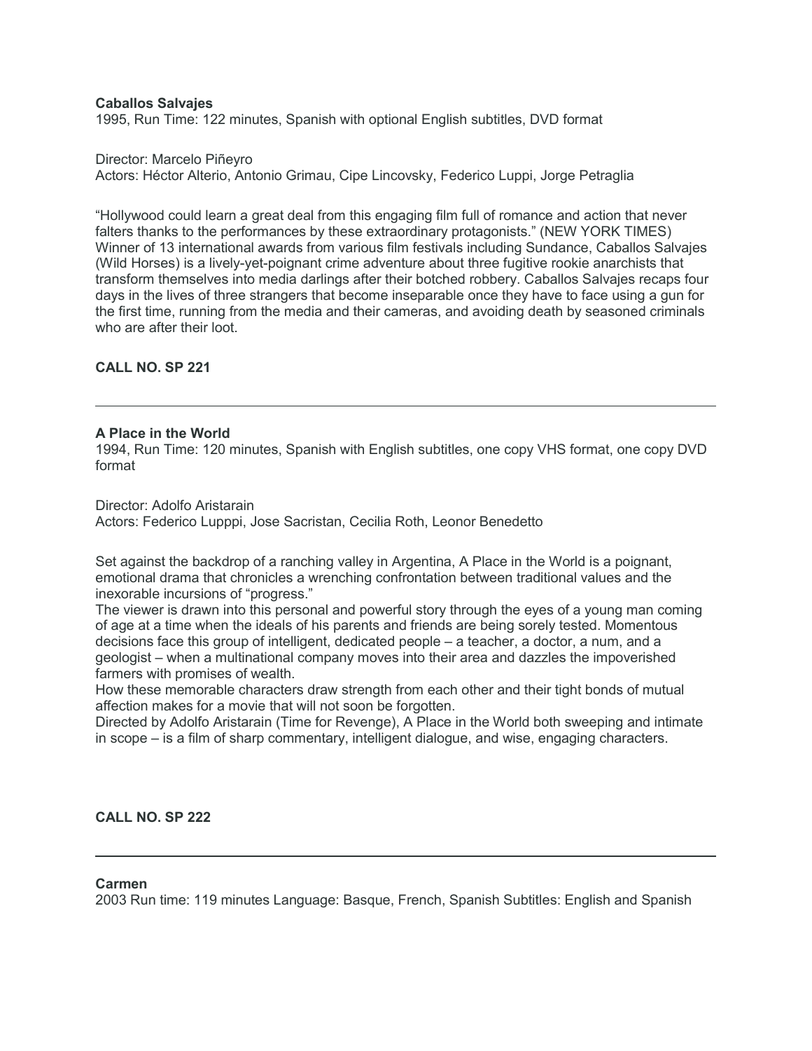**Caballos Salvajes**
1995, Run Time: 122 minutes, Spanish with optional English subtitles, DVD format

Director: Marcelo Piñeyro
Actors: Héctor Alterio, Antonio Grimau, Cipe Lincovsky, Federico Luppi, Jorge Petraglia

"Hollywood could learn a great deal from this engaging film full of romance and action that never falters thanks to the performances by these extraordinary protagonists." (NEW YORK TIMES) Winner of 13 international awards from various film festivals including Sundance, Caballos Salvajes (Wild Horses) is a lively-yet-poignant crime adventure about three fugitive rookie anarchists that transform themselves into media darlings after their botched robbery. Caballos Salvajes recaps four days in the lives of three strangers that become inseparable once they have to face using a gun for the first time, running from the media and their cameras, and avoiding death by seasoned criminals who are after their loot.

**CALL NO. SP 221**

---

**A Place in the World**
1994, Run Time: 120 minutes, Spanish with English subtitles, one copy VHS format, one copy DVD format

Director: Adolfo Aristarain
Actors: Federico Lupppi, Jose Sacristan, Cecilia Roth, Leonor Benedetto

Set against the backdrop of a ranching valley in Argentina, A Place in the World is a poignant, emotional drama that chronicles a wrenching confrontation between traditional values and the inexorable incursions of "progress."
The viewer is drawn into this personal and powerful story through the eyes of a young man coming of age at a time when the ideals of his parents and friends are being sorely tested. Momentous decisions face this group of intelligent, dedicated people – a teacher, a doctor, a num, and a geologist – when a multinational company moves into their area and dazzles the impoverished farmers with promises of wealth.
How these memorable characters draw strength from each other and their tight bonds of mutual affection makes for a movie that will not soon be forgotten.
Directed by Adolfo Aristarain (Time for Revenge), A Place in the World both sweeping and intimate in scope – is a film of sharp commentary, intelligent dialogue, and wise, engaging characters.

**CALL NO. SP 222**

---

**Carmen**
2003 Run time: 119 minutes Language: Basque, French, Spanish Subtitles: English and Spanish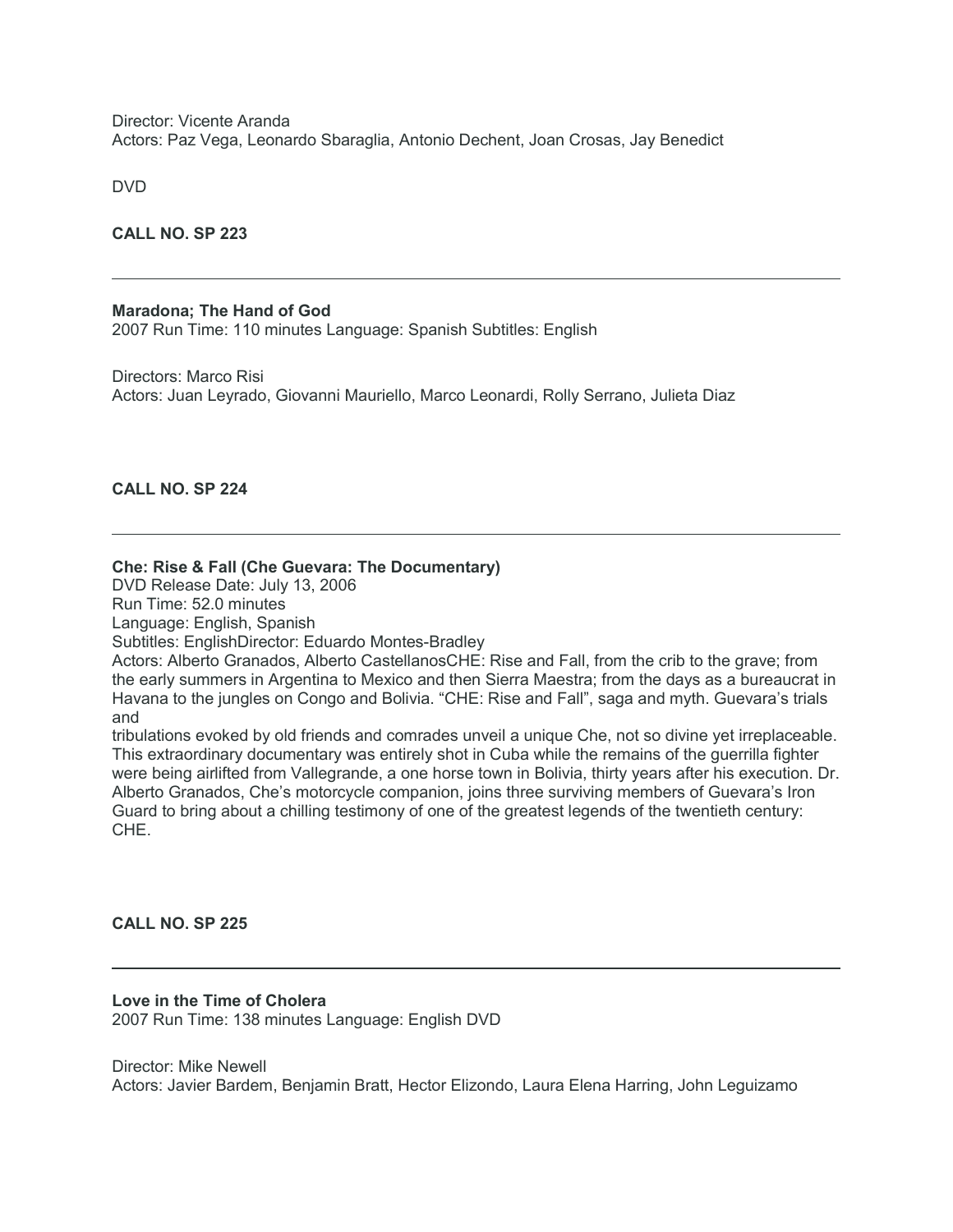Director: Vicente Aranda
Actors: Paz Vega, Leonardo Sbaraglia, Antonio Dechent, Joan Crosas, Jay Benedict

DVD

**CALL NO. SP 223**

---

**Maradona; The Hand of God**
2007 Run Time: 110 minutes Language: Spanish Subtitles: English

Directors: Marco Risi
Actors: Juan Leyrado, Giovanni Mauriello, Marco Leonardi, Rolly Serrano, Julieta Diaz

**CALL NO. SP 224**

---

**Che: Rise & Fall (Che Guevara: The Documentary)**
DVD Release Date: July 13, 2006
Run Time: 52.0 minutes
Language: English, Spanish
Subtitles: EnglishDirector: Eduardo Montes-Bradley
Actors: Alberto Granados, Alberto CastellanosCHE: Rise and Fall, from the crib to the grave; from the early summers in Argentina to Mexico and then Sierra Maestra; from the days as a bureaucrat in Havana to the jungles on Congo and Bolivia. "CHE: Rise and Fall", saga and myth. Guevara's trials and
tribulations evoked by old friends and comrades unveil a unique Che, not so divine yet irreplaceable. This extraordinary documentary was entirely shot in Cuba while the remains of the guerrilla fighter were being airlifted from Vallegrande, a one horse town in Bolivia, thirty years after his execution. Dr. Alberto Granados, Che's motorcycle companion, joins three surviving members of Guevara's Iron Guard to bring about a chilling testimony of one of the greatest legends of the twentieth century: CHE.

**CALL NO. SP 225**

---

**Love in the Time of Cholera**
2007 Run Time: 138 minutes Language: English DVD

Director: Mike Newell
Actors: Javier Bardem, Benjamin Bratt, Hector Elizondo, Laura Elena Harring, John Leguizamo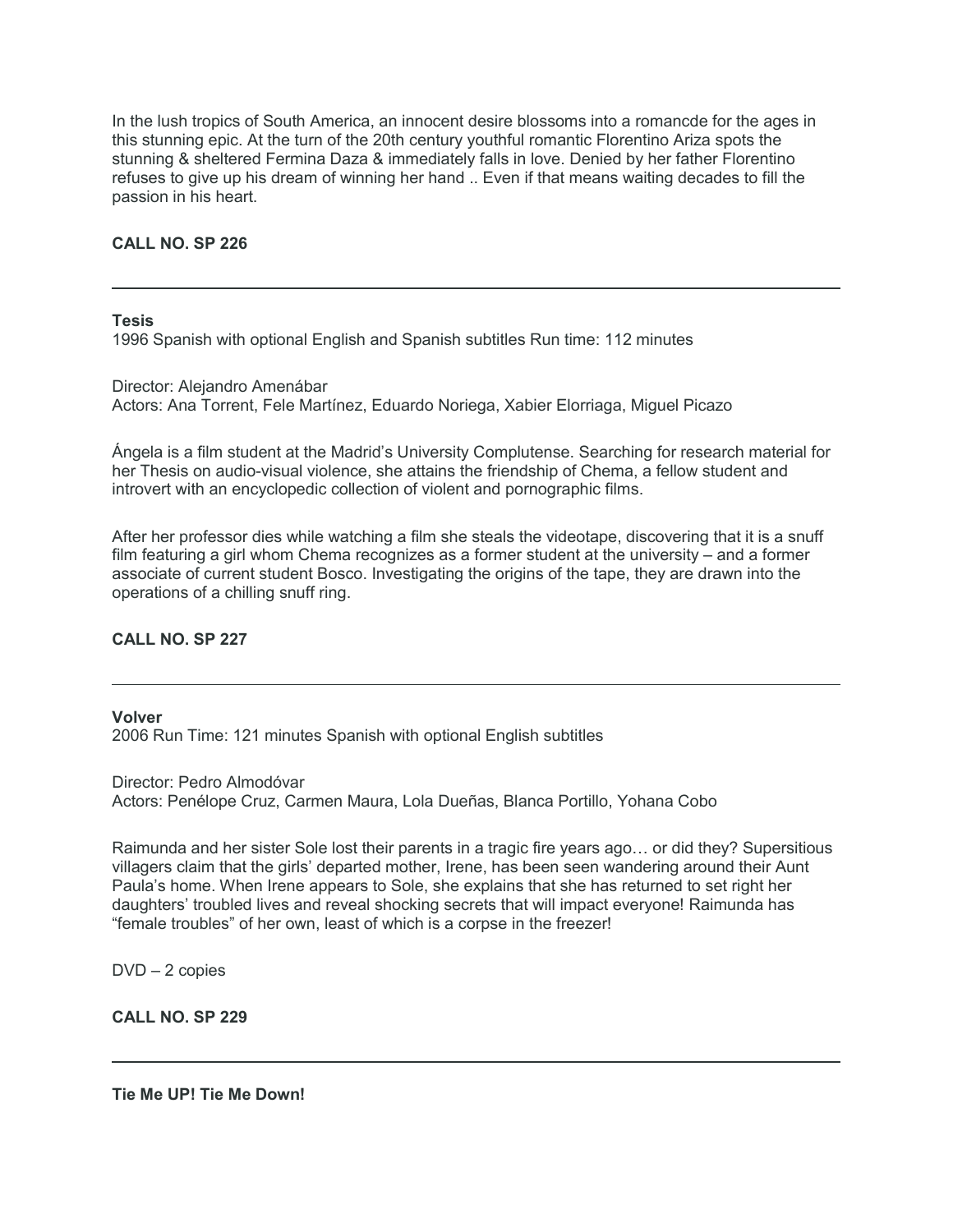In the lush tropics of South America, an innocent desire blossoms into a romancde for the ages in this stunning epic. At the turn of the 20th century youthful romantic Florentino Ariza spots the stunning & sheltered Fermina Daza & immediately falls in love. Denied by her father Florentino refuses to give up his dream of winning her hand .. Even if that means waiting decades to fill the passion in his heart.

**CALL NO. SP 226**

---

**Tesis**
1996 Spanish with optional English and Spanish subtitles Run time: 112 minutes

Director: Alejandro Amenábar
Actors: Ana Torrent, Fele Martínez, Eduardo Noriega, Xabier Elorriaga, Miguel Picazo

Ángela is a film student at the Madrid's University Complutense. Searching for research material for her Thesis on audio-visual violence, she attains the friendship of Chema, a fellow student and introvert with an encyclopedic collection of violent and pornographic films.

After her professor dies while watching a film she steals the videotape, discovering that it is a snuff film featuring a girl whom Chema recognizes as a former student at the university – and a former associate of current student Bosco. Investigating the origins of the tape, they are drawn into the operations of a chilling snuff ring.

**CALL NO. SP 227**

---

**Volver**
2006 Run Time: 121 minutes Spanish with optional English subtitles

Director: Pedro Almodóvar
Actors: Penélope Cruz, Carmen Maura, Lola Dueñas, Blanca Portillo, Yohana Cobo

Raimunda and her sister Sole lost their parents in a tragic fire years ago… or did they? Supersitious villagers claim that the girls' departed mother, Irene, has been seen wandering around their Aunt Paula's home. When Irene appears to Sole, she explains that she has returned to set right her daughters' troubled lives and reveal shocking secrets that will impact everyone! Raimunda has "female troubles" of her own, least of which is a corpse in the freezer!

DVD – 2 copies

**CALL NO. SP 229**

---

**Tie Me UP! Tie Me Down!**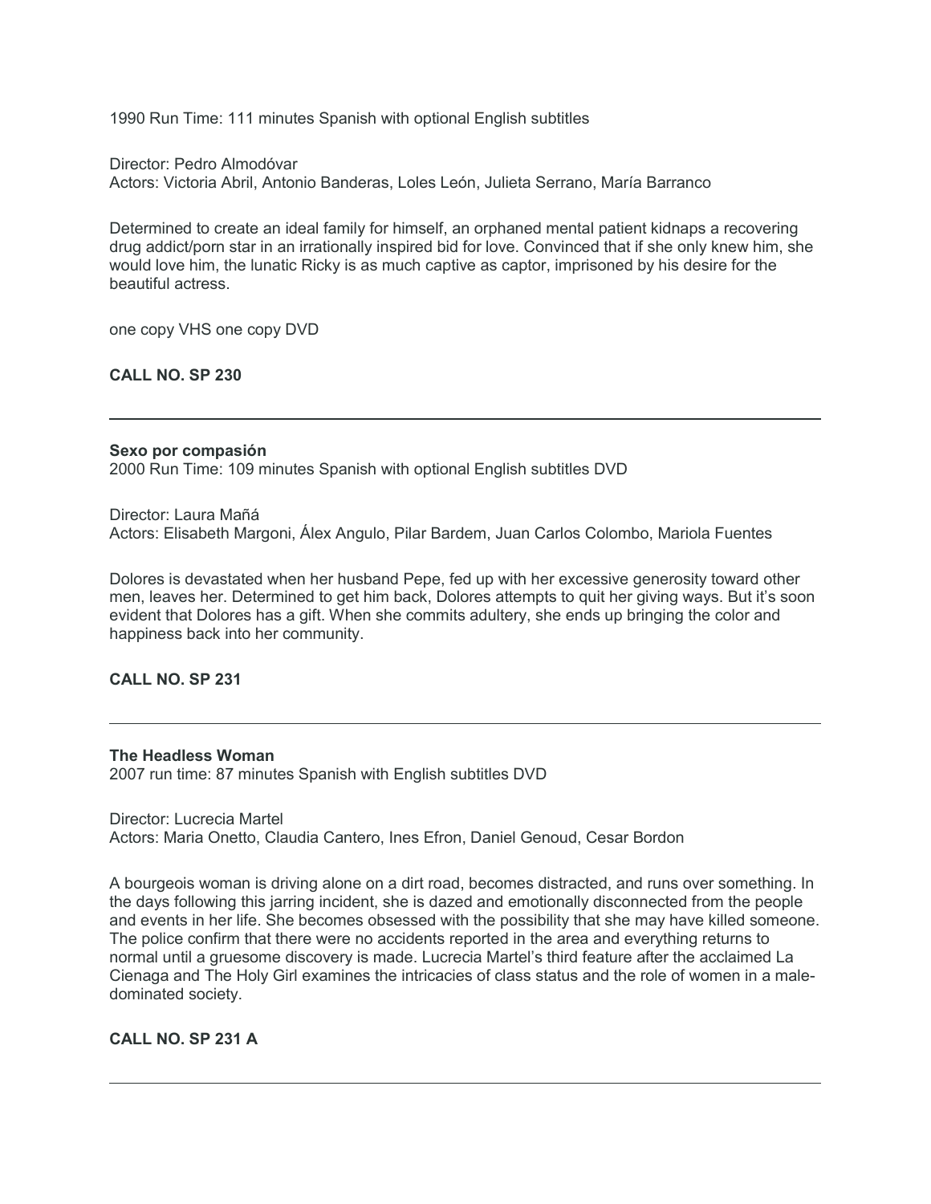1990 Run Time: 111 minutes Spanish with optional English subtitles

Director: Pedro Almodóvar
Actors: Victoria Abril, Antonio Banderas, Loles León, Julieta Serrano, María Barranco

Determined to create an ideal family for himself, an orphaned mental patient kidnaps a recovering drug addict/porn star in an irrationally inspired bid for love. Convinced that if she only knew him, she would love him, the lunatic Ricky is as much captive as captor, imprisoned by his desire for the beautiful actress.

one copy VHS one copy DVD

**CALL NO. SP 230**

---

**Sexo por compasión**
2000 Run Time: 109 minutes Spanish with optional English subtitles DVD

Director: Laura Mañá
Actors: Elisabeth Margoni, Álex Angulo, Pilar Bardem, Juan Carlos Colombo, Mariola Fuentes

Dolores is devastated when her husband Pepe, fed up with her excessive generosity toward other men, leaves her. Determined to get him back, Dolores attempts to quit her giving ways. But it's soon evident that Dolores has a gift. When she commits adultery, she ends up bringing the color and happiness back into her community.

**CALL NO. SP 231**

---

**The Headless Woman**
2007 run time: 87 minutes Spanish with English subtitles DVD

Director: Lucrecia Martel
Actors: Maria Onetto, Claudia Cantero, Ines Efron, Daniel Genoud, Cesar Bordon

A bourgeois woman is driving alone on a dirt road, becomes distracted, and runs over something. In the days following this jarring incident, she is dazed and emotionally disconnected from the people and events in her life. She becomes obsessed with the possibility that she may have killed someone. The police confirm that there were no accidents reported in the area and everything returns to normal until a gruesome discovery is made. Lucrecia Martel's third feature after the acclaimed La Cienaga and The Holy Girl examines the intricacies of class status and the role of women in a male-dominated society.

**CALL NO. SP 231 A**

---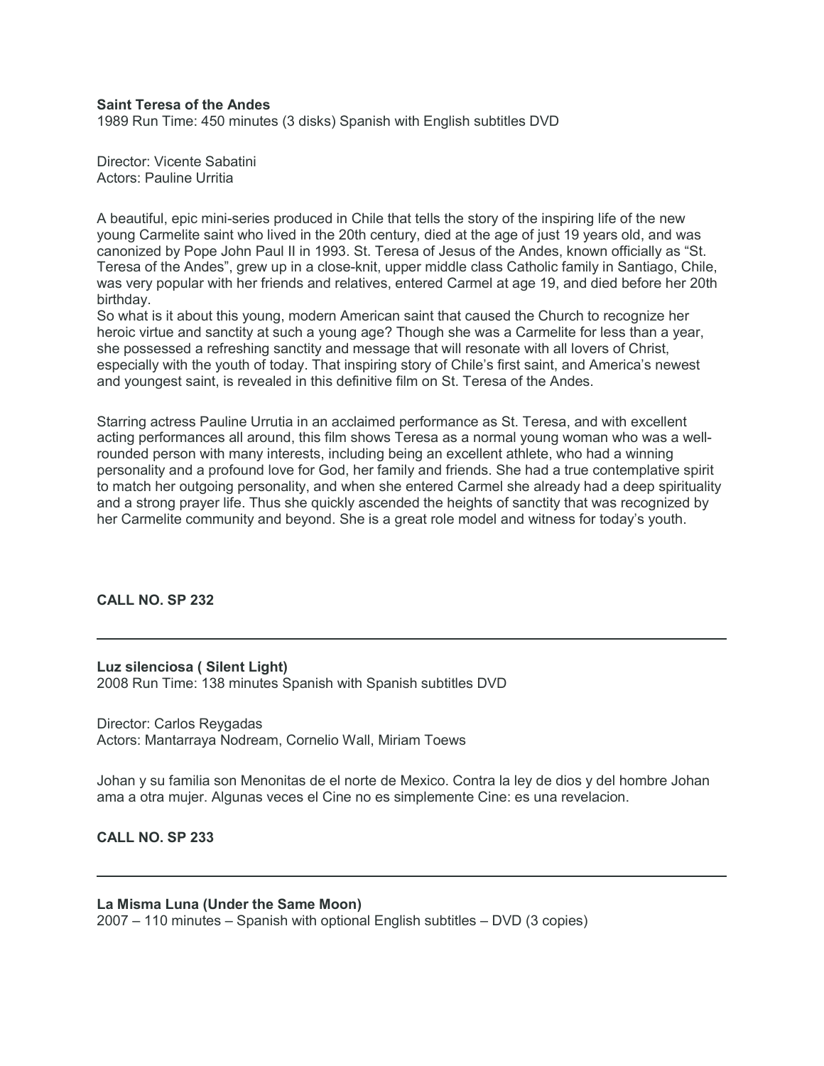**Saint Teresa of the Andes**
1989 Run Time: 450 minutes (3 disks) Spanish with English subtitles DVD

Director: Vicente Sabatini
Actors: Pauline Urritia

A beautiful, epic mini-series produced in Chile that tells the story of the inspiring life of the new young Carmelite saint who lived in the 20th century, died at the age of just 19 years old, and was canonized by Pope John Paul II in 1993. St. Teresa of Jesus of the Andes, known officially as "St. Teresa of the Andes", grew up in a close-knit, upper middle class Catholic family in Santiago, Chile, was very popular with her friends and relatives, entered Carmel at age 19, and died before her 20th birthday.
So what is it about this young, modern American saint that caused the Church to recognize her heroic virtue and sanctity at such a young age? Though she was a Carmelite for less than a year, she possessed a refreshing sanctity and message that will resonate with all lovers of Christ, especially with the youth of today. That inspiring story of Chile's first saint, and America's newest and youngest saint, is revealed in this definitive film on St. Teresa of the Andes.

Starring actress Pauline Urrutia in an acclaimed performance as St. Teresa, and with excellent acting performances all around, this film shows Teresa as a normal young woman who was a well-rounded person with many interests, including being an excellent athlete, who had a winning personality and a profound love for God, her family and friends. She had a true contemplative spirit to match her outgoing personality, and when she entered Carmel she already had a deep spirituality and a strong prayer life. Thus she quickly ascended the heights of sanctity that was recognized by her Carmelite community and beyond. She is a great role model and witness for today's youth.

**CALL NO. SP 232**

---

**Luz silenciosa ( Silent Light)**
2008 Run Time: 138 minutes Spanish with Spanish subtitles DVD

Director: Carlos Reygadas
Actors: Mantarraya Nodream, Cornelio Wall, Miriam Toews

Johan y su familia son Menonitas de el norte de Mexico. Contra la ley de dios y del hombre Johan ama a otra mujer. Algunas veces el Cine no es simplemente Cine: es una revelacion.

**CALL NO. SP 233**

---

**La Misma Luna (Under the Same Moon)**
2007 – 110 minutes – Spanish with optional English subtitles – DVD (3 copies)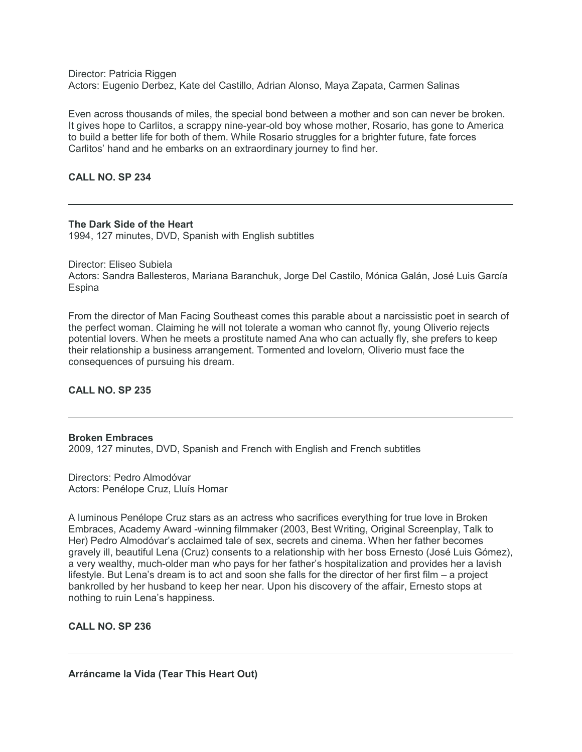Director: Patricia Riggen
Actors: Eugenio Derbez, Kate del Castillo, Adrian Alonso, Maya Zapata, Carmen Salinas

Even across thousands of miles, the special bond between a mother and son can never be broken. It gives hope to Carlitos, a scrappy nine-year-old boy whose mother, Rosario, has gone to America to build a better life for both of them. While Rosario struggles for a brighter future, fate forces Carlitos' hand and he embarks on an extraordinary journey to find her.

**CALL NO. SP 234**

---

**The Dark Side of the Heart**
1994, 127 minutes, DVD, Spanish with English subtitles

Director: Eliseo Subiela
Actors: Sandra Ballesteros, Mariana Baranchuk, Jorge Del Castilo, Mónica Galán, José Luis García Espina

From the director of Man Facing Southeast comes this parable about a narcissistic poet in search of the perfect woman. Claiming he will not tolerate a woman who cannot fly, young Oliverio rejects potential lovers. When he meets a prostitute named Ana who can actually fly, she prefers to keep their relationship a business arrangement. Tormented and lovelorn, Oliverio must face the consequences of pursuing his dream.

**CALL NO. SP 235**

---

**Broken Embraces**
2009, 127 minutes, DVD, Spanish and French with English and French subtitles

Directors: Pedro Almodóvar
Actors: Penélope Cruz, Lluís Homar

A luminous Penélope Cruz stars as an actress who sacrifices everything for true love in Broken Embraces, Academy Award -winning filmmaker (2003, Best Writing, Original Screenplay, Talk to Her) Pedro Almodóvar's acclaimed tale of sex, secrets and cinema. When her father becomes gravely ill, beautiful Lena (Cruz) consents to a relationship with her boss Ernesto (José Luis Gómez), a very wealthy, much-older man who pays for her father's hospitalization and provides her a lavish lifestyle. But Lena's dream is to act and soon she falls for the director of her first film – a project bankrolled by her husband to keep her near. Upon his discovery of the affair, Ernesto stops at nothing to ruin Lena's happiness.

**CALL NO. SP 236**

---

**Arráncame la Vida (Tear This Heart Out)**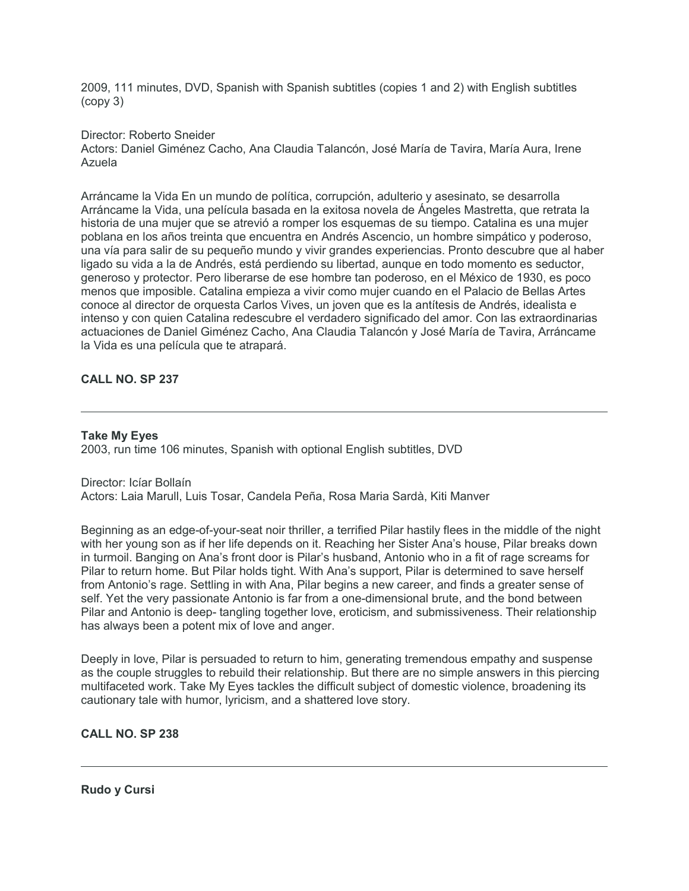2009, 111 minutes, DVD, Spanish with Spanish subtitles (copies 1 and 2) with English subtitles (copy 3)

Director: Roberto Sneider
Actors: Daniel Giménez Cacho, Ana Claudia Talancón, José María de Tavira, María Aura, Irene Azuela

Arráncame la Vida En un mundo de política, corrupción, adulterio y asesinato, se desarrolla Arráncame la Vida, una película basada en la exitosa novela de Ángeles Mastretta, que retrata la historia de una mujer que se atrevió a romper los esquemas de su tiempo. Catalina es una mujer poblana en los años treinta que encuentra en Andrés Ascencio, un hombre simpático y poderoso, una vía para salir de su pequeño mundo y vivir grandes experiencias. Pronto descubre que al haber ligado su vida a la de Andrés, está perdiendo su libertad, aunque en todo momento es seductor, generoso y protector. Pero liberarse de ese hombre tan poderoso, en el México de 1930, es poco menos que imposible. Catalina empieza a vivir como mujer cuando en el Palacio de Bellas Artes conoce al director de orquesta Carlos Vives, un joven que es la antítesis de Andrés, idealista e intenso y con quien Catalina redescubre el verdadero significado del amor. Con las extraordinarias actuaciones de Daniel Giménez Cacho, Ana Claudia Talancón y José María de Tavira, Arráncame la Vida es una película que te atrapará.

**CALL NO. SP 237**

---

**Take My Eyes**
2003, run time 106 minutes, Spanish with optional English subtitles, DVD

Director: Icíar Bollaín
Actors: Laia Marull, Luis Tosar, Candela Peña, Rosa Maria Sardà, Kiti Manver

Beginning as an edge-of-your-seat noir thriller, a terrified Pilar hastily flees in the middle of the night with her young son as if her life depends on it. Reaching her Sister Ana's house, Pilar breaks down in turmoil. Banging on Ana's front door is Pilar's husband, Antonio who in a fit of rage screams for Pilar to return home. But Pilar holds tight. With Ana's support, Pilar is determined to save herself from Antonio's rage. Settling in with Ana, Pilar begins a new career, and finds a greater sense of self. Yet the very passionate Antonio is far from a one-dimensional brute, and the bond between Pilar and Antonio is deep- tangling together love, eroticism, and submissiveness. Their relationship has always been a potent mix of love and anger.

Deeply in love, Pilar is persuaded to return to him, generating tremendous empathy and suspense as the couple struggles to rebuild their relationship. But there are no simple answers in this piercing multifaceted work. Take My Eyes tackles the difficult subject of domestic violence, broadening its cautionary tale with humor, lyricism, and a shattered love story.

**CALL NO. SP 238**

---

**Rudo y Cursi**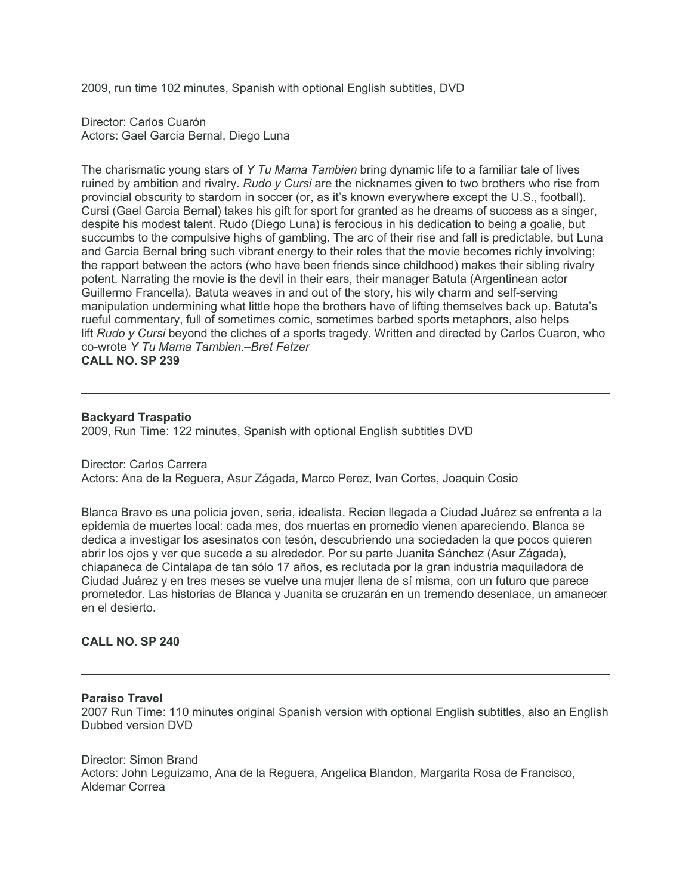2009, run time 102 minutes, Spanish with optional English subtitles, DVD

Director: Carlos Cuarón
Actors: Gael Garcia Bernal, Diego Luna

The charismatic young stars of *Y Tu Mama Tambien* bring dynamic life to a familiar tale of lives ruined by ambition and rivalry. *Rudo y Cursi* are the nicknames given to two brothers who rise from provincial obscurity to stardom in soccer (or, as it's known everywhere except the U.S., football). Cursi (Gael Garcia Bernal) takes his gift for sport for granted as he dreams of success as a singer, despite his modest talent. Rudo (Diego Luna) is ferocious in his dedication to being a goalie, but succumbs to the compulsive highs of gambling. The arc of their rise and fall is predictable, but Luna and Garcia Bernal bring such vibrant energy to their roles that the movie becomes richly involving; the rapport between the actors (who have been friends since childhood) makes their sibling rivalry potent. Narrating the movie is the devil in their ears, their manager Batuta (Argentinean actor Guillermo Francella). Batuta weaves in and out of the story, his wily charm and self-serving manipulation undermining what little hope the brothers have of lifting themselves back up. Batuta's rueful commentary, full of sometimes comic, sometimes barbed sports metaphors, also helps lift *Rudo y Cursi* beyond the cliches of a sports tragedy. Written and directed by Carlos Cuaron, who co-wrote *Y Tu Mama Tambien*.–*Bret Fetzer*
**CALL NO. SP 239**

---

**Backyard Traspatio**
2009, Run Time: 122 minutes, Spanish with optional English subtitles DVD

Director: Carlos Carrera
Actors: Ana de la Reguera, Asur Zágada, Marco Perez, Ivan Cortes, Joaquin Cosio

Blanca Bravo es una policia joven, seria, idealista. Recien llegada a Ciudad Juárez se enfrenta a la epidemia de muertes local: cada mes, dos muertas en promedio vienen apareciendo. Blanca se dedica a investigar los asesinatos con tesón, descubriendo una sociedaden la que pocos quieren abrir los ojos y ver que sucede a su alrededor. Por su parte Juanita Sánchez (Asur Zágada), chiapaneca de Cintalapa de tan sólo 17 años, es reclutada por la gran industria maquiladora de Ciudad Juárez y en tres meses se vuelve una mujer llena de sí misma, con un futuro que parece prometedor. Las historias de Blanca y Juanita se cruzarán en un tremendo desenlace, un amanecer en el desierto.

**CALL NO. SP 240**

---

**Paraiso Travel**
2007 Run Time: 110 minutes original Spanish version with optional English subtitles, also an English Dubbed version DVD

Director: Simon Brand
Actors: John Leguizamo, Ana de la Reguera, Angelica Blandon, Margarita Rosa de Francisco, Aldemar Correa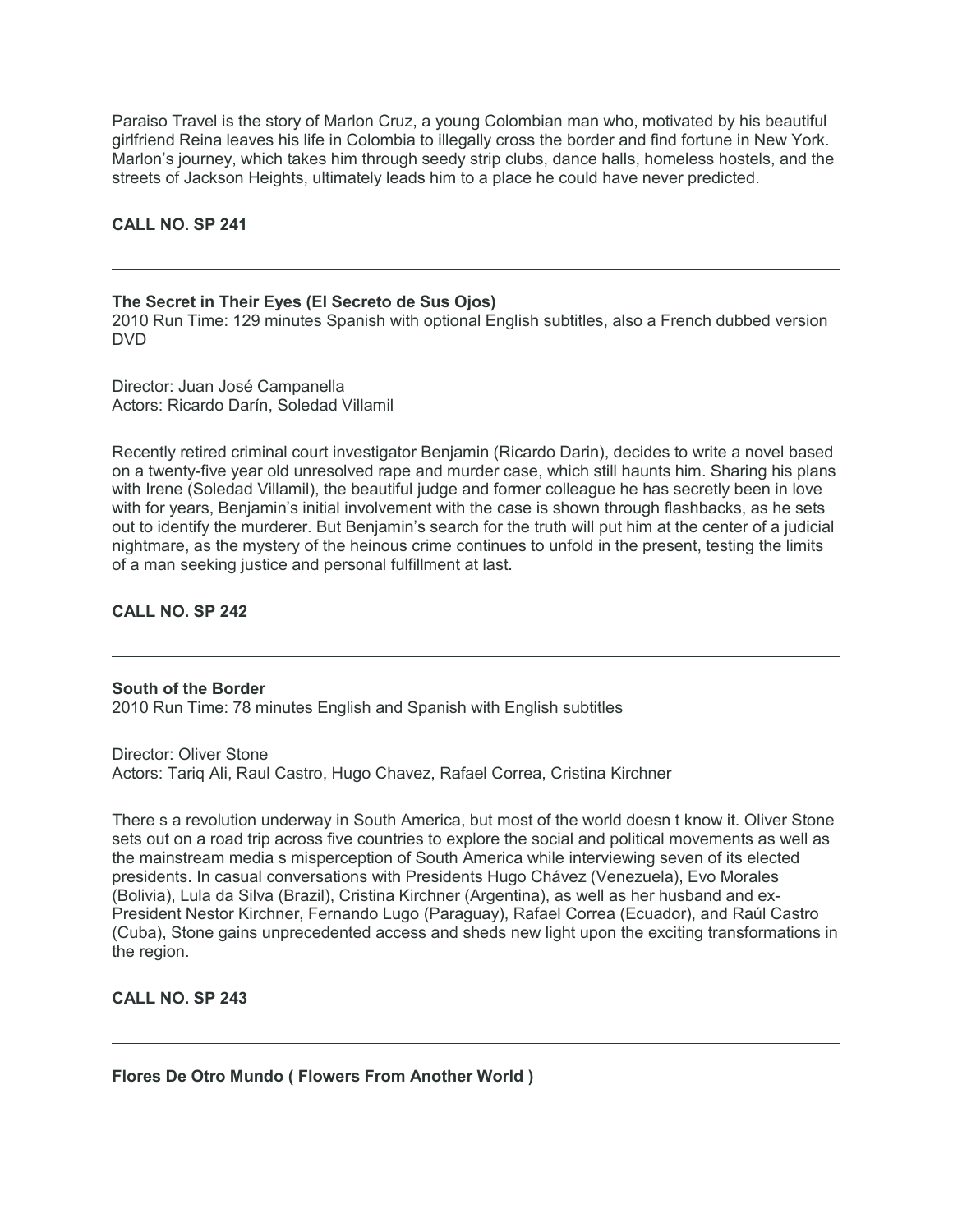Paraiso Travel is the story of Marlon Cruz, a young Colombian man who, motivated by his beautiful girlfriend Reina leaves his life in Colombia to illegally cross the border and find fortune in New York. Marlon's journey, which takes him through seedy strip clubs, dance halls, homeless hostels, and the streets of Jackson Heights, ultimately leads him to a place he could have never predicted.

**CALL NO. SP 241**

---

**The Secret in Their Eyes (El Secreto de Sus Ojos)**
2010 Run Time: 129 minutes Spanish with optional English subtitles, also a French dubbed version DVD

Director: Juan José Campanella
Actors: Ricardo Darín, Soledad Villamil

Recently retired criminal court investigator Benjamin (Ricardo Darin), decides to write a novel based on a twenty-five year old unresolved rape and murder case, which still haunts him. Sharing his plans with Irene (Soledad Villamil), the beautiful judge and former colleague he has secretly been in love with for years, Benjamin's initial involvement with the case is shown through flashbacks, as he sets out to identify the murderer. But Benjamin's search for the truth will put him at the center of a judicial nightmare, as the mystery of the heinous crime continues to unfold in the present, testing the limits of a man seeking justice and personal fulfillment at last.

**CALL NO. SP 242**

---

**South of the Border**
2010 Run Time: 78 minutes English and Spanish with English subtitles

Director: Oliver Stone
Actors: Tariq Ali, Raul Castro, Hugo Chavez, Rafael Correa, Cristina Kirchner

There s a revolution underway in South America, but most of the world doesn t know it. Oliver Stone sets out on a road trip across five countries to explore the social and political movements as well as the mainstream media s misperception of South America while interviewing seven of its elected presidents. In casual conversations with Presidents Hugo Chávez (Venezuela), Evo Morales (Bolivia), Lula da Silva (Brazil), Cristina Kirchner (Argentina), as well as her husband and ex-President Nestor Kirchner, Fernando Lugo (Paraguay), Rafael Correa (Ecuador), and Raúl Castro (Cuba), Stone gains unprecedented access and sheds new light upon the exciting transformations in the region.

**CALL NO. SP 243**

---

**Flores De Otro Mundo ( Flowers From Another World )**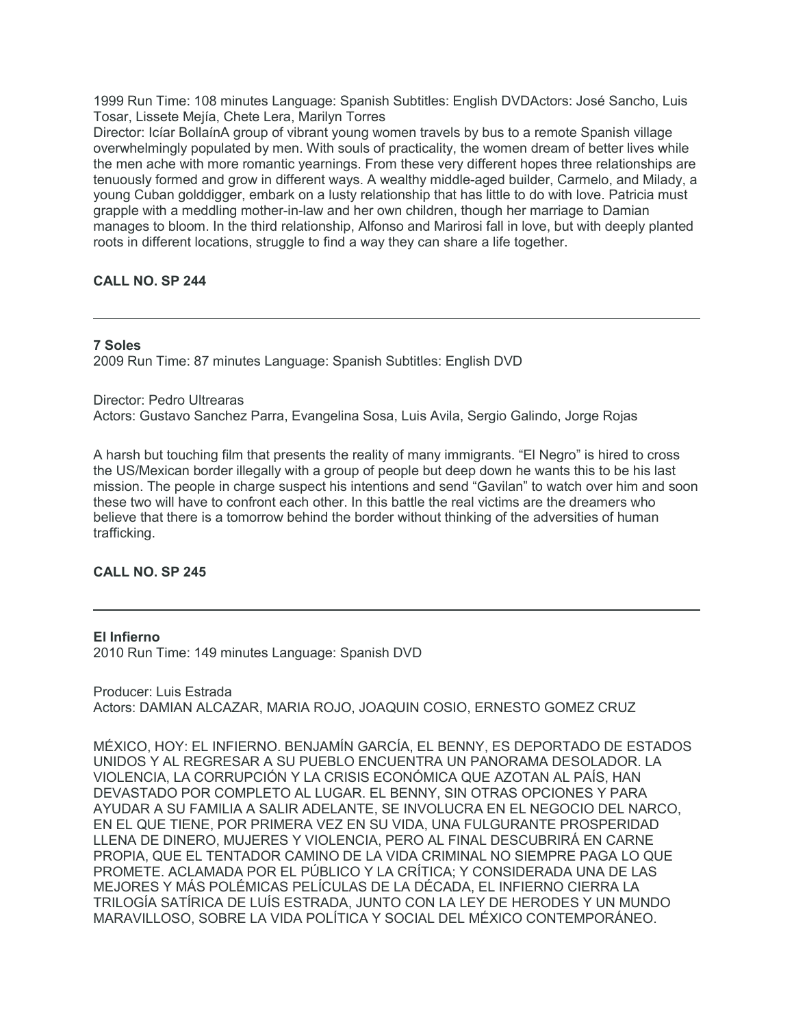1999 Run Time: 108 minutes Language: Spanish Subtitles: English DVDActors: José Sancho, Luis Tosar, Lissete Mejía, Chete Lera, Marilyn Torres

Director: Icíar BollaínA group of vibrant young women travels by bus to a remote Spanish village overwhelmingly populated by men. With souls of practicality, the women dream of better lives while the men ache with more romantic yearnings. From these very different hopes three relationships are tenuously formed and grow in different ways. A wealthy middle-aged builder, Carmelo, and Milady, a young Cuban golddigger, embark on a lusty relationship that has little to do with love. Patricia must grapple with a meddling mother-in-law and her own children, though her marriage to Damian manages to bloom. In the third relationship, Alfonso and Marirosi fall in love, but with deeply planted roots in different locations, struggle to find a way they can share a life together.

**CALL NO. SP 244**

---

**7 Soles**

2009 Run Time: 87 minutes Language: Spanish Subtitles: English DVD

Director: Pedro Ultrearas

Actors: Gustavo Sanchez Parra, Evangelina Sosa, Luis Avila, Sergio Galindo, Jorge Rojas

A harsh but touching film that presents the reality of many immigrants. "El Negro" is hired to cross the US/Mexican border illegally with a group of people but deep down he wants this to be his last mission. The people in charge suspect his intentions and send "Gavilan" to watch over him and soon these two will have to confront each other. In this battle the real victims are the dreamers who believe that there is a tomorrow behind the border without thinking of the adversities of human trafficking.

**CALL NO. SP 245**

---

**El Infierno**

2010 Run Time: 149 minutes Language: Spanish DVD

Producer: Luis Estrada

Actors: DAMIAN ALCAZAR, MARIA ROJO, JOAQUIN COSIO, ERNESTO GOMEZ CRUZ

MÉXICO, HOY: EL INFIERNO. BENJAMÍN GARCÍA, EL BENNY, ES DEPORTADO DE ESTADOS UNIDOS Y AL REGRESAR A SU PUEBLO ENCUENTRA UN PANORAMA DESOLADOR. LA VIOLENCIA, LA CORRUPCIÓN Y LA CRISIS ECONÓMICA QUE AZOTAN AL PAÍS, HAN DEVASTADO POR COMPLETO AL LUGAR. EL BENNY, SIN OTRAS OPCIONES Y PARA AYUDAR A SU FAMILIA A SALIR ADELANTE, SE INVOLUCRA EN EL NEGOCIO DEL NARCO, EN EL QUE TIENE, POR PRIMERA VEZ EN SU VIDA, UNA FULGURANTE PROSPERIDAD LLENA DE DINERO, MUJERES Y VIOLENCIA, PERO AL FINAL DESCUBRIRÁ EN CARNE PROPIA, QUE EL TENTADOR CAMINO DE LA VIDA CRIMINAL NO SIEMPRE PAGA LO QUE PROMETE. ACLAMADA POR EL PÚBLICO Y LA CRÍTICA; Y CONSIDERADA UNA DE LAS MEJORES Y MÁS POLÉMICAS PELÍCULAS DE LA DÉCADA, EL INFIERNO CIERRA LA TRILOGÍA SATÍRICA DE LUÍS ESTRADA, JUNTO CON LA LEY DE HERODES Y UN MUNDO MARAVILLOSO, SOBRE LA VIDA POLÍTICA Y SOCIAL DEL MÉXICO CONTEMPORÁNEO.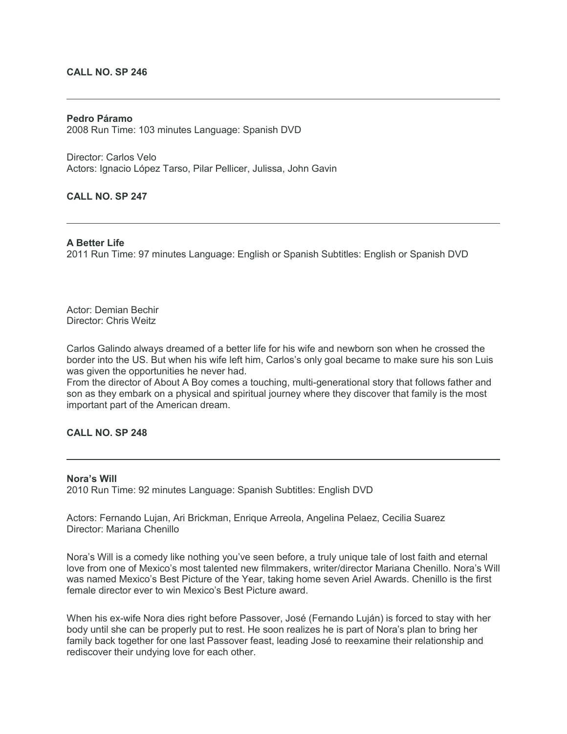**CALL NO. SP 246**

---

**Pedro Páramo**
2008 Run Time: 103 minutes Language: Spanish DVD

Director: Carlos Velo
Actors: Ignacio López Tarso, Pilar Pellicer, Julissa, John Gavin

**CALL NO. SP 247**

---

**A Better Life**
2011 Run Time: 97 minutes Language: English or Spanish Subtitles: English or Spanish DVD

Actor: Demian Bechir
Director: Chris Weitz

Carlos Galindo always dreamed of a better life for his wife and newborn son when he crossed the border into the US. But when his wife left him, Carlos's only goal became to make sure his son Luis was given the opportunities he never had.
From the director of About A Boy comes a touching, multi-generational story that follows father and son as they embark on a physical and spiritual journey where they discover that family is the most important part of the American dream.

**CALL NO. SP 248**

---

**Nora's Will**
2010 Run Time: 92 minutes Language: Spanish Subtitles: English DVD

Actors: Fernando Lujan, Ari Brickman, Enrique Arreola, Angelina Pelaez, Cecilia Suarez
Director: Mariana Chenillo

Nora's Will is a comedy like nothing you've seen before, a truly unique tale of lost faith and eternal love from one of Mexico's most talented new filmmakers, writer/director Mariana Chenillo. Nora's Will was named Mexico's Best Picture of the Year, taking home seven Ariel Awards. Chenillo is the first female director ever to win Mexico's Best Picture award.

When his ex-wife Nora dies right before Passover, José (Fernando Luján) is forced to stay with her body until she can be properly put to rest. He soon realizes he is part of Nora's plan to bring her family back together for one last Passover feast, leading José to reexamine their relationship and rediscover their undying love for each other.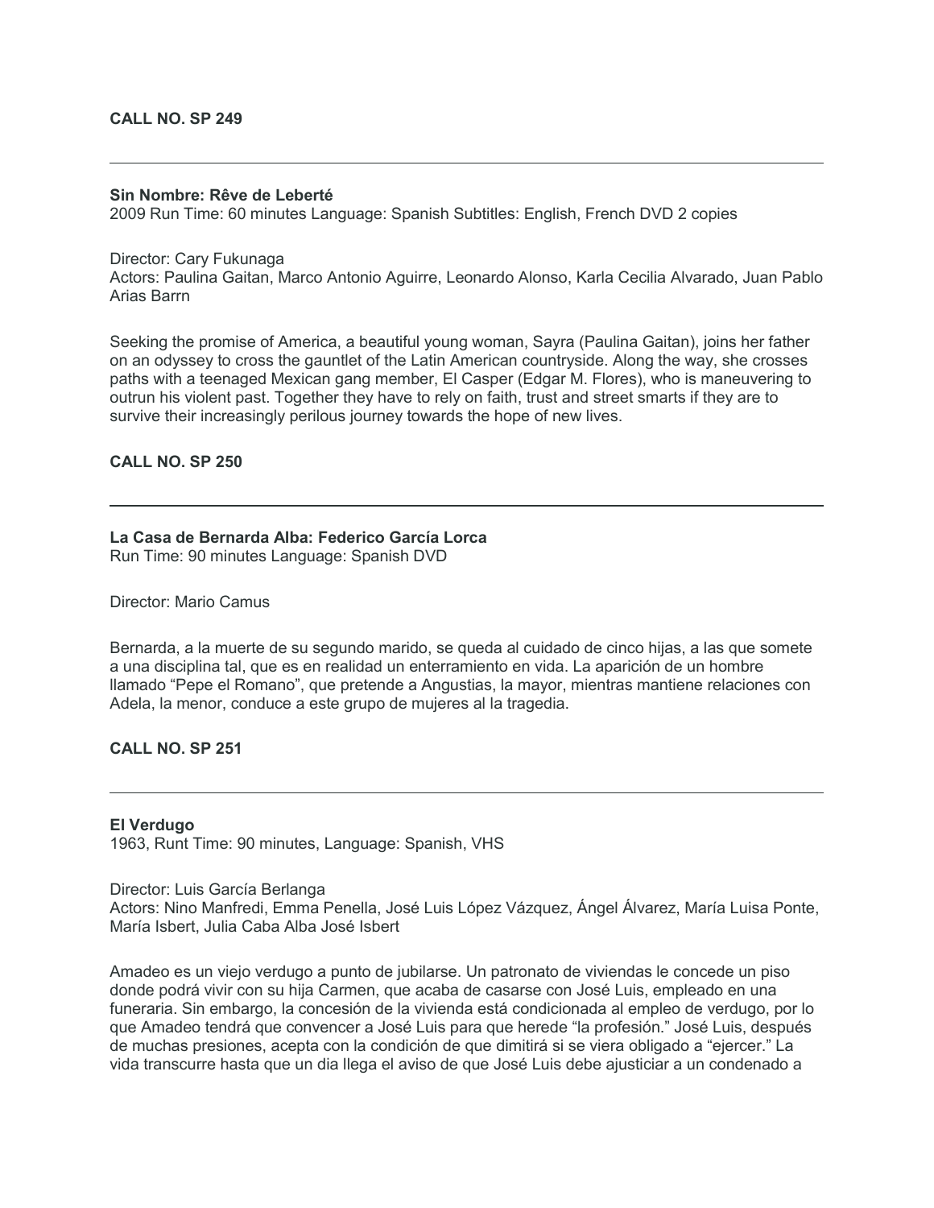**CALL NO. SP 249**

---

**Sin Nombre: Rêve de Leberté**
2009 Run Time: 60 minutes Language: Spanish Subtitles: English, French DVD 2 copies

Director: Cary Fukunaga
Actors: Paulina Gaitan, Marco Antonio Aguirre, Leonardo Alonso, Karla Cecilia Alvarado, Juan Pablo Arias Barrn

Seeking the promise of America, a beautiful young woman, Sayra (Paulina Gaitan), joins her father on an odyssey to cross the gauntlet of the Latin American countryside. Along the way, she crosses paths with a teenaged Mexican gang member, El Casper (Edgar M. Flores), who is maneuvering to outrun his violent past. Together they have to rely on faith, trust and street smarts if they are to survive their increasingly perilous journey towards the hope of new lives.

**CALL NO. SP 250**

---

**La Casa de Bernarda Alba: Federico García Lorca**
Run Time: 90 minutes Language: Spanish DVD

Director: Mario Camus

Bernarda, a la muerte de su segundo marido, se queda al cuidado de cinco hijas, a las que somete a una disciplina tal, que es en realidad un enterramiento en vida. La aparición de un hombre llamado "Pepe el Romano", que pretende a Angustias, la mayor, mientras mantiene relaciones con Adela, la menor, conduce a este grupo de mujeres al la tragedia.

**CALL NO. SP 251**

---

**El Verdugo**
1963, Runt Time: 90 minutes, Language: Spanish, VHS

Director: Luis García Berlanga
Actors: Nino Manfredi, Emma Penella, José Luis López Vázquez, Ángel Álvarez, María Luisa Ponte, María Isbert, Julia Caba Alba José Isbert

Amadeo es un viejo verdugo a punto de jubilarse. Un patronato de viviendas le concede un piso donde podrá vivir con su hija Carmen, que acaba de casarse con José Luis, empleado en una funeraria. Sin embargo, la concesión de la vivienda está condicionada al empleo de verdugo, por lo que Amadeo tendrá que convencer a José Luis para que herede "la profesión." José Luis, después de muchas presiones, acepta con la condición de que dimitirá si se viera obligado a "ejercer." La vida transcurre hasta que un dia llega el aviso de que José Luis debe ajusticiar a un condenado a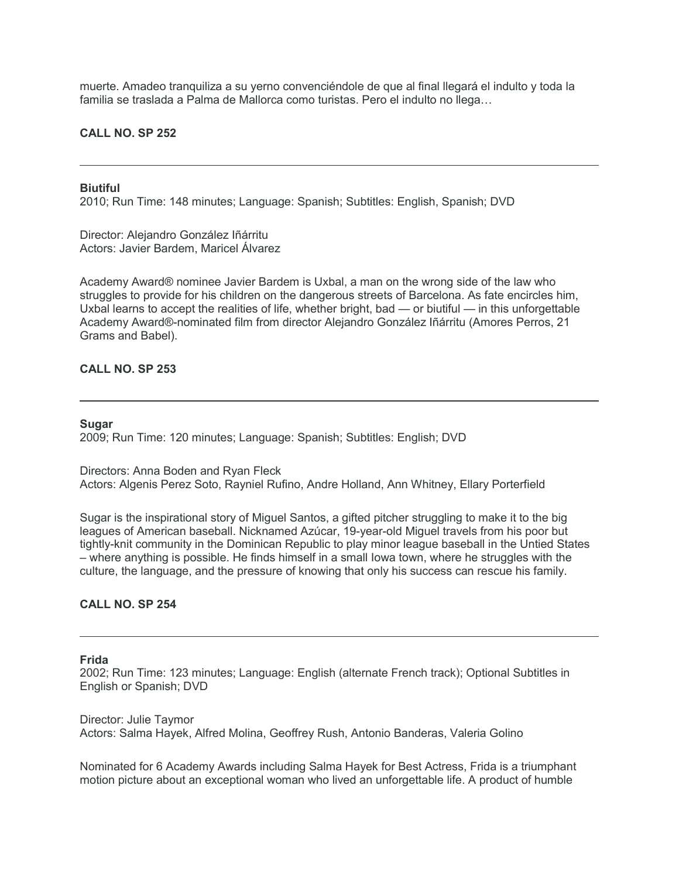muerte. Amadeo tranquiliza a su yerno convenciéndole de que al final llegará el indulto y toda la familia se traslada a Palma de Mallorca como turistas. Pero el indulto no llega…

**CALL NO. SP 252**

---

**Biutiful**
2010; Run Time: 148 minutes; Language: Spanish; Subtitles: English, Spanish; DVD

Director: Alejandro González Iñárritu
Actors: Javier Bardem, Maricel Álvarez

Academy Award® nominee Javier Bardem is Uxbal, a man on the wrong side of the law who struggles to provide for his children on the dangerous streets of Barcelona. As fate encircles him, Uxbal learns to accept the realities of life, whether bright, bad — or biutiful — in this unforgettable Academy Award®-nominated film from director Alejandro González Iñárritu (Amores Perros, 21 Grams and Babel).

**CALL NO. SP 253**

---

**Sugar**
2009; Run Time: 120 minutes; Language: Spanish; Subtitles: English; DVD

Directors: Anna Boden and Ryan Fleck
Actors: Algenis Perez Soto, Rayniel Rufino, Andre Holland, Ann Whitney, Ellary Porterfield

Sugar is the inspirational story of Miguel Santos, a gifted pitcher struggling to make it to the big leagues of American baseball. Nicknamed Azúcar, 19-year-old Miguel travels from his poor but tightly-knit community in the Dominican Republic to play minor league baseball in the Untied States – where anything is possible. He finds himself in a small Iowa town, where he struggles with the culture, the language, and the pressure of knowing that only his success can rescue his family.

**CALL NO. SP 254**

---

**Frida**
2002; Run Time: 123 minutes; Language: English (alternate French track); Optional Subtitles in English or Spanish; DVD

Director: Julie Taymor
Actors: Salma Hayek, Alfred Molina, Geoffrey Rush, Antonio Banderas, Valeria Golino

Nominated for 6 Academy Awards including Salma Hayek for Best Actress, Frida is a triumphant motion picture about an exceptional woman who lived an unforgettable life. A product of humble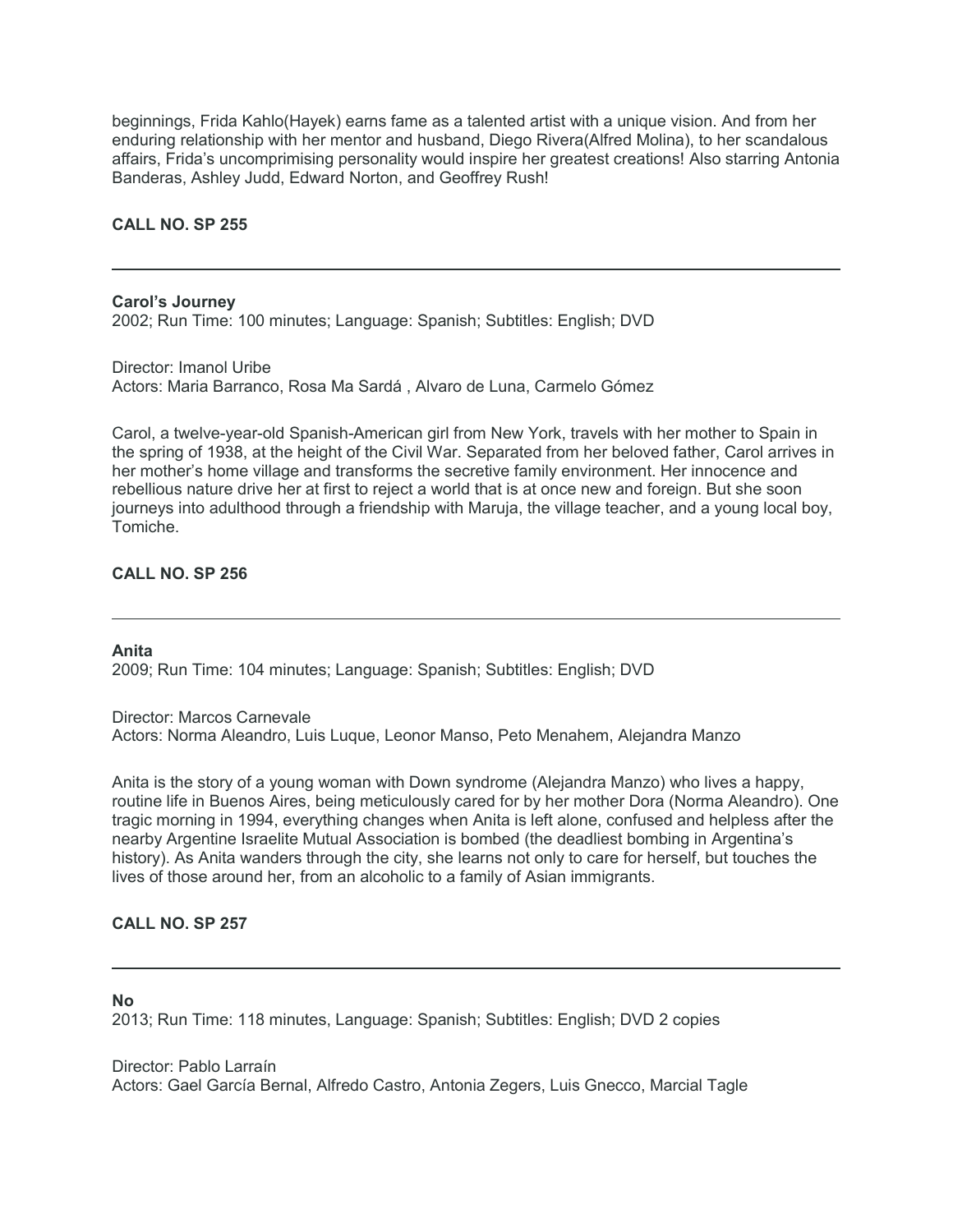beginnings, Frida Kahlo(Hayek) earns fame as a talented artist with a unique vision. And from her enduring relationship with her mentor and husband, Diego Rivera(Alfred Molina), to her scandalous affairs, Frida's uncomprimising personality would inspire her greatest creations! Also starring Antonia Banderas, Ashley Judd, Edward Norton, and Geoffrey Rush!

**CALL NO. SP 255**

---

**Carol's Journey**
2002; Run Time: 100 minutes; Language: Spanish; Subtitles: English; DVD

Director: Imanol Uribe
Actors: Maria Barranco, Rosa Ma Sardá , Alvaro de Luna, Carmelo Gómez

Carol, a twelve-year-old Spanish-American girl from New York, travels with her mother to Spain in the spring of 1938, at the height of the Civil War. Separated from her beloved father, Carol arrives in her mother's home village and transforms the secretive family environment. Her innocence and rebellious nature drive her at first to reject a world that is at once new and foreign. But she soon journeys into adulthood through a friendship with Maruja, the village teacher, and a young local boy, Tomiche.

**CALL NO. SP 256**

---

**Anita**
2009; Run Time: 104 minutes; Language: Spanish; Subtitles: English; DVD

Director: Marcos Carnevale
Actors: Norma Aleandro, Luis Luque, Leonor Manso, Peto Menahem, Alejandra Manzo

Anita is the story of a young woman with Down syndrome (Alejandra Manzo) who lives a happy, routine life in Buenos Aires, being meticulously cared for by her mother Dora (Norma Aleandro). One tragic morning in 1994, everything changes when Anita is left alone, confused and helpless after the nearby Argentine Israelite Mutual Association is bombed (the deadliest bombing in Argentina's history). As Anita wanders through the city, she learns not only to care for herself, but touches the lives of those around her, from an alcoholic to a family of Asian immigrants.

**CALL NO. SP 257**

---

**No**
2013; Run Time: 118 minutes, Language: Spanish; Subtitles: English; DVD 2 copies

Director: Pablo Larraín
Actors: Gael García Bernal, Alfredo Castro, Antonia Zegers, Luis Gnecco, Marcial Tagle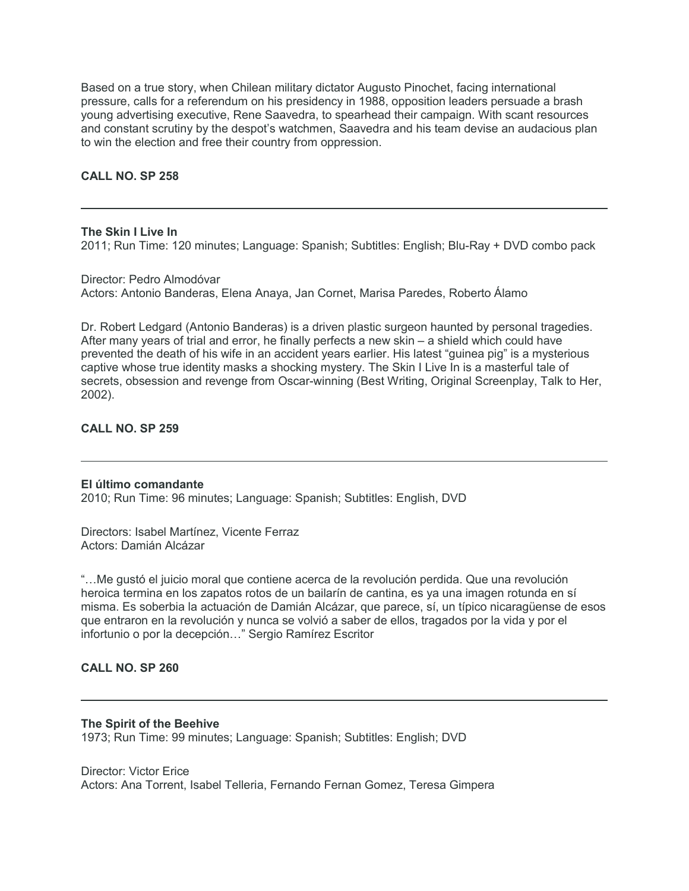Based on a true story, when Chilean military dictator Augusto Pinochet, facing international pressure, calls for a referendum on his presidency in 1988, opposition leaders persuade a brash young advertising executive, Rene Saavedra, to spearhead their campaign. With scant resources and constant scrutiny by the despot's watchmen, Saavedra and his team devise an audacious plan to win the election and free their country from oppression.

**CALL NO. SP 258**

---

**The Skin I Live In**
2011; Run Time: 120 minutes; Language: Spanish; Subtitles: English; Blu-Ray + DVD combo pack

Director: Pedro Almodóvar
Actors: Antonio Banderas, Elena Anaya, Jan Cornet, Marisa Paredes, Roberto Álamo

Dr. Robert Ledgard (Antonio Banderas) is a driven plastic surgeon haunted by personal tragedies. After many years of trial and error, he finally perfects a new skin – a shield which could have prevented the death of his wife in an accident years earlier. His latest "guinea pig" is a mysterious captive whose true identity masks a shocking mystery. The Skin I Live In is a masterful tale of secrets, obsession and revenge from Oscar-winning (Best Writing, Original Screenplay, Talk to Her, 2002).

**CALL NO. SP 259**

---

**El último comandante**
2010; Run Time: 96 minutes; Language: Spanish; Subtitles: English, DVD

Directors: Isabel Martínez, Vicente Ferraz
Actors: Damián Alcázar

"…Me gustó el juicio moral que contiene acerca de la revolución perdida. Que una revolución heroica termina en los zapatos rotos de un bailarín de cantina, es ya una imagen rotunda en sí misma. Es soberbia la actuación de Damián Alcázar, que parece, sí, un típico nicaragüense de esos que entraron en la revolución y nunca se volvió a saber de ellos, tragados por la vida y por el infortunio o por la decepción…" Sergio Ramírez Escritor

**CALL NO. SP 260**

---

**The Spirit of the Beehive**
1973; Run Time: 99 minutes; Language: Spanish; Subtitles: English; DVD

Director: Victor Erice
Actors: Ana Torrent, Isabel Telleria, Fernando Fernan Gomez, Teresa Gimpera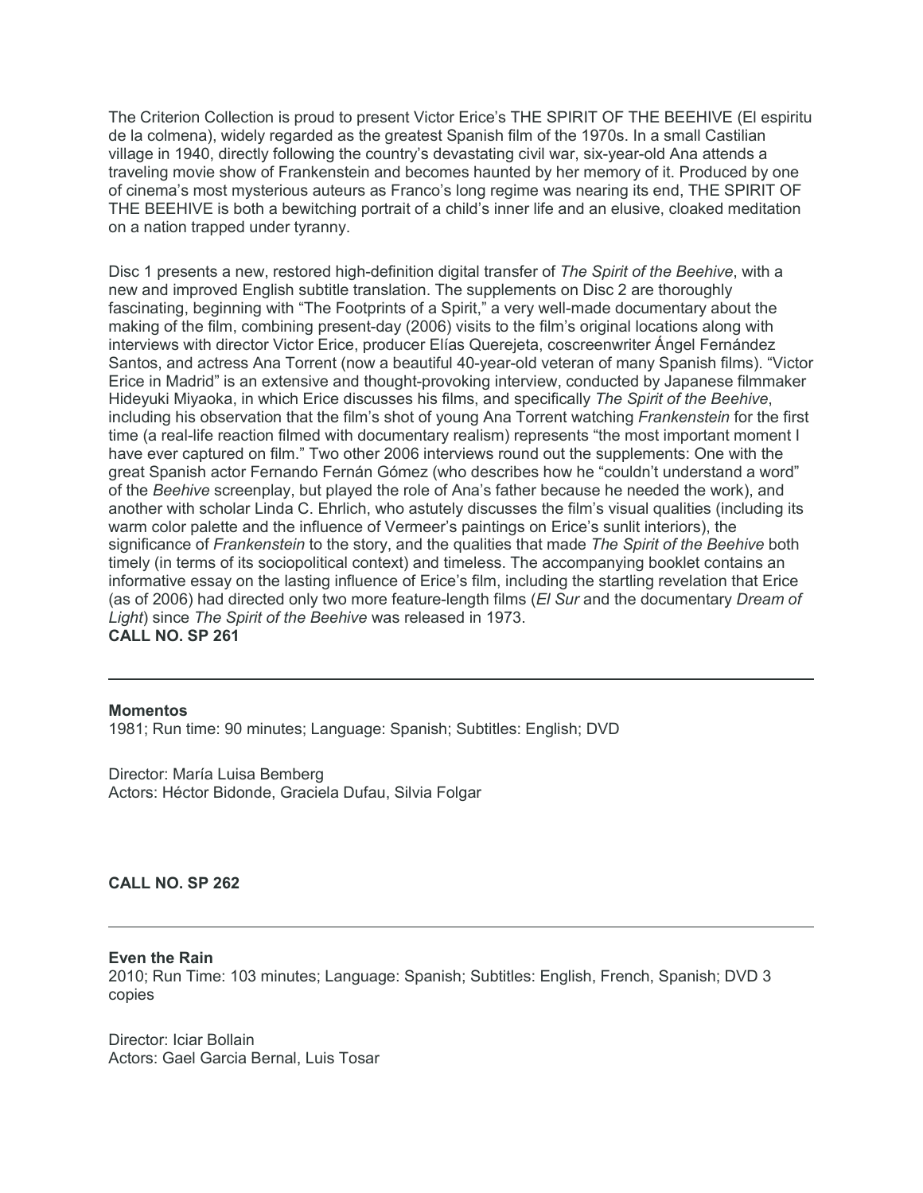The Criterion Collection is proud to present Victor Erice's THE SPIRIT OF THE BEEHIVE (El espiritu de la colmena), widely regarded as the greatest Spanish film of the 1970s. In a small Castilian village in 1940, directly following the country's devastating civil war, six-year-old Ana attends a traveling movie show of Frankenstein and becomes haunted by her memory of it. Produced by one of cinema's most mysterious auteurs as Franco's long regime was nearing its end, THE SPIRIT OF THE BEEHIVE is both a bewitching portrait of a child's inner life and an elusive, cloaked meditation on a nation trapped under tyranny.

Disc 1 presents a new, restored high-definition digital transfer of *The Spirit of the Beehive*, with a new and improved English subtitle translation. The supplements on Disc 2 are thoroughly fascinating, beginning with "The Footprints of a Spirit," a very well-made documentary about the making of the film, combining present-day (2006) visits to the film's original locations along with interviews with director Victor Erice, producer Elías Querejeta, coscreenwriter Ángel Fernández Santos, and actress Ana Torrent (now a beautiful 40-year-old veteran of many Spanish films). "Victor Erice in Madrid" is an extensive and thought-provoking interview, conducted by Japanese filmmaker Hideyuki Miyaoka, in which Erice discusses his films, and specifically *The Spirit of the Beehive*, including his observation that the film's shot of young Ana Torrent watching *Frankenstein* for the first time (a real-life reaction filmed with documentary realism) represents "the most important moment I have ever captured on film." Two other 2006 interviews round out the supplements: One with the great Spanish actor Fernando Fernán Gómez (who describes how he "couldn't understand a word" of the *Beehive* screenplay, but played the role of Ana's father because he needed the work), and another with scholar Linda C. Ehrlich, who astutely discusses the film's visual qualities (including its warm color palette and the influence of Vermeer's paintings on Erice's sunlit interiors), the significance of *Frankenstein* to the story, and the qualities that made *The Spirit of the Beehive* both timely (in terms of its sociopolitical context) and timeless. The accompanying booklet contains an informative essay on the lasting influence of Erice's film, including the startling revelation that Erice (as of 2006) had directed only two more feature-length films (*El Sur* and the documentary *Dream of Light*) since *The Spirit of the Beehive* was released in 1973.
**CALL NO. SP 261**

---

**Momentos**
1981; Run time: 90 minutes; Language: Spanish; Subtitles: English; DVD

Director: María Luisa Bemberg
Actors: Héctor Bidonde, Graciela Dufau, Silvia Folgar

**CALL NO. SP 262**

---

**Even the Rain**
2010; Run Time: 103 minutes; Language: Spanish; Subtitles: English, French, Spanish; DVD 3 copies

Director: Iciar Bollain
Actors: Gael Garcia Bernal, Luis Tosar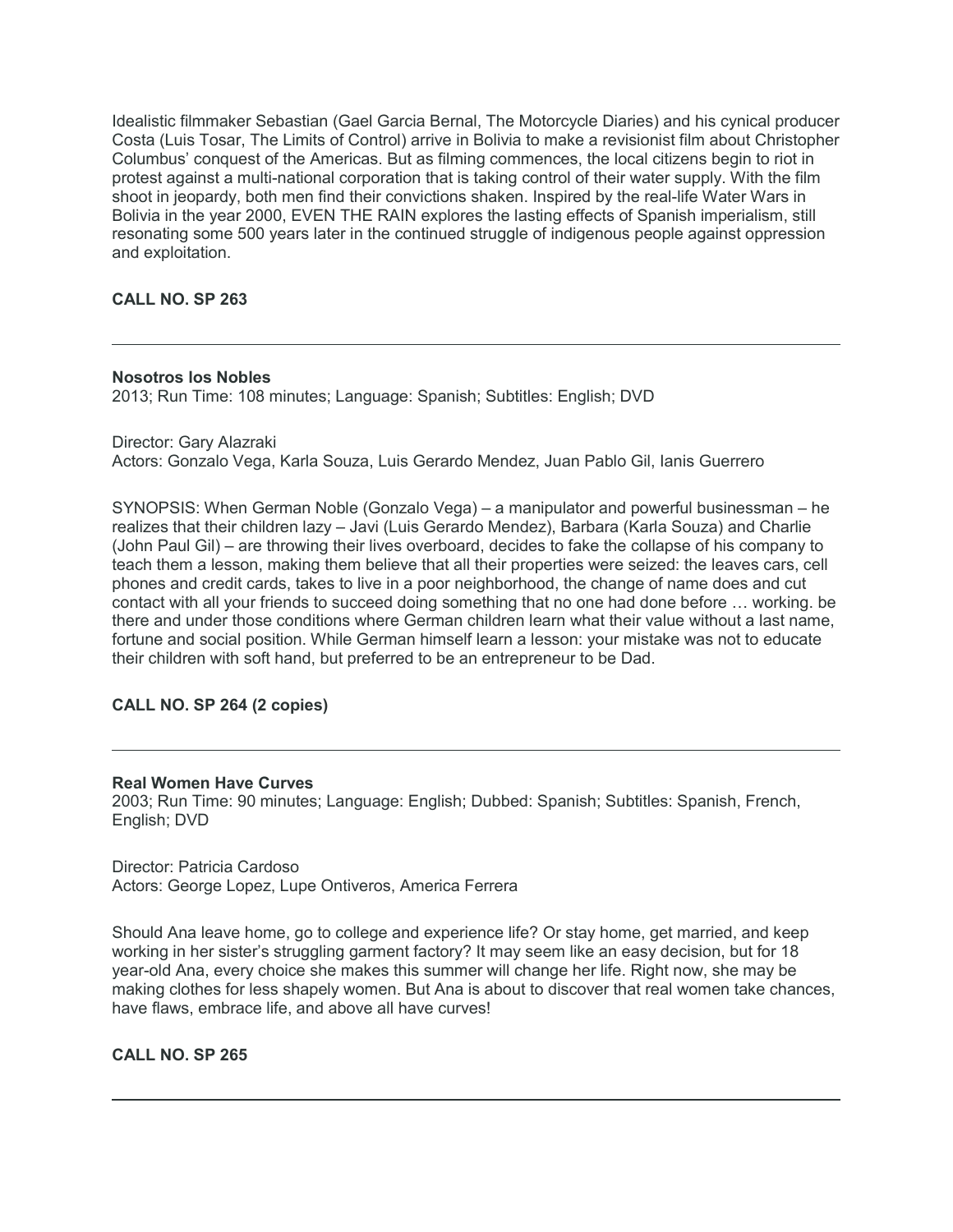Idealistic filmmaker Sebastian (Gael Garcia Bernal, The Motorcycle Diaries) and his cynical producer Costa (Luis Tosar, The Limits of Control) arrive in Bolivia to make a revisionist film about Christopher Columbus' conquest of the Americas. But as filming commences, the local citizens begin to riot in protest against a multi-national corporation that is taking control of their water supply. With the film shoot in jeopardy, both men find their convictions shaken. Inspired by the real-life Water Wars in Bolivia in the year 2000, EVEN THE RAIN explores the lasting effects of Spanish imperialism, still resonating some 500 years later in the continued struggle of indigenous people against oppression and exploitation.

**CALL NO. SP 263**

---

**Nosotros los Nobles**
2013; Run Time: 108 minutes; Language: Spanish; Subtitles: English; DVD

Director: Gary Alazraki
Actors: Gonzalo Vega, Karla Souza, Luis Gerardo Mendez, Juan Pablo Gil, Ianis Guerrero

SYNOPSIS: When German Noble (Gonzalo Vega) – a manipulator and powerful businessman – he realizes that their children lazy – Javi (Luis Gerardo Mendez), Barbara (Karla Souza) and Charlie (John Paul Gil) – are throwing their lives overboard, decides to fake the collapse of his company to teach them a lesson, making them believe that all their properties were seized: the leaves cars, cell phones and credit cards, takes to live in a poor neighborhood, the change of name does and cut contact with all your friends to succeed doing something that no one had done before … working. be there and under those conditions where German children learn what their value without a last name, fortune and social position. While German himself learn a lesson: your mistake was not to educate their children with soft hand, but preferred to be an entrepreneur to be Dad.

**CALL NO. SP 264 (2 copies)**

---

**Real Women Have Curves**
2003; Run Time: 90 minutes; Language: English; Dubbed: Spanish; Subtitles: Spanish, French, English; DVD

Director: Patricia Cardoso
Actors: George Lopez, Lupe Ontiveros, America Ferrera

Should Ana leave home, go to college and experience life? Or stay home, get married, and keep working in her sister's struggling garment factory? It may seem like an easy decision, but for 18 year-old Ana, every choice she makes this summer will change her life. Right now, she may be making clothes for less shapely women. But Ana is about to discover that real women take chances, have flaws, embrace life, and above all have curves!

**CALL NO. SP 265**

---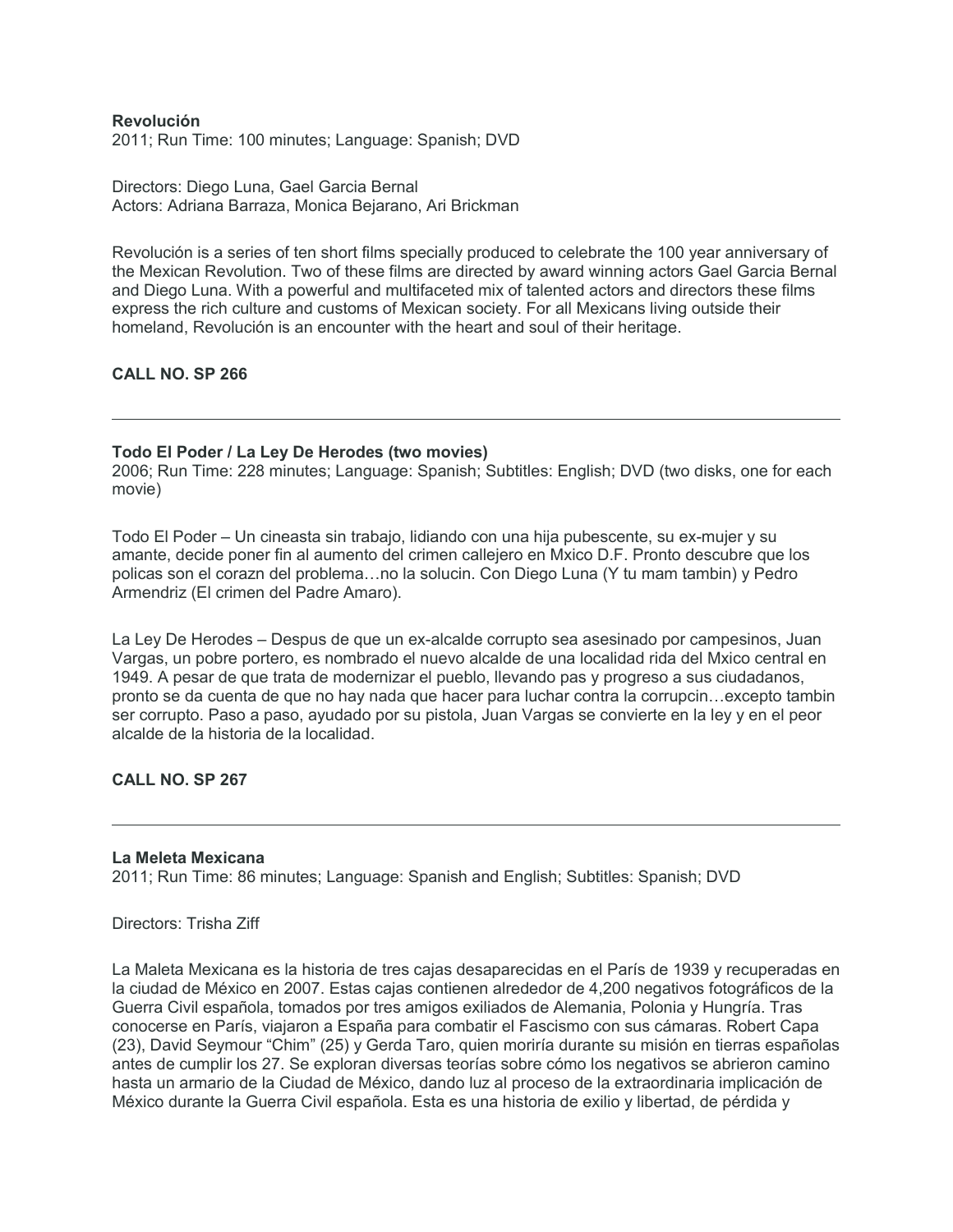**Revolución**
2011; Run Time: 100 minutes; Language: Spanish; DVD

Directors: Diego Luna, Gael Garcia Bernal
Actors: Adriana Barraza, Monica Bejarano, Ari Brickman

Revolución is a series of ten short films specially produced to celebrate the 100 year anniversary of the Mexican Revolution. Two of these films are directed by award winning actors Gael Garcia Bernal and Diego Luna. With a powerful and multifaceted mix of talented actors and directors these films express the rich culture and customs of Mexican society. For all Mexicans living outside their homeland, Revolución is an encounter with the heart and soul of their heritage.

**CALL NO. SP 266**

---

**Todo El Poder / La Ley De Herodes (two movies)**
2006; Run Time: 228 minutes; Language: Spanish; Subtitles: English; DVD (two disks, one for each movie)

Todo El Poder – Un cineasta sin trabajo, lidiando con una hija pubescente, su ex-mujer y su amante, decide poner fin al aumento del crimen callejero en Mxico D.F. Pronto descubre que los policas son el corazn del problema…no la solucin. Con Diego Luna (Y tu mam tambin) y Pedro Armendriz (El crimen del Padre Amaro).

La Ley De Herodes – Despus de que un ex-alcalde corrupto sea asesinado por campesinos, Juan Vargas, un pobre portero, es nombrado el nuevo alcalde de una localidad rida del Mxico central en 1949. A pesar de que trata de modernizar el pueblo, llevando pas y progreso a sus ciudadanos, pronto se da cuenta de que no hay nada que hacer para luchar contra la corrupcin…excepto tambin ser corrupto. Paso a paso, ayudado por su pistola, Juan Vargas se convierte en la ley y en el peor alcalde de la historia de la localidad.

**CALL NO. SP 267**

---

**La Meleta Mexicana**
2011; Run Time: 86 minutes; Language: Spanish and English; Subtitles: Spanish; DVD

Directors: Trisha Ziff

La Maleta Mexicana es la historia de tres cajas desaparecidas en el París de 1939 y recuperadas en la ciudad de México en 2007. Estas cajas contienen alrededor de 4,200 negativos fotográficos de la Guerra Civil española, tomados por tres amigos exiliados de Alemania, Polonia y Hungría. Tras conocerse en París, viajaron a España para combatir el Fascismo con sus cámaras. Robert Capa (23), David Seymour "Chim" (25) y Gerda Taro, quien moriría durante su misión en tierras españolas antes de cumplir los 27. Se exploran diversas teorías sobre cómo los negativos se abrieron camino hasta un armario de la Ciudad de México, dando luz al proceso de la extraordinaria implicación de México durante la Guerra Civil española. Esta es una historia de exilio y libertad, de pérdida y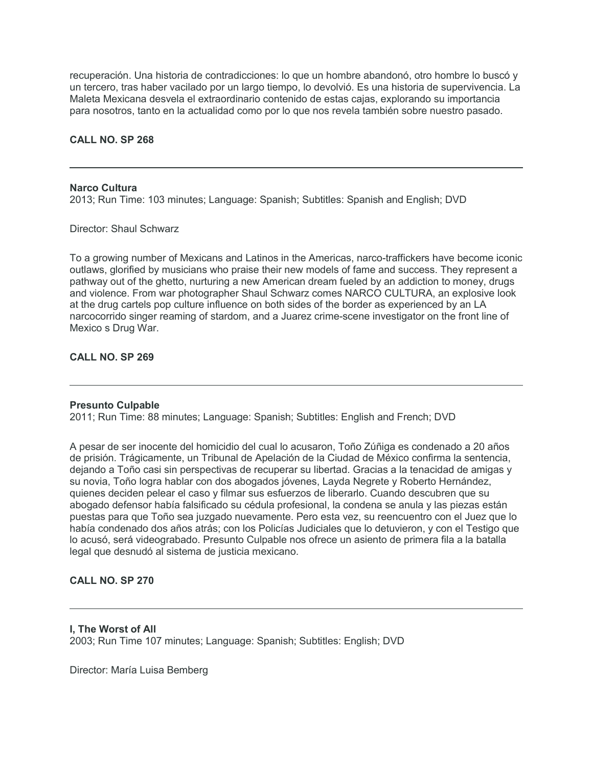recuperación. Una historia de contradicciones: lo que un hombre abandonó, otro hombre lo buscó y un tercero, tras haber vacilado por un largo tiempo, lo devolvió. Es una historia de supervivencia. La Maleta Mexicana desvela el extraordinario contenido de estas cajas, explorando su importancia para nosotros, tanto en la actualidad como por lo que nos revela también sobre nuestro pasado.

**CALL NO. SP 268**

---

**Narco Cultura**
2013; Run Time: 103 minutes; Language: Spanish; Subtitles: Spanish and English; DVD

Director: Shaul Schwarz

To a growing number of Mexicans and Latinos in the Americas, narco-traffickers have become iconic outlaws, glorified by musicians who praise their new models of fame and success. They represent a pathway out of the ghetto, nurturing a new American dream fueled by an addiction to money, drugs and violence. From war photographer Shaul Schwarz comes NARCO CULTURA, an explosive look at the drug cartels pop culture influence on both sides of the border as experienced by an LA narcocorrido singer reaming of stardom, and a Juarez crime-scene investigator on the front line of Mexico s Drug War.

**CALL NO. SP 269**

---

**Presunto Culpable**
2011; Run Time: 88 minutes; Language: Spanish; Subtitles: English and French; DVD

A pesar de ser inocente del homicidio del cual lo acusaron, Toño Zúñiga es condenado a 20 años de prisión. Trágicamente, un Tribunal de Apelación de la Ciudad de México confirma la sentencia, dejando a Toño casi sin perspectivas de recuperar su libertad. Gracias a la tenacidad de amigas y su novia, Toño logra hablar con dos abogados jóvenes, Layda Negrete y Roberto Hernández, quienes deciden pelear el caso y filmar sus esfuerzos de liberarlo. Cuando descubren que su abogado defensor había falsificado su cédula profesional, la condena se anula y las piezas están puestas para que Toño sea juzgado nuevamente. Pero esta vez, su reencuentro con el Juez que lo había condenado dos años atrás; con los Policías Judiciales que lo detuvieron, y con el Testigo que lo acusó, será videograbado. Presunto Culpable nos ofrece un asiento de primera fila a la batalla legal que desnudó al sistema de justicia mexicano.

**CALL NO. SP 270**

---

**I, The Worst of All**
2003; Run Time 107 minutes; Language: Spanish; Subtitles: English; DVD

Director: María Luisa Bemberg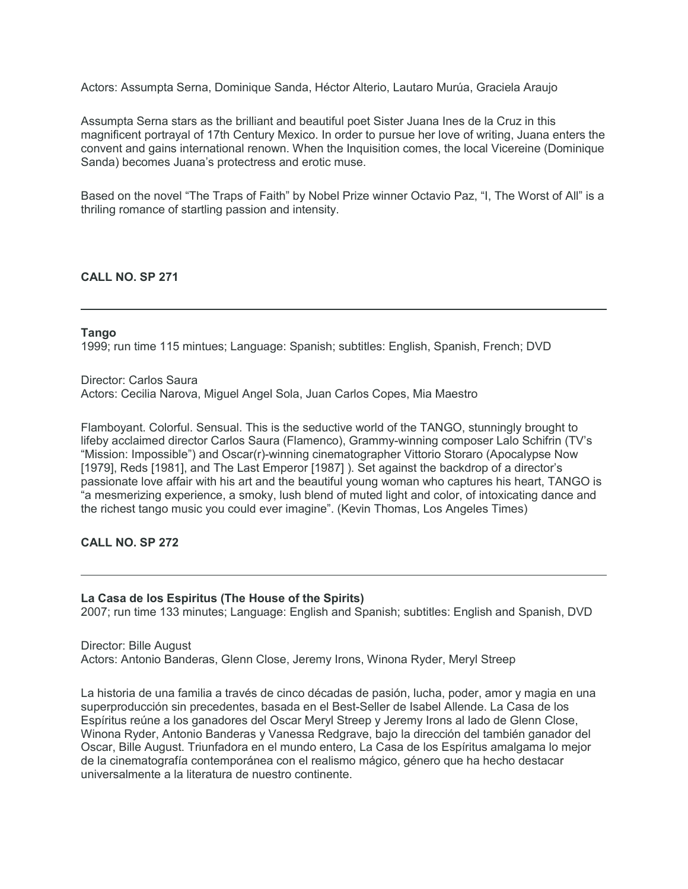Actors: Assumpta Serna, Dominique Sanda, Héctor Alterio, Lautaro Murúa, Graciela Araujo

Assumpta Serna stars as the brilliant and beautiful poet Sister Juana Ines de la Cruz in this magnificent portrayal of 17th Century Mexico. In order to pursue her love of writing, Juana enters the convent and gains international renown. When the Inquisition comes, the local Vicereine (Dominique Sanda) becomes Juana's protectress and erotic muse.

Based on the novel "The Traps of Faith" by Nobel Prize winner Octavio Paz, "I, The Worst of All" is a thrilling romance of startling passion and intensity.

**CALL NO. SP 271**

---

**Tango**
1999; run time 115 mintues; Language: Spanish; subtitles: English, Spanish, French; DVD

Director: Carlos Saura
Actors: Cecilia Narova, Miguel Angel Sola, Juan Carlos Copes, Mia Maestro

Flamboyant. Colorful. Sensual. This is the seductive world of the TANGO, stunningly brought to lifeby acclaimed director Carlos Saura (Flamenco), Grammy-winning composer Lalo Schifrin (TV's "Mission: Impossible") and Oscar(r)-winning cinematographer Vittorio Storaro (Apocalypse Now [1979], Reds [1981], and The Last Emperor [1987] ). Set against the backdrop of a director's passionate love affair with his art and the beautiful young woman who captures his heart, TANGO is "a mesmerizing experience, a smoky, lush blend of muted light and color, of intoxicating dance and the richest tango music you could ever imagine". (Kevin Thomas, Los Angeles Times)

**CALL NO. SP 272**

---

**La Casa de los Espiritus (The House of the Spirits)**
2007; run time 133 minutes; Language: English and Spanish; subtitles: English and Spanish, DVD

Director: Bille August
Actors: Antonio Banderas, Glenn Close, Jeremy Irons, Winona Ryder, Meryl Streep

La historia de una familia a través de cinco décadas de pasión, lucha, poder, amor y magia en una superproducción sin precedentes, basada en el Best-Seller de Isabel Allende. La Casa de los Espíritus reúne a los ganadores del Oscar Meryl Streep y Jeremy Irons al lado de Glenn Close, Winona Ryder, Antonio Banderas y Vanessa Redgrave, bajo la dirección del también ganador del Oscar, Bille August. Triunfadora en el mundo entero, La Casa de los Espíritus amalgama lo mejor de la cinematografía contemporánea con el realismo mágico, género que ha hecho destacar universalmente a la literatura de nuestro continente.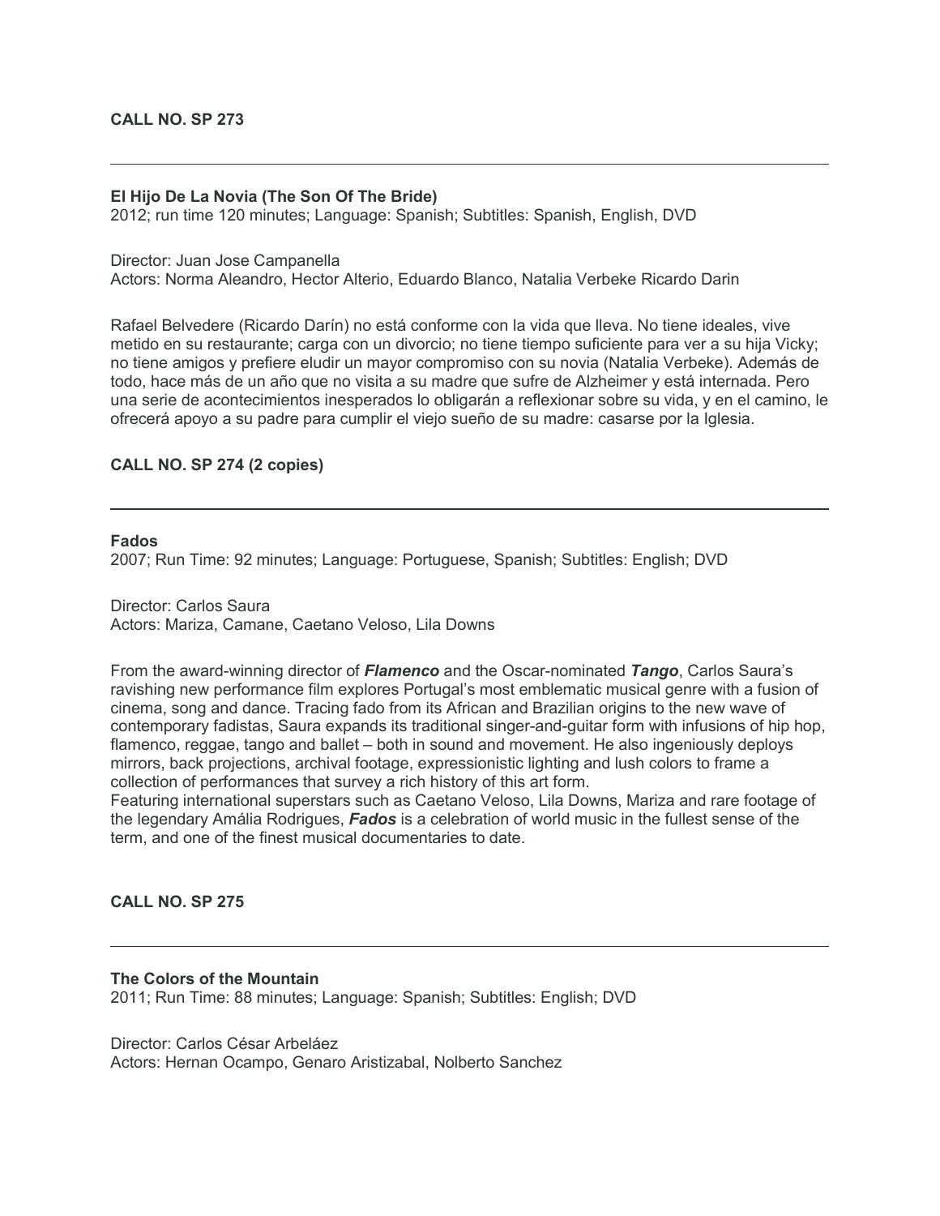**CALL NO. SP 273**

---

**El Hijo De La Novia (The Son Of The Bride)**
2012; run time 120 minutes; Language: Spanish; Subtitles: Spanish, English, DVD

Director: Juan Jose Campanella
Actors: Norma Aleandro, Hector Alterio, Eduardo Blanco, Natalia Verbeke Ricardo Darin

Rafael Belvedere (Ricardo Darín) no está conforme con la vida que lleva. No tiene ideales, vive metido en su restaurante; carga con un divorcio; no tiene tiempo suficiente para ver a su hija Vicky; no tiene amigos y prefiere eludir un mayor compromiso con su novia (Natalia Verbeke). Además de todo, hace más de un año que no visita a su madre que sufre de Alzheimer y está internada. Pero una serie de acontecimientos inesperados lo obligarán a reflexionar sobre su vida, y en el camino, le ofrecerá apoyo a su padre para cumplir el viejo sueño de su madre: casarse por la Iglesia.

**CALL NO. SP 274 (2 copies)**

---

**Fados**
2007; Run Time: 92 minutes; Language: Portuguese, Spanish; Subtitles: English; DVD

Director: Carlos Saura
Actors: Mariza, Camane, Caetano Veloso, Lila Downs

From the award-winning director of ***Flamenco*** and the Oscar-nominated ***Tango***, Carlos Saura's ravishing new performance film explores Portugal's most emblematic musical genre with a fusion of cinema, song and dance. Tracing fado from its African and Brazilian origins to the new wave of contemporary fadistas, Saura expands its traditional singer-and-guitar form with infusions of hip hop, flamenco, reggae, tango and ballet – both in sound and movement. He also ingeniously deploys mirrors, back projections, archival footage, expressionistic lighting and lush colors to frame a collection of performances that survey a rich history of this art form.
Featuring international superstars such as Caetano Veloso, Lila Downs, Mariza and rare footage of the legendary Amália Rodrigues, ***Fados*** is a celebration of world music in the fullest sense of the term, and one of the finest musical documentaries to date.

**CALL NO. SP 275**

---

**The Colors of the Mountain**
2011; Run Time: 88 minutes; Language: Spanish; Subtitles: English; DVD

Director: Carlos César Arbeláez
Actors: Hernan Ocampo, Genaro Aristizabal, Nolberto Sanchez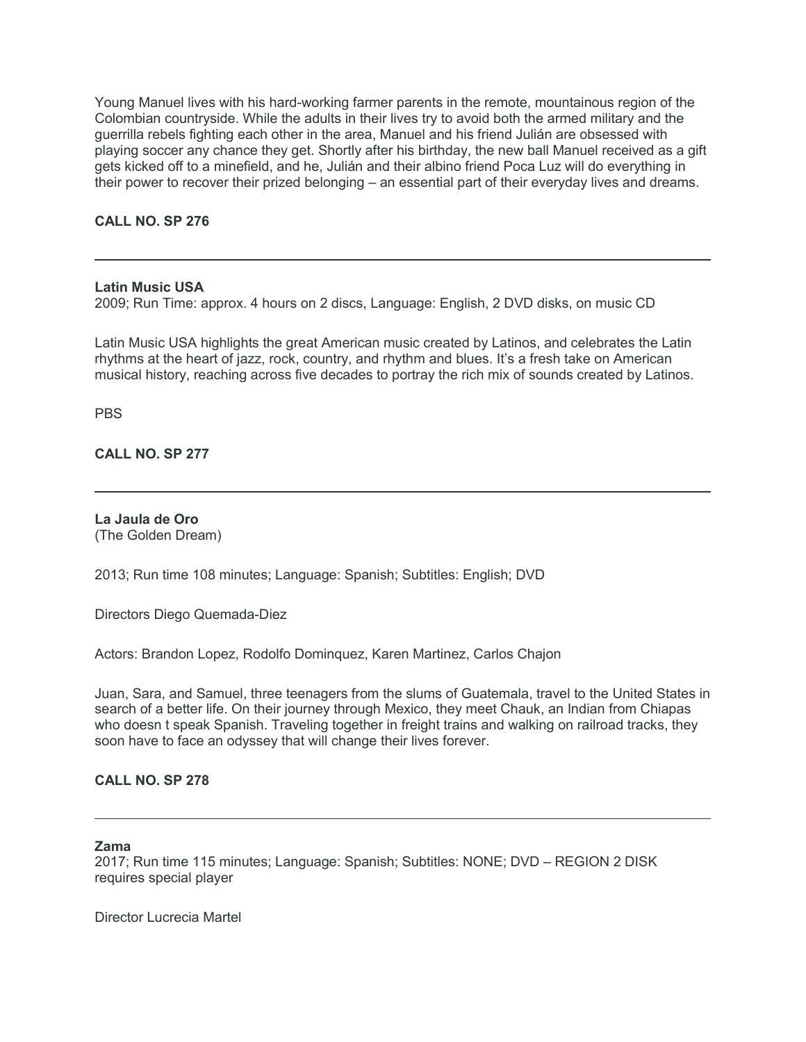Young Manuel lives with his hard-working farmer parents in the remote, mountainous region of the Colombian countryside. While the adults in their lives try to avoid both the armed military and the guerrilla rebels fighting each other in the area, Manuel and his friend Julián are obsessed with playing soccer any chance they get. Shortly after his birthday, the new ball Manuel received as a gift gets kicked off to a minefield, and he, Julián and their albino friend Poca Luz will do everything in their power to recover their prized belonging – an essential part of their everyday lives and dreams.

**CALL NO. SP 276**

---

**Latin Music USA**
2009; Run Time: approx. 4 hours on 2 discs, Language: English, 2 DVD disks, on music CD

Latin Music USA highlights the great American music created by Latinos, and celebrates the Latin rhythms at the heart of jazz, rock, country, and rhythm and blues. It's a fresh take on American musical history, reaching across five decades to portray the rich mix of sounds created by Latinos.

PBS

**CALL NO. SP 277**

---

**La Jaula de Oro**
(The Golden Dream)

2013; Run time 108 minutes; Language: Spanish; Subtitles: English; DVD

Directors Diego Quemada-Diez

Actors: Brandon Lopez, Rodolfo Dominquez, Karen Martinez, Carlos Chajon

Juan, Sara, and Samuel, three teenagers from the slums of Guatemala, travel to the United States in search of a better life. On their journey through Mexico, they meet Chauk, an Indian from Chiapas who doesn t speak Spanish. Traveling together in freight trains and walking on railroad tracks, they soon have to face an odyssey that will change their lives forever.

**CALL NO. SP 278**

---

**Zama**
2017; Run time 115 minutes; Language: Spanish; Subtitles: NONE; DVD – REGION 2 DISK requires special player

Director Lucrecia Martel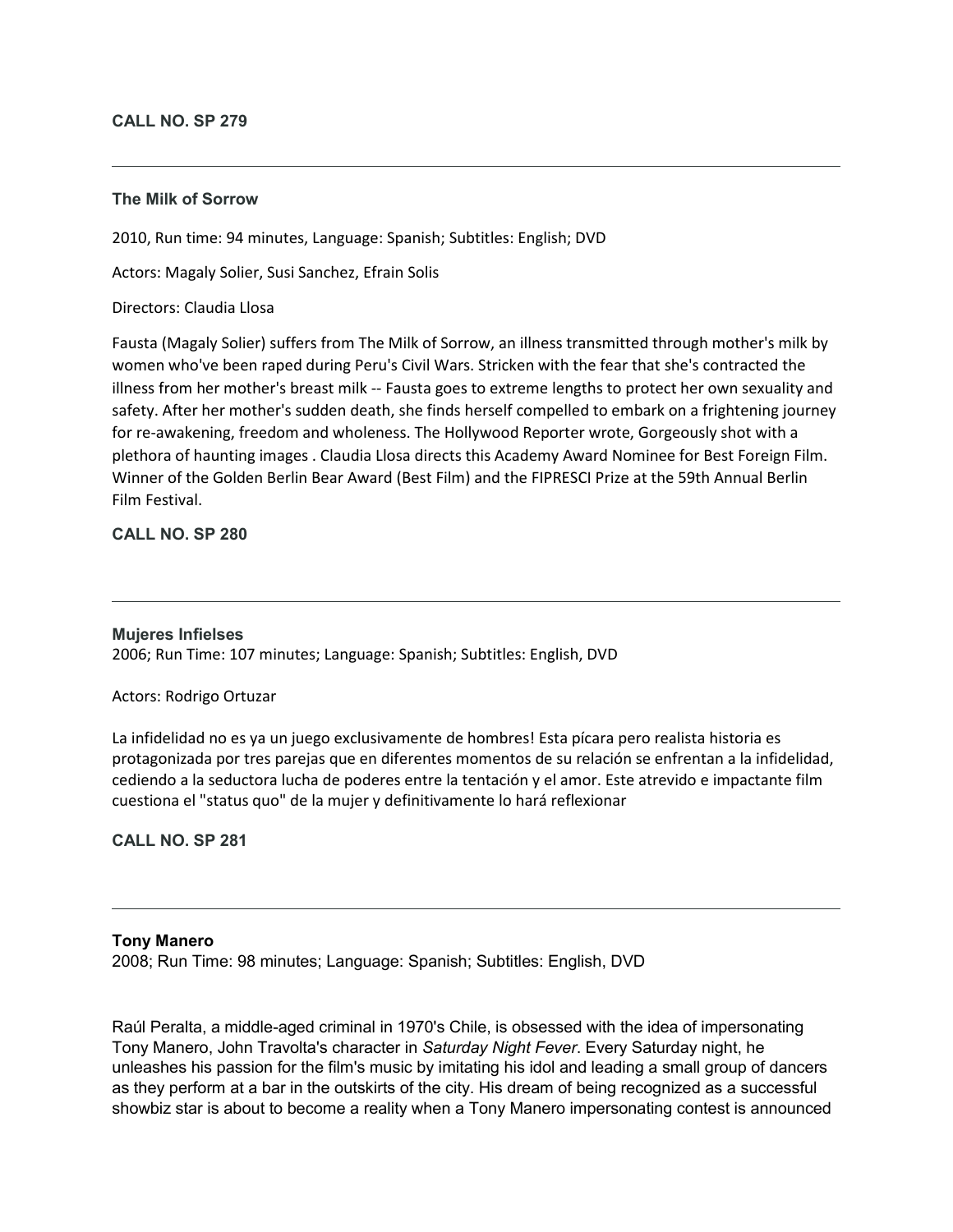**CALL NO. SP 279**

---

**The Milk of Sorrow**

2010, Run time: 94 minutes, Language: Spanish; Subtitles: English; DVD

Actors: Magaly Solier, Susi Sanchez, Efrain Solis

Directors: Claudia Llosa

Fausta (Magaly Solier) suffers from The Milk of Sorrow, an illness transmitted through mother's milk by women who've been raped during Peru's Civil Wars. Stricken with the fear that she's contracted the illness from her mother's breast milk -- Fausta goes to extreme lengths to protect her own sexuality and safety. After her mother's sudden death, she finds herself compelled to embark on a frightening journey for re-awakening, freedom and wholeness. The Hollywood Reporter wrote, Gorgeously shot with a plethora of haunting images . Claudia Llosa directs this Academy Award Nominee for Best Foreign Film. Winner of the Golden Berlin Bear Award (Best Film) and the FIPRESCI Prize at the 59th Annual Berlin Film Festival.

**CALL NO. SP 280**

---

**Mujeres Infielses**

2006; Run Time: 107 minutes; Language: Spanish; Subtitles: English, DVD

Actors: Rodrigo Ortuzar

La infidelidad no es ya un juego exclusivamente de hombres! Esta pícara pero realista historia es protagonizada por tres parejas que en diferentes momentos de su relación se enfrentan a la infidelidad, cediendo a la seductora lucha de poderes entre la tentación y el amor. Este atrevido e impactante film cuestiona el "status quo" de la mujer y definitivamente lo hará reflexionar

**CALL NO. SP 281**

---

**Tony Manero**

2008; Run Time: 98 minutes; Language: Spanish; Subtitles: English, DVD

Raúl Peralta, a middle-aged criminal in 1970's Chile, is obsessed with the idea of impersonating Tony Manero, John Travolta's character in *Saturday Night Fever*. Every Saturday night, he unleashes his passion for the film's music by imitating his idol and leading a small group of dancers as they perform at a bar in the outskirts of the city. His dream of being recognized as a successful showbiz star is about to become a reality when a Tony Manero impersonating contest is announced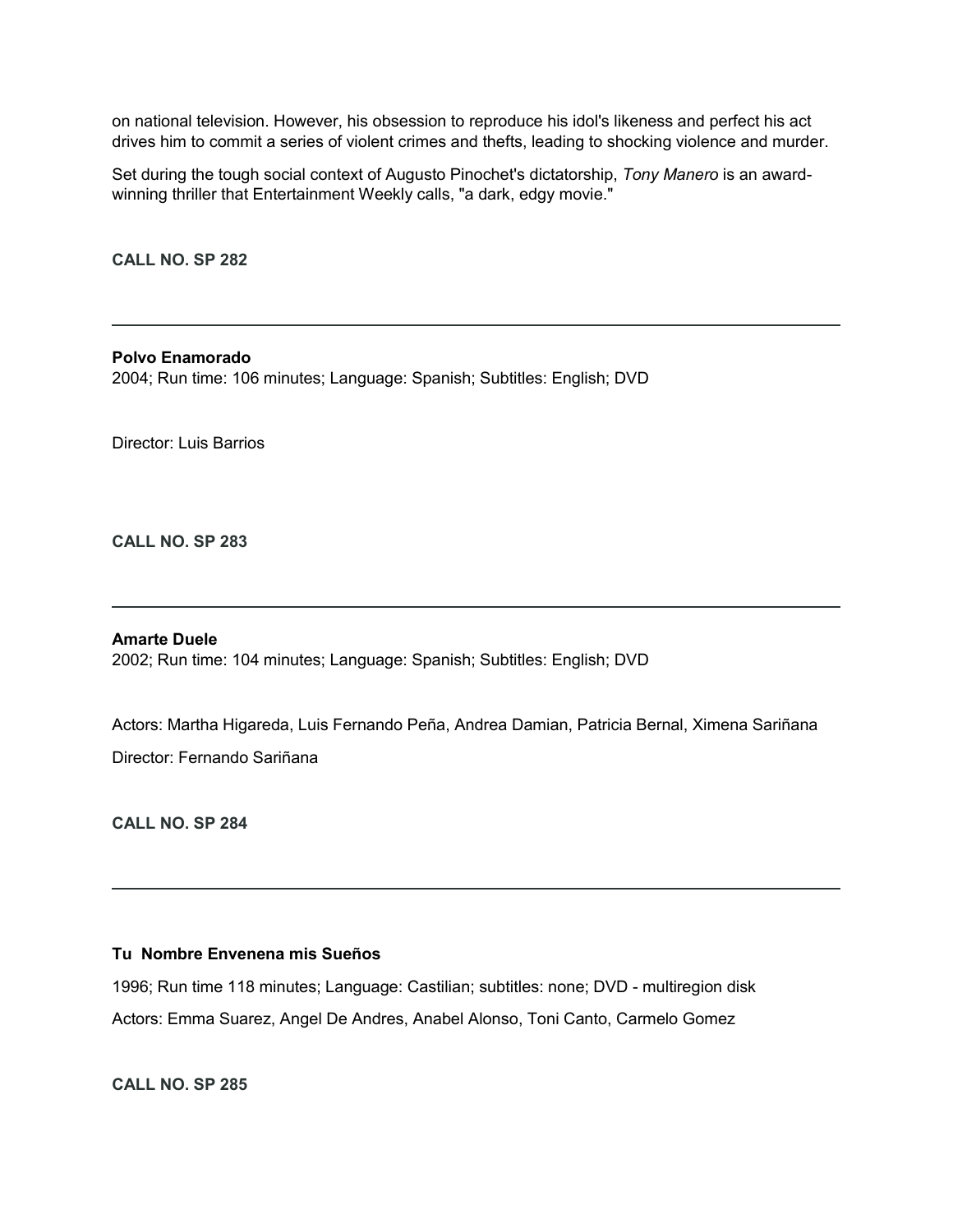on national television. However, his obsession to reproduce his idol's likeness and perfect his act drives him to commit a series of violent crimes and thefts, leading to shocking violence and murder.

Set during the tough social context of Augusto Pinochet's dictatorship, *Tony Manero* is an award-winning thriller that Entertainment Weekly calls, "a dark, edgy movie."

**CALL NO. SP 282**

---

**Polvo Enamorado**
2004; Run time: 106 minutes; Language: Spanish; Subtitles: English; DVD

Director: Luis Barrios

**CALL NO. SP 283**

---

**Amarte Duele**
2002; Run time: 104 minutes; Language: Spanish; Subtitles: English; DVD

Actors: Martha Higareda, Luis Fernando Peña, Andrea Damian, Patricia Bernal, Ximena Sariñana

Director: Fernando Sariñana

**CALL NO. SP 284**

---

**Tu Nombre Envenena mis Sueños**

1996; Run time 118 minutes; Language: Castilian; subtitles: none; DVD - multiregion disk

Actors: Emma Suarez, Angel De Andres, Anabel Alonso, Toni Canto, Carmelo Gomez

**CALL NO. SP 285**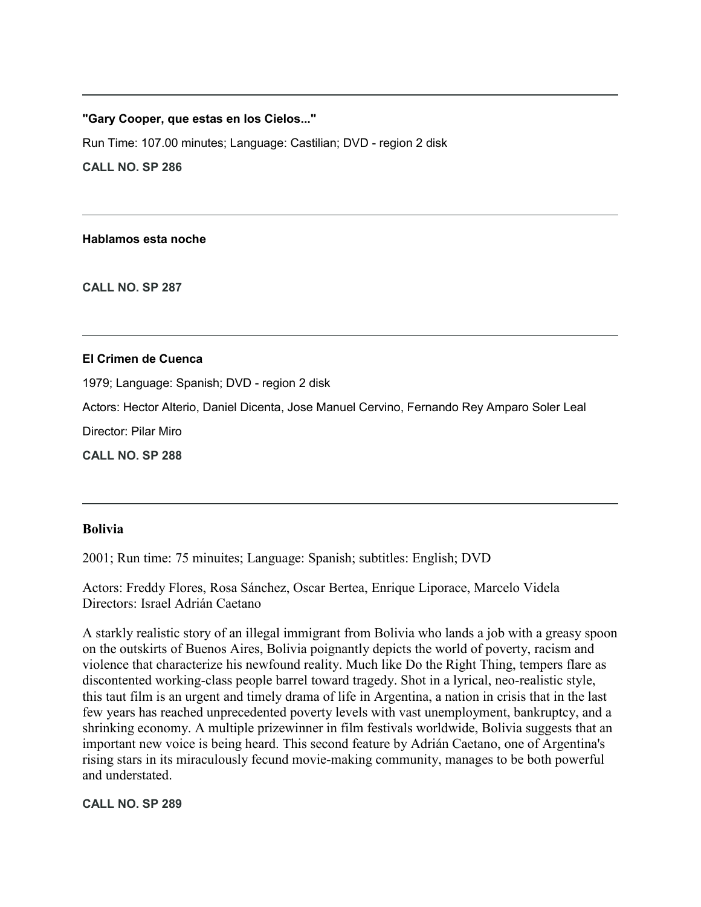---

**"Gary Cooper, que estas en los Cielos..."**

Run Time: 107.00 minutes; Language: Castilian; DVD - region 2 disk

**CALL NO. SP 286**

---

**Hablamos esta noche**

**CALL NO. SP 287**

---

**El Crimen de Cuenca**

1979; Language: Spanish; DVD - region 2 disk

Actors: Hector Alterio, Daniel Dicenta, Jose Manuel Cervino, Fernando Rey Amparo Soler Leal

Director: Pilar Miro

**CALL NO. SP 288**

---

**Bolivia**

2001; Run time: 75 minuites; Language: Spanish; subtitles: English; DVD

Actors: Freddy Flores, Rosa Sánchez, Oscar Bertea, Enrique Liporace, Marcelo Videla
Directors: Israel Adrián Caetano

A starkly realistic story of an illegal immigrant from Bolivia who lands a job with a greasy spoon on the outskirts of Buenos Aires, Bolivia poignantly depicts the world of poverty, racism and violence that characterize his newfound reality. Much like Do the Right Thing, tempers flare as discontented working-class people barrel toward tragedy. Shot in a lyrical, neo-realistic style, this taut film is an urgent and timely drama of life in Argentina, a nation in crisis that in the last few years has reached unprecedented poverty levels with vast unemployment, bankruptcy, and a shrinking economy. A multiple prizewinner in film festivals worldwide, Bolivia suggests that an important new voice is being heard. This second feature by Adrián Caetano, one of Argentina's rising stars in its miraculously fecund movie-making community, manages to be both powerful and understated.

**CALL NO. SP 289**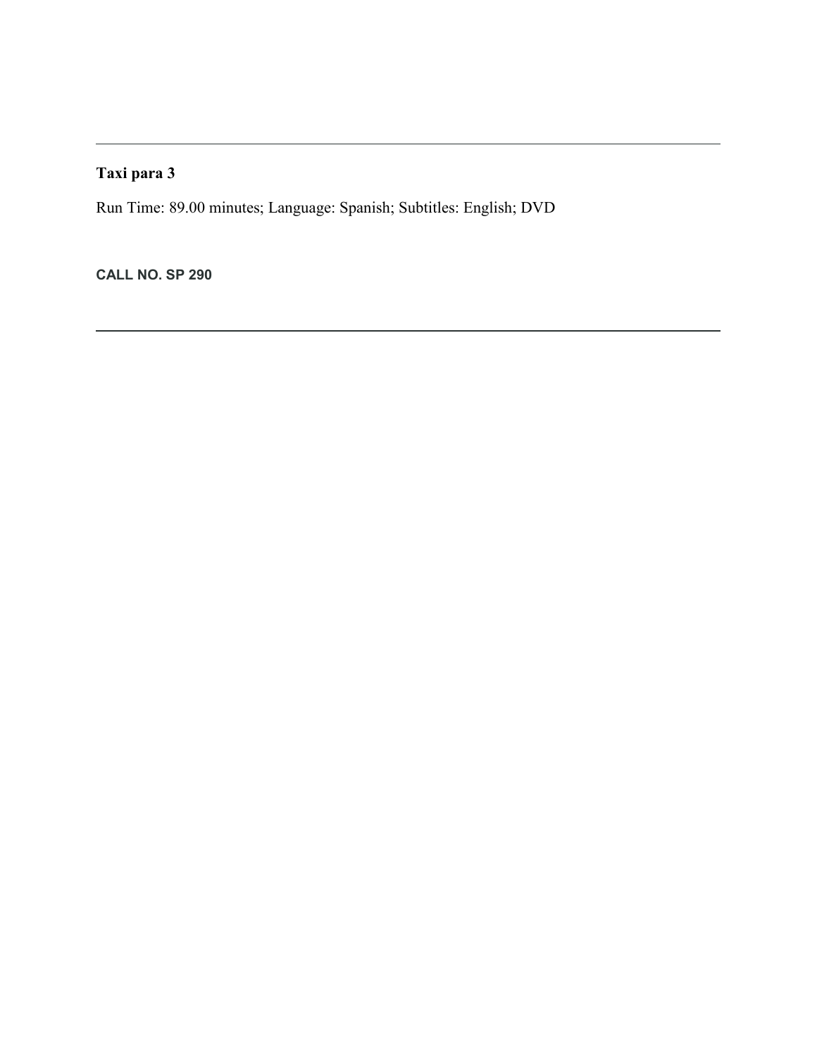---

**Taxi para 3**

Run Time: 89.00 minutes; Language: Spanish; Subtitles: English; DVD

**CALL NO. SP 290**

---